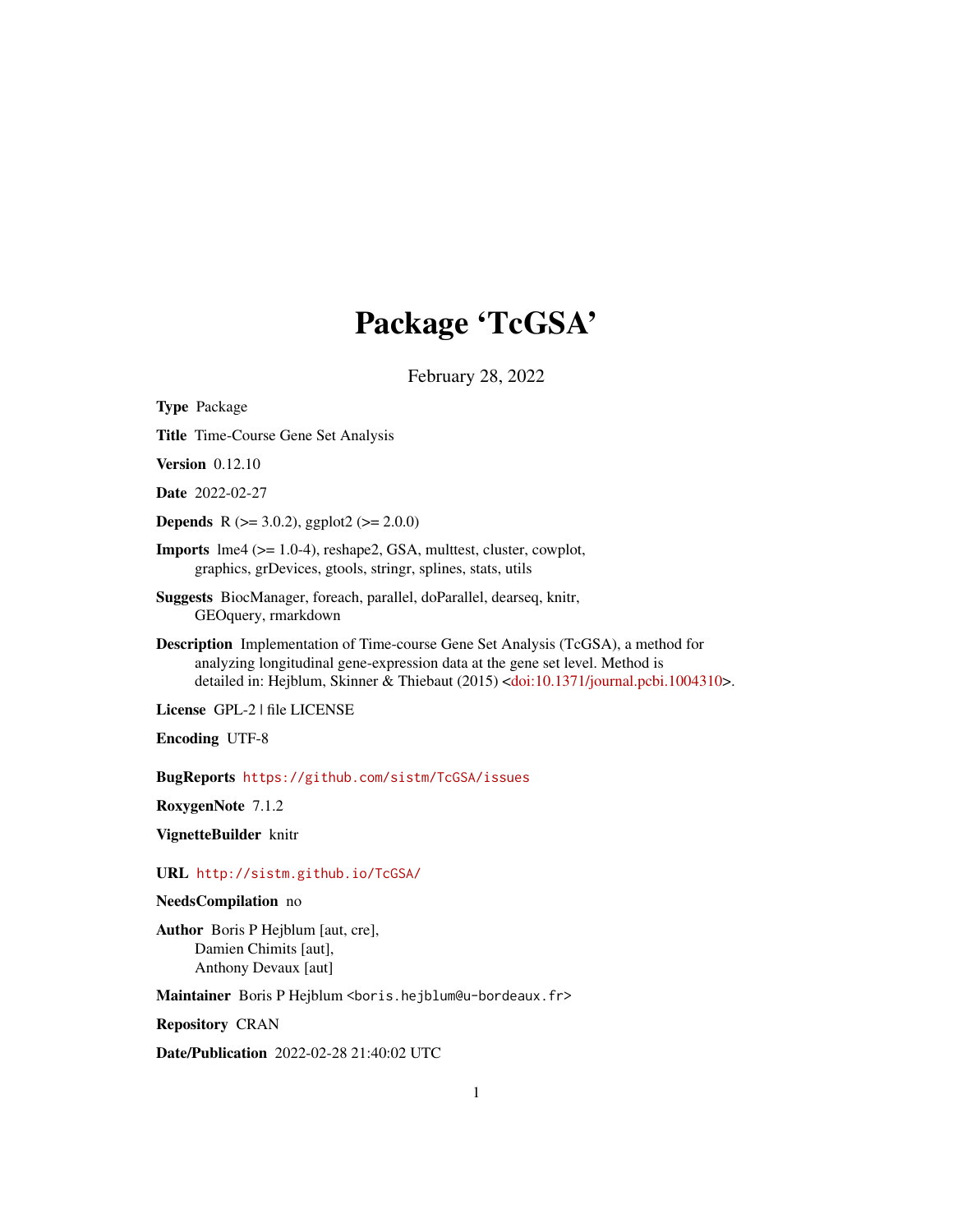# Package 'TcGSA'

February 28, 2022

**Type** Package

**Title** Time-Course Gene Set Analysis

**Version** 0.12.10

**Date** 2022-02-27

**Depends** R (>= 3.0.2), ggplot2 (>= 2.0.0)

**Imports** lme4 (>= 1.0-4), reshape2, GSA, multtest, cluster, cowplot, graphics, grDevices, gtools, stringr, splines, stats, utils

**Suggests** BiocManager, foreach, parallel, doParallel, dearseq, knitr, GEOquery, rmarkdown

**Description** Implementation of Time-course Gene Set Analysis (TcGSA), a method for analyzing longitudinal gene-expression data at the gene set level. Method is detailed in: Hejblum, Skinner & Thiebaut (2015) <doi:10.1371/journal.pcbi.1004310>.

**License** GPL-2 | file LICENSE

**Encoding** UTF-8

**BugReports** https://github.com/sistm/TcGSA/issues

**RoxygenNote** 7.1.2

**VignetteBuilder** knitr

**URL** http://sistm.github.io/TcGSA/

**NeedsCompilation** no

**Author** Boris P Hejblum [aut, cre], Damien Chimits [aut], Anthony Devaux [aut]

**Maintainer** Boris P Hejblum <boris.hejblum@u-bordeaux.fr>

**Repository** CRAN

**Date/Publication** 2022-02-28 21:40:02 UTC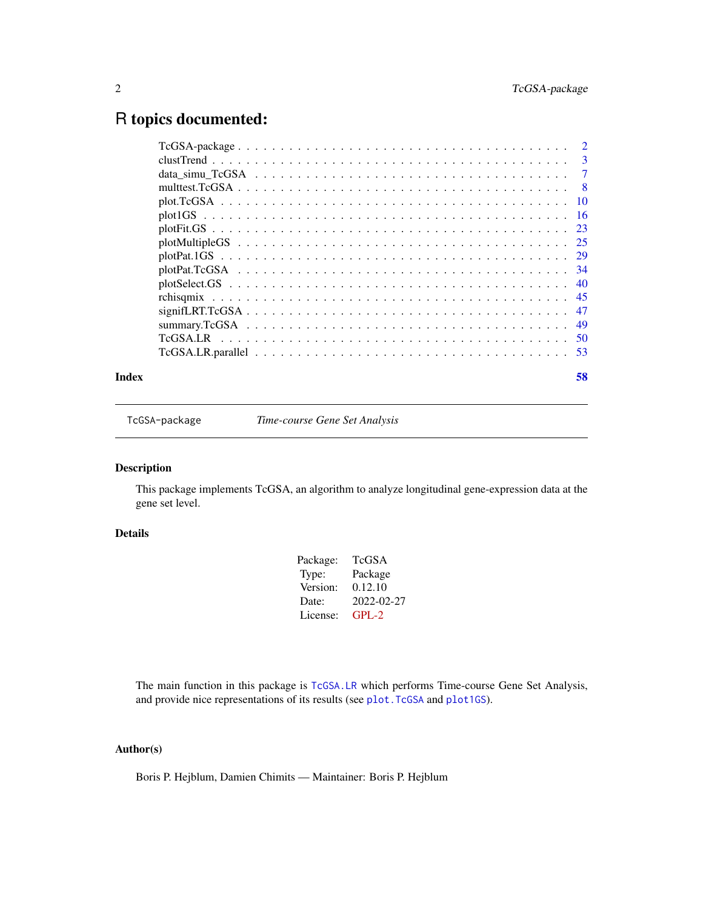# R topics documented:

| | |
|---|---|
| TcGSA-package | 2 |
| clustTrend | 3 |
| data_simu_TcGSA | 7 |
| multtest.TcGSA | 8 |
| plot.TcGSA | 10 |
| plot1GS | 16 |
| plotFit.GS | 23 |
| plotMultipleGS | 25 |
| plotPat.1GS | 29 |
| plotPat.TcGSA | 34 |
| plotSelect.GS | 40 |
| rchisqmix | 45 |
| signifLRT.TcGSA | 47 |
| summary.TcGSA | 49 |
| TcGSA.LR | 50 |
| TcGSA.LR.parallel | 53 |
| **Index** | **58** |

---

`TcGSA-package` *Time-course Gene Set Analysis*

---

## Description

This package implements TcGSA, an algorithm to analyze longitudinal gene-expression data at the gene set level.

## Details

| | |
|---|---|
| Package: | TcGSA |
| Type: | Package |
| Version: | 0.12.10 |
| Date: | 2022-02-27 |
| License: | GPL-2 |

The main function in this package is `TcGSA.LR` which performs Time-course Gene Set Analysis, and provide nice representations of its results (see `plot.TcGSA` and `plot1GS`).

## Author(s)

Boris P. Hejblum, Damien Chimits — Maintainer: Boris P. Hejblum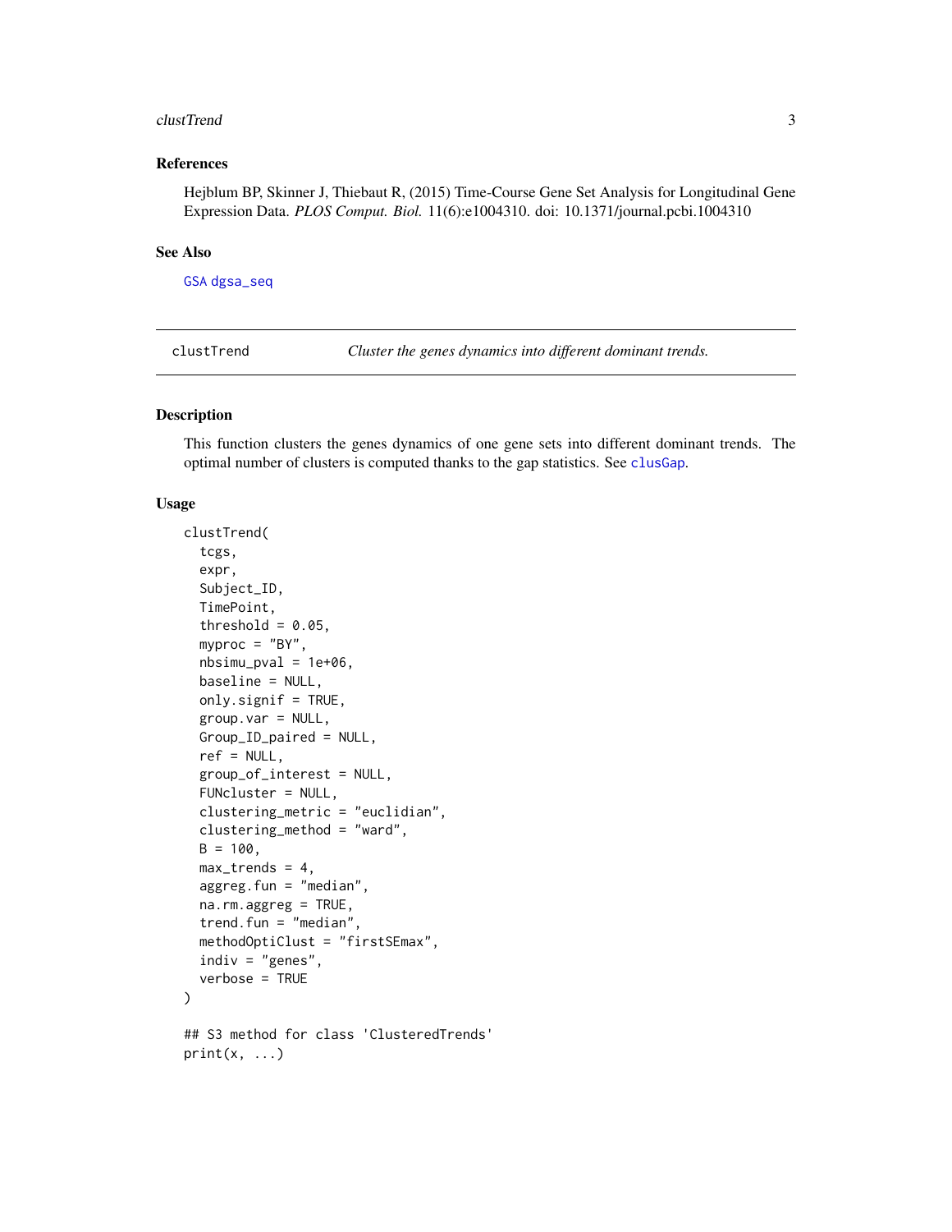## References

Hejblum BP, Skinner J, Thiebaut R, (2015) Time-Course Gene Set Analysis for Longitudinal Gene Expression Data. *PLOS Comput. Biol.* 11(6):e1004310. doi: 10.1371/journal.pcbi.1004310

## See Also

GSA dgsa_seq

---

clustTrend — *Cluster the genes dynamics into different dominant trends.*

---

## Description

This function clusters the genes dynamics of one gene sets into different dominant trends. The optimal number of clusters is computed thanks to the gap statistics. See clusGap.

## Usage

```
clustTrend(
  tcgs,
  expr,
  Subject_ID,
  TimePoint,
  threshold = 0.05,
  myproc = "BY",
  nbsimu_pval = 1e+06,
  baseline = NULL,
  only.signif = TRUE,
  group.var = NULL,
  Group_ID_paired = NULL,
  ref = NULL,
  group_of_interest = NULL,
  FUNcluster = NULL,
  clustering_metric = "euclidian",
  clustering_method = "ward",
  B = 100,
  max_trends = 4,
  aggreg.fun = "median",
  na.rm.aggreg = TRUE,
  trend.fun = "median",
  methodOptiClust = "firstSEmax",
  indiv = "genes",
  verbose = TRUE
)

## S3 method for class 'ClusteredTrends'
print(x, ...)
```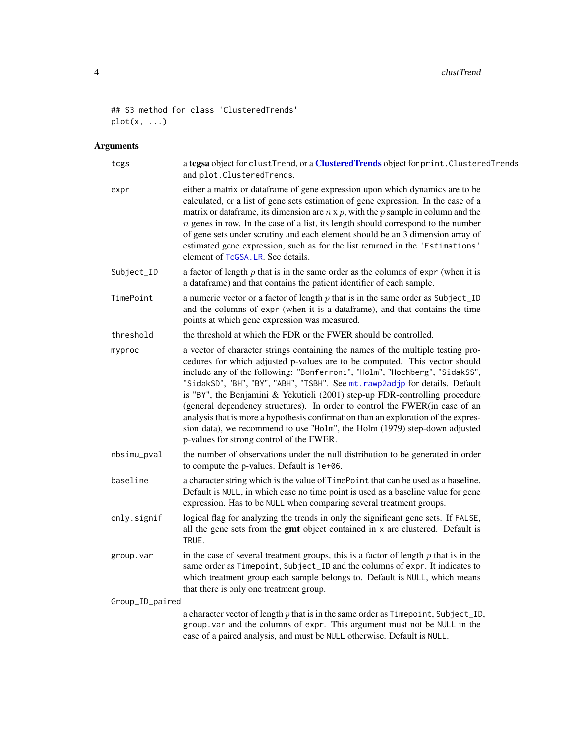```
## S3 method for class 'ClusteredTrends'
plot(x, ...)
```

### Arguments

- `tcgs` — a **tcgsa** object for `clustTrend`, or a **ClusteredTrends** object for `print.ClusteredTrends` and `plot.ClusteredTrends`.
- `expr` — either a matrix or dataframe of gene expression upon which dynamics are to be calculated, or a list of gene sets estimation of gene expression. In the case of a matrix or dataframe, its dimension are $n$ x $p$, with the $p$ sample in column and the $n$ genes in row. In the case of a list, its length should correspond to the number of gene sets under scrutiny and each element should be an 3 dimension array of estimated gene expression, such as for the list returned in the `'Estimations'` element of `TcGSA.LR`. See details.
- `Subject_ID` — a factor of length $p$ that is in the same order as the columns of `expr` (when it is a dataframe) and that contains the patient identifier of each sample.
- `TimePoint` — a numeric vector or a factor of length $p$ that is in the same order as `Subject_ID` and the columns of `expr` (when it is a dataframe), and that contains the time points at which gene expression was measured.
- `threshold` — the threshold at which the FDR or the FWER should be controlled.
- `myproc` — a vector of character strings containing the names of the multiple testing procedures for which adjusted p-values are to be computed. This vector should include any of the following: `"Bonferroni"`, `"Holm"`, `"Hochberg"`, `"SidakSS"`, `"SidakSD"`, `"BH"`, `"BY"`, `"ABH"`, `"TSBH"`. See `mt.rawp2adjp` for details. Default is `"BY"`, the Benjamini & Yekutieli (2001) step-up FDR-controlling procedure (general dependency structures). In order to control the FWER(in case of an analysis that is more a hypothesis confirmation than an exploration of the expression data), we recommend to use `"Holm"`, the Holm (1979) step-down adjusted p-values for strong control of the FWER.
- `nbsimu_pval` — the number of observations under the null distribution to be generated in order to compute the p-values. Default is `1e+06`.
- `baseline` — a character string which is the value of `TimePoint` that can be used as a baseline. Default is `NULL`, in which case no time point is used as a baseline value for gene expression. Has to be `NULL` when comparing several treatment groups.
- `only.signif` — logical flag for analyzing the trends in only the significant gene sets. If `FALSE`, all the gene sets from the **gmt** object contained in `x` are clustered. Default is `TRUE`.
- `group.var` — in the case of several treatment groups, this is a factor of length $p$ that is in the same order as `Timepoint`, `Subject_ID` and the columns of `expr`. It indicates to which treatment group each sample belongs to. Default is `NULL`, which means that there is only one treatment group.
- `Group_ID_paired` — a character vector of length $p$ that is in the same order as `Timepoint`, `Subject_ID`, `group.var` and the columns of `expr`. This argument must not be `NULL` in the case of a paired analysis, and must be `NULL` otherwise. Default is `NULL`.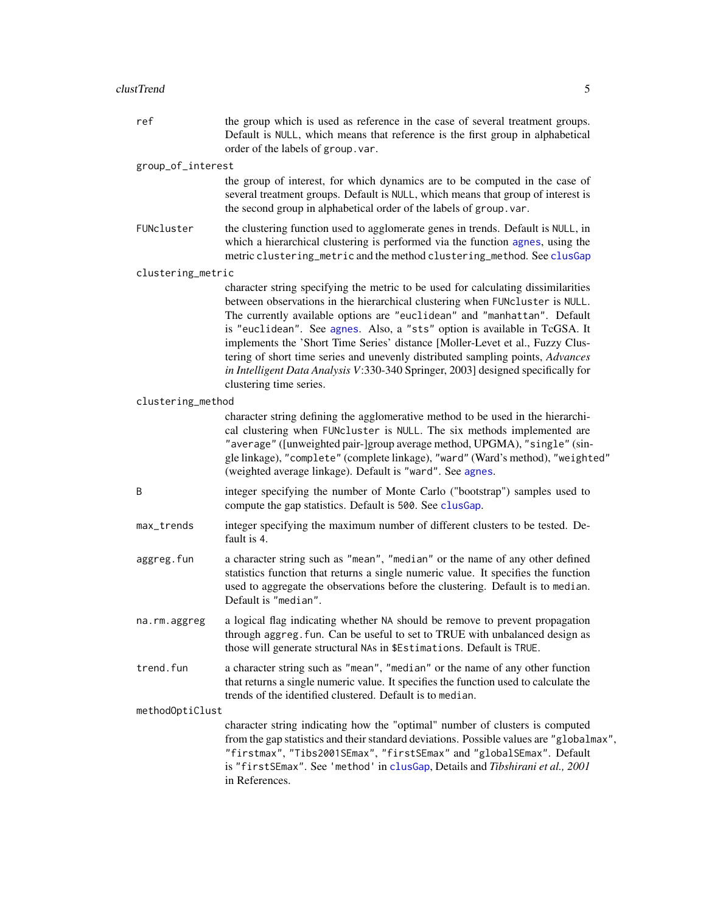`ref`
: the group which is used as reference in the case of several treatment groups. Default is `NULL`, which means that reference is the first group in alphabetical order of the labels of `group.var`.

`group_of_interest`
: the group of interest, for which dynamics are to be computed in the case of several treatment groups. Default is `NULL`, which means that group of interest is the second group in alphabetical order of the labels of `group.var`.

`FUNcluster`
: the clustering function used to agglomerate genes in trends. Default is `NULL`, in which a hierarchical clustering is performed via the function `agnes`, using the metric `clustering_metric` and the method `clustering_method`. See `clusGap`

`clustering_metric`
: character string specifying the metric to be used for calculating dissimilarities between observations in the hierarchical clustering when `FUNcluster` is `NULL`. The currently available options are `"euclidean"` and `"manhattan"`. Default is `"euclidean"`. See `agnes`. Also, a `"sts"` option is available in TcGSA. It implements the 'Short Time Series' distance [Moller-Levet et al., Fuzzy Clustering of short time series and unevenly distributed sampling points, *Advances in Intelligent Data Analysis V*:330-340 Springer, 2003] designed specifically for clustering time series.

`clustering_method`
: character string defining the agglomerative method to be used in the hierarchical clustering when `FUNcluster` is `NULL`. The six methods implemented are `"average"` ([unweighted pair-]group average method, UPGMA), `"single"` (single linkage), `"complete"` (complete linkage), `"ward"` (Ward's method), `"weighted"` (weighted average linkage). Default is `"ward"`. See `agnes`.

`B`
: integer specifying the number of Monte Carlo ("bootstrap") samples used to compute the gap statistics. Default is `500`. See `clusGap`.

`max_trends`
: integer specifying the maximum number of different clusters to be tested. Default is 4.

`aggreg.fun`
: a character string such as `"mean"`, `"median"` or the name of any other defined statistics function that returns a single numeric value. It specifies the function used to aggregate the observations before the clustering. Default is to `median`. Default is `"median"`.

`na.rm.aggreg`
: a logical flag indicating whether `NA` should be remove to prevent propagation through `aggreg.fun`. Can be useful to set to TRUE with unbalanced design as those will generate structural `NA`s in `$Estimations`. Default is `TRUE`.

`trend.fun`
: a character string such as `"mean"`, `"median"` or the name of any other function that returns a single numeric value. It specifies the function used to calculate the trends of the identified clustered. Default is to `median`.

`methodOptiClust`
: character string indicating how the "optimal" number of clusters is computed from the gap statistics and their standard deviations. Possible values are `"globalmax"`, `"firstmax"`, `"Tibs2001SEmax"`, `"firstSEmax"` and `"globalSEmax"`. Default is `"firstSEmax"`. See `'method'` in `clusGap`, Details and *Tibshirani et al., 2001* in References.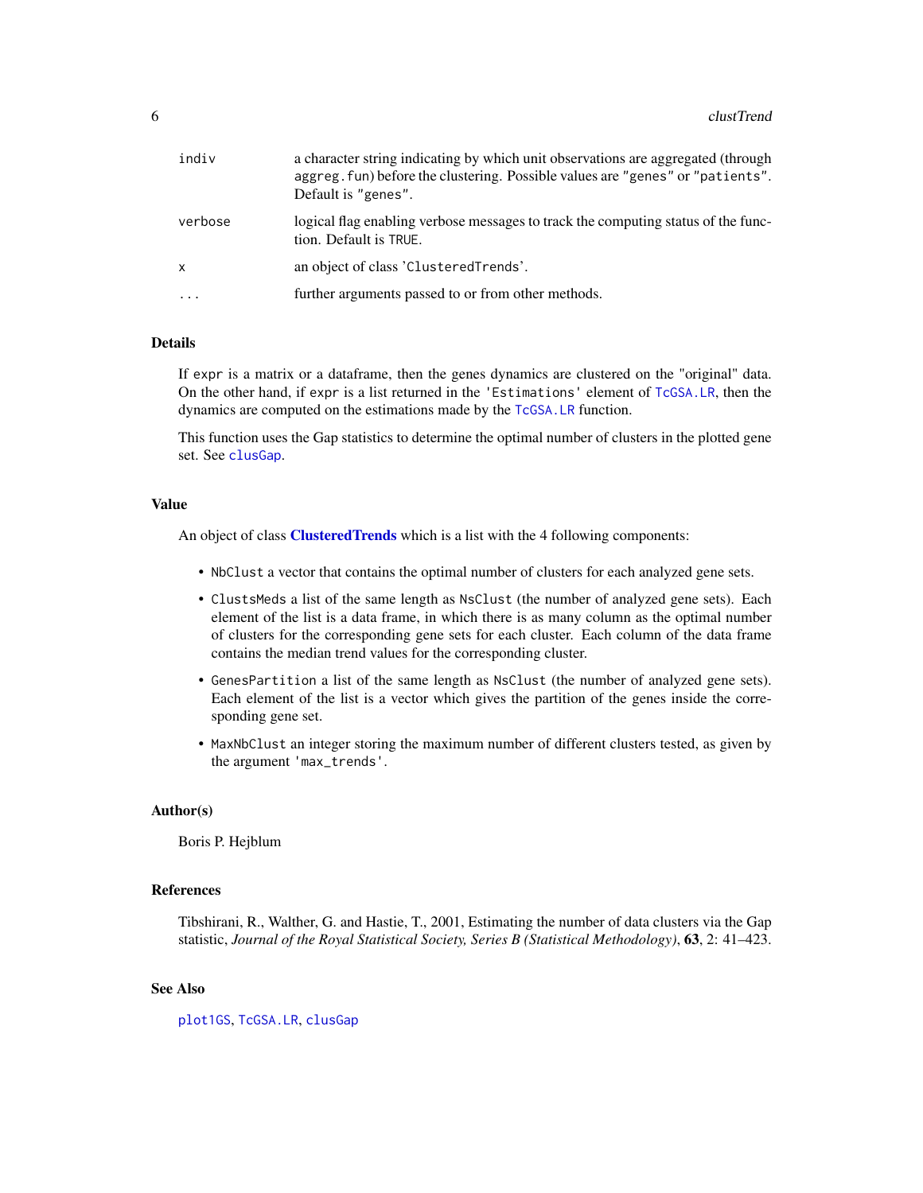| | |
|---|---|
| `indiv` | a character string indicating by which unit observations are aggregated (through `aggreg.fun`) before the clustering. Possible values are `"genes"` or `"patients"`. Default is `"genes"`. |
| `verbose` | logical flag enabling verbose messages to track the computing status of the function. Default is `TRUE`. |
| `x` | an object of class '`ClusteredTrends`'. |
| `...` | further arguments passed to or from other methods. |

## Details

If `expr` is a matrix or a dataframe, then the genes dynamics are clustered on the "original" data. On the other hand, if `expr` is a list returned in the `'Estimations'` element of `TcGSA.LR`, then the dynamics are computed on the estimations made by the `TcGSA.LR` function.

This function uses the Gap statistics to determine the optimal number of clusters in the plotted gene set. See `clusGap`.

## Value

An object of class **ClusteredTrends** which is a list with the 4 following components:

- `NbClust` a vector that contains the optimal number of clusters for each analyzed gene sets.
- `ClustsMeds` a list of the same length as `NsClust` (the number of analyzed gene sets). Each element of the list is a data frame, in which there is as many column as the optimal number of clusters for the corresponding gene sets for each cluster. Each column of the data frame contains the median trend values for the corresponding cluster.
- `GenesPartition` a list of the same length as `NsClust` (the number of analyzed gene sets). Each element of the list is a vector which gives the partition of the genes inside the corresponding gene set.
- `MaxNbClust` an integer storing the maximum number of different clusters tested, as given by the argument `'max_trends'`.

## Author(s)

Boris P. Hejblum

## References

Tibshirani, R., Walther, G. and Hastie, T., 2001, Estimating the number of data clusters via the Gap statistic, *Journal of the Royal Statistical Society, Series B (Statistical Methodology)*, **63**, 2: 41–423.

## See Also

`plot1GS`, `TcGSA.LR`, `clusGap`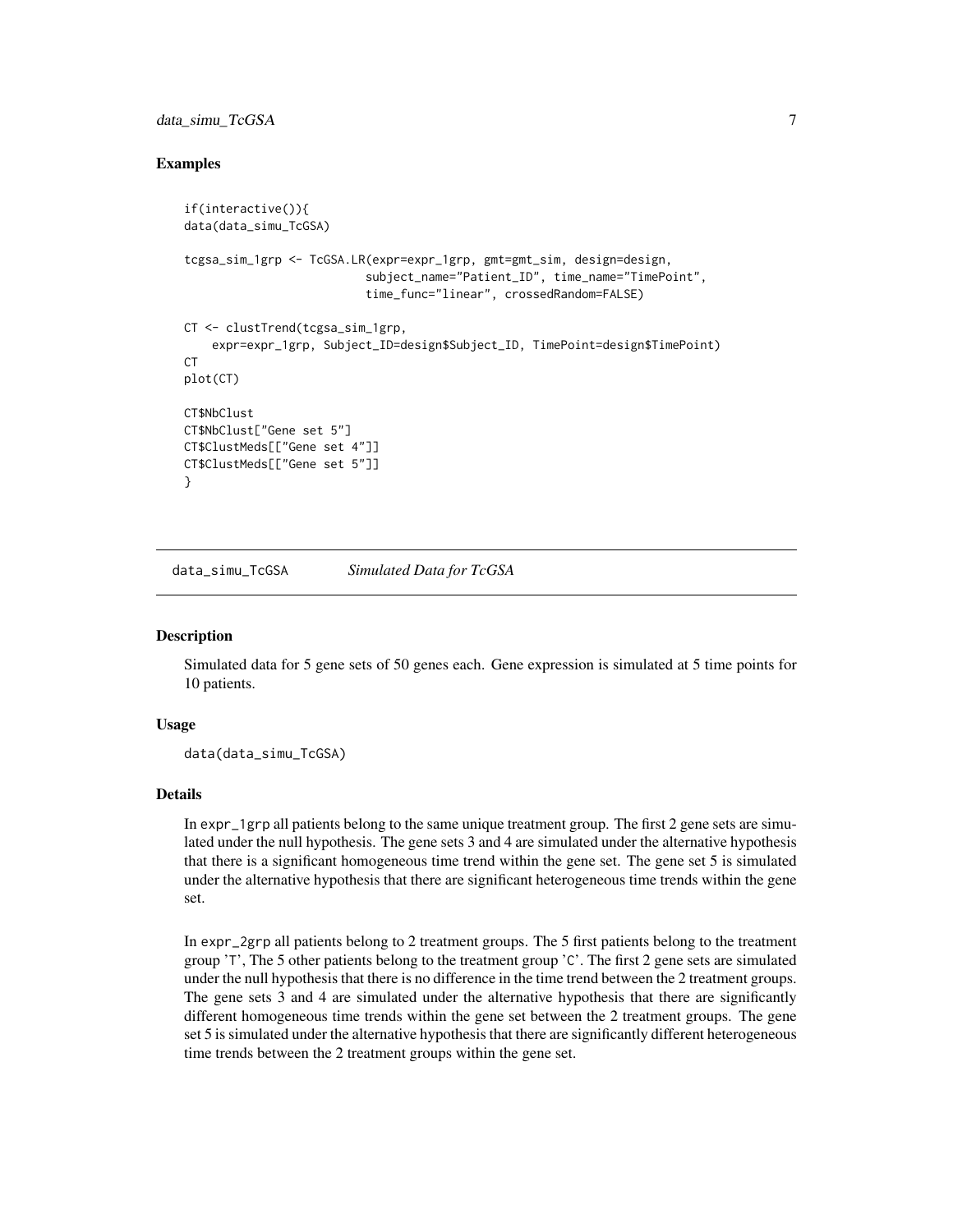### Examples

```
if(interactive()){
data(data_simu_TcGSA)

tcgsa_sim_1grp <- TcGSA.LR(expr=expr_1grp, gmt=gmt_sim, design=design,
                           subject_name="Patient_ID", time_name="TimePoint",
                           time_func="linear", crossedRandom=FALSE)

CT <- clustTrend(tcgsa_sim_1grp,
    expr=expr_1grp, Subject_ID=design$Subject_ID, TimePoint=design$TimePoint)
CT
plot(CT)

CT$NbClust
CT$NbClust["Gene set 5"]
CT$ClustMeds[["Gene set 4"]]
CT$ClustMeds[["Gene set 5"]]
}
```

---

## data_simu_TcGSA *Simulated Data for TcGSA*

### Description

Simulated data for 5 gene sets of 50 genes each. Gene expression is simulated at 5 time points for 10 patients.

### Usage

```
data(data_simu_TcGSA)
```

### Details

In `expr_1grp` all patients belong to the same unique treatment group. The first 2 gene sets are simulated under the null hypothesis. The gene sets 3 and 4 are simulated under the alternative hypothesis that there is a significant homogeneous time trend within the gene set. The gene set 5 is simulated under the alternative hypothesis that there are significant heterogeneous time trends within the gene set.

In `expr_2grp` all patients belong to 2 treatment groups. The 5 first patients belong to the treatment group 'T', The 5 other patients belong to the treatment group 'C'. The first 2 gene sets are simulated under the null hypothesis that there is no difference in the time trend between the 2 treatment groups. The gene sets 3 and 4 are simulated under the alternative hypothesis that there are significantly different homogeneous time trends within the gene set between the 2 treatment groups. The gene set 5 is simulated under the alternative hypothesis that there are significantly different heterogeneous time trends between the 2 treatment groups within the gene set.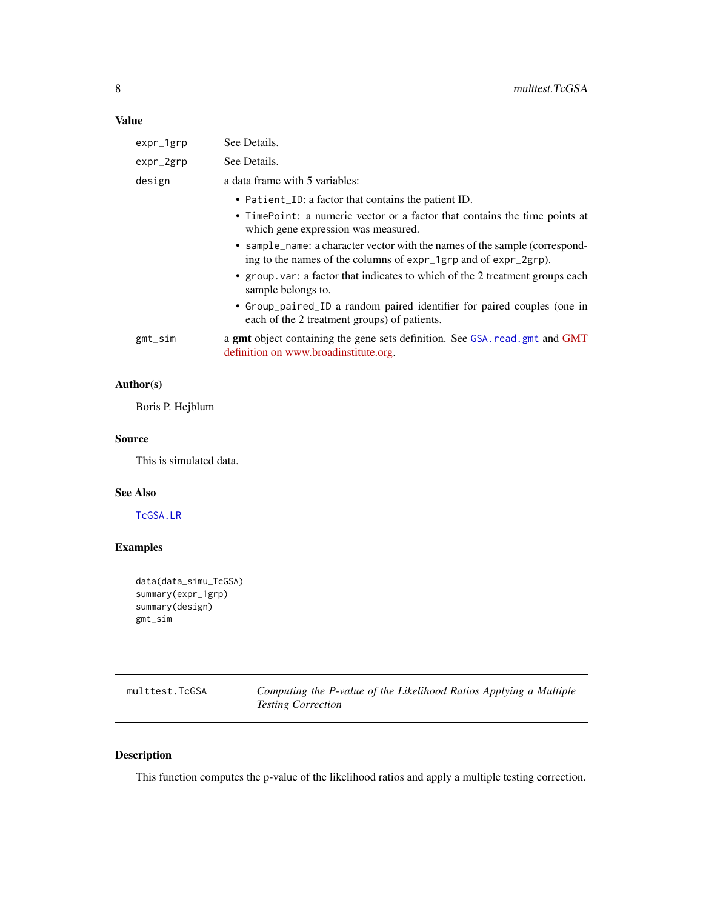## Value

- `expr_1grp` See Details.
- `expr_2grp` See Details.
- `design` a data frame with 5 variables:
  - `Patient_ID`: a factor that contains the patient ID.
  - `TimePoint`: a numeric vector or a factor that contains the time points at which gene expression was measured.
  - `sample_name`: a character vector with the names of the sample (corresponding to the names of the columns of `expr_1grp` and of `expr_2grp`).
  - `group.var`: a factor that indicates to which of the 2 treatment groups each sample belongs to.
  - `Group_paired_ID` a random paired identifier for paired couples (one in each of the 2 treatment groups) of patients.
- `gmt_sim` a **gmt** object containing the gene sets definition. See `GSA.read.gmt` and GMT definition on www.broadinstitute.org.

## Author(s)

Boris P. Hejblum

## Source

This is simulated data.

## See Also

`TcGSA.LR`

## Examples

```
data(data_simu_TcGSA)
summary(expr_1grp)
summary(design)
gmt_sim
```

---

# multtest.TcGSA *Computing the P-value of the Likelihood Ratios Applying a Multiple Testing Correction*

## Description

This function computes the p-value of the likelihood ratios and apply a multiple testing correction.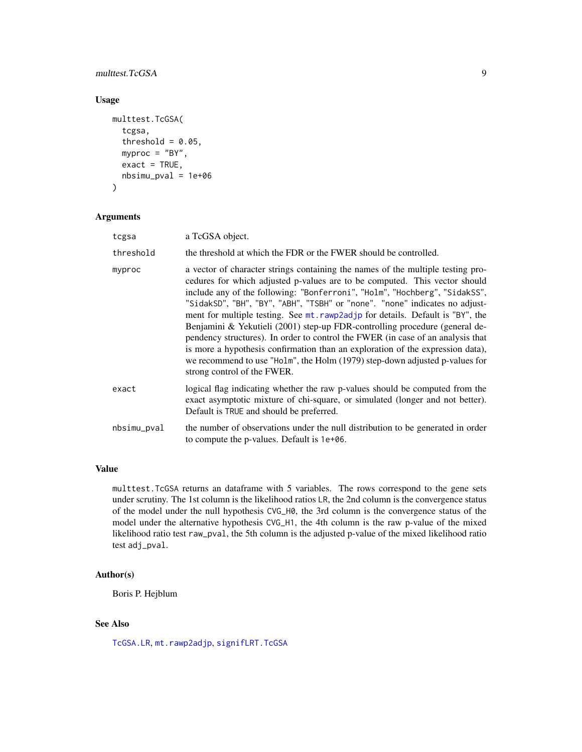## Usage

```
multtest.TcGSA(
  tcgsa,
  threshold = 0.05,
  myproc = "BY",
  exact = TRUE,
  nbsimu_pval = 1e+06
)
```

## Arguments

| | |
|---|---|
| tcgsa | a TcGSA object. |
| threshold | the threshold at which the FDR or the FWER should be controlled. |
| myproc | a vector of character strings containing the names of the multiple testing procedures for which adjusted p-values are to be computed. This vector should include any of the following: "Bonferroni", "Holm", "Hochberg", "SidakSS", "SidakSD", "BH", "BY", "ABH", "TSBH" or "none". "none" indicates no adjustment for multiple testing. See mt.rawp2adjp for details. Default is "BY", the Benjamini & Yekutieli (2001) step-up FDR-controlling procedure (general dependency structures). In order to control the FWER (in case of an analysis that is more a hypothesis confirmation than an exploration of the expression data), we recommend to use "Holm", the Holm (1979) step-down adjusted p-values for strong control of the FWER. |
| exact | logical flag indicating whether the raw p-values should be computed from the exact asymptotic mixture of chi-square, or simulated (longer and not better). Default is TRUE and should be preferred. |
| nbsimu_pval | the number of observations under the null distribution to be generated in order to compute the p-values. Default is 1e+06. |

## Value

multtest.TcGSA returns an dataframe with 5 variables. The rows correspond to the gene sets under scrutiny. The 1st column is the likelihood ratios LR, the 2nd column is the convergence status of the model under the null hypothesis CVG_H0, the 3rd column is the convergence status of the model under the alternative hypothesis CVG_H1, the 4th column is the raw p-value of the mixed likelihood ratio test raw_pval, the 5th column is the adjusted p-value of the mixed likelihood ratio test adj_pval.

## Author(s)

Boris P. Hejblum

## See Also

TcGSA.LR, mt.rawp2adjp, signifLRT.TcGSA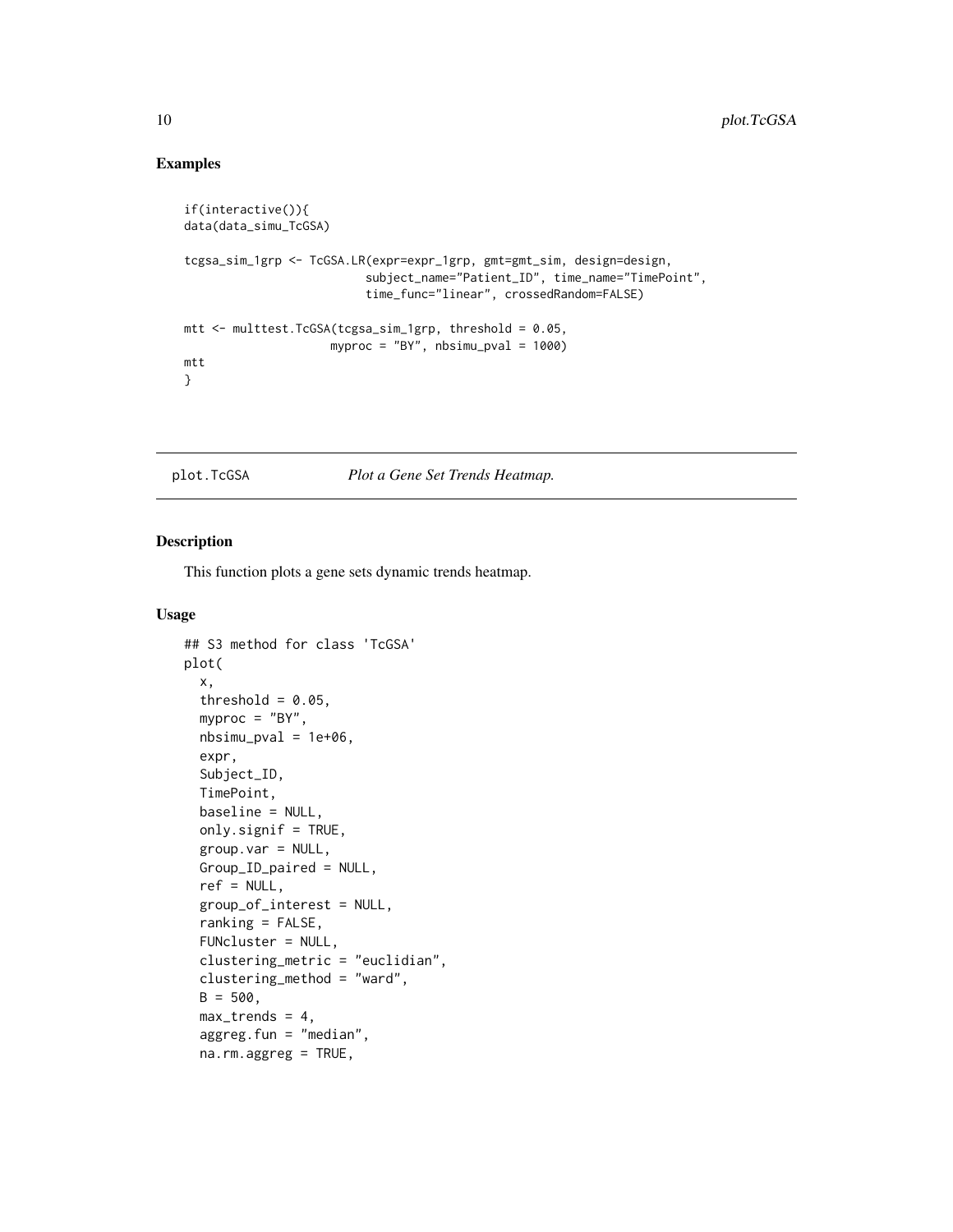## Examples

```
if(interactive()){
data(data_simu_TcGSA)

tcgsa_sim_1grp <- TcGSA.LR(expr=expr_1grp, gmt=gmt_sim, design=design,
                           subject_name="Patient_ID", time_name="TimePoint",
                           time_func="linear", crossedRandom=FALSE)

mtt <- multtest.TcGSA(tcgsa_sim_1grp, threshold = 0.05,
                      myproc = "BY", nbsimu_pval = 1000)
mtt
}
```

---

plot.TcGSA *Plot a Gene Set Trends Heatmap.*

---

## Description

This function plots a gene sets dynamic trends heatmap.

## Usage

```
## S3 method for class 'TcGSA'
plot(
  x,
  threshold = 0.05,
  myproc = "BY",
  nbsimu_pval = 1e+06,
  expr,
  Subject_ID,
  TimePoint,
  baseline = NULL,
  only.signif = TRUE,
  group.var = NULL,
  Group_ID_paired = NULL,
  ref = NULL,
  group_of_interest = NULL,
  ranking = FALSE,
  FUNcluster = NULL,
  clustering_metric = "euclidian",
  clustering_method = "ward",
  B = 500,
  max_trends = 4,
  aggreg.fun = "median",
  na.rm.aggreg = TRUE,
```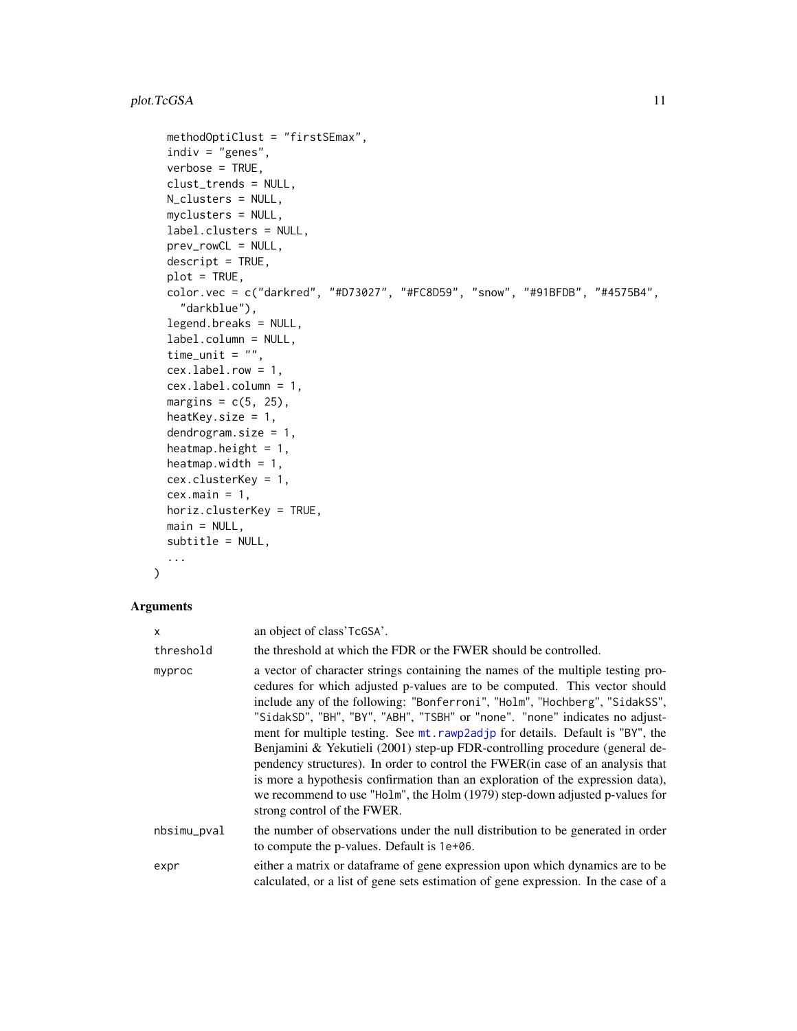```
  methodOptiClust = "firstSEmax",
  indiv = "genes",
  verbose = TRUE,
  clust_trends = NULL,
  N_clusters = NULL,
  myclusters = NULL,
  label.clusters = NULL,
  prev_rowCL = NULL,
  descript = TRUE,
  plot = TRUE,
  color.vec = c("darkred", "#D73027", "#FC8D59", "snow", "#91BFDB", "#4575B4",
    "darkblue"),
  legend.breaks = NULL,
  label.column = NULL,
  time_unit = "",
  cex.label.row = 1,
  cex.label.column = 1,
  margins = c(5, 25),
  heatKey.size = 1,
  dendrogram.size = 1,
  heatmap.height = 1,
  heatmap.width = 1,
  cex.clusterKey = 1,
  cex.main = 1,
  horiz.clusterKey = TRUE,
  main = NULL,
  subtitle = NULL,
  ...
)
```

## Arguments

| | |
|---|---|
| x | an object of class'TcGSA'. |
| threshold | the threshold at which the FDR or the FWER should be controlled. |
| myproc | a vector of character strings containing the names of the multiple testing procedures for which adjusted p-values are to be computed. This vector should include any of the following: "Bonferroni", "Holm", "Hochberg", "SidakSS", "SidakSD", "BH", "BY", "ABH", "TSBH" or "none". "none" indicates no adjustment for multiple testing. See mt.rawp2adjp for details. Default is "BY", the Benjamini & Yekutieli (2001) step-up FDR-controlling procedure (general dependency structures). In order to control the FWER(in case of an analysis that is more a hypothesis confirmation than an exploration of the expression data), we recommend to use "Holm", the Holm (1979) step-down adjusted p-values for strong control of the FWER. |
| nbsimu_pval | the number of observations under the null distribution to be generated in order to compute the p-values. Default is 1e+06. |
| expr | either a matrix or dataframe of gene expression upon which dynamics are to be calculated, or a list of gene sets estimation of gene expression. In the case of a |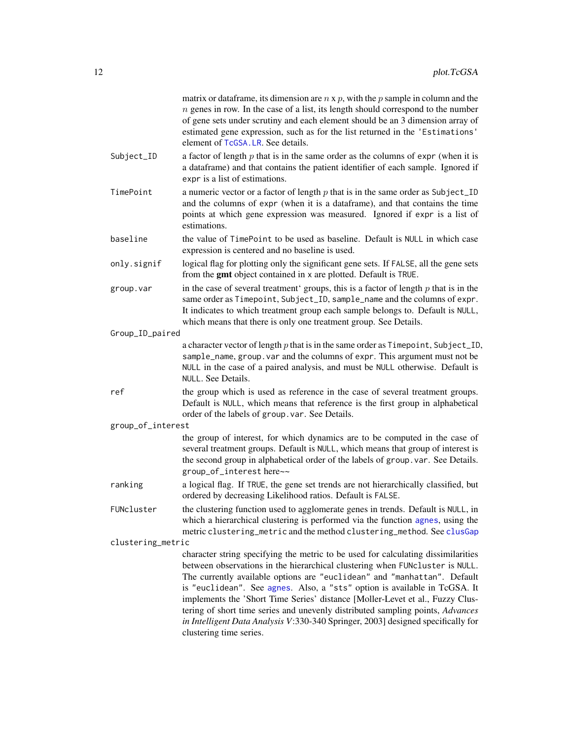matrix or dataframe, its dimension are $n$ x $p$, with the $p$ sample in column and the $n$ genes in row. In the case of a list, its length should correspond to the number of gene sets under scrutiny and each element should be an 3 dimension array of estimated gene expression, such as for the list returned in the 'Estimations' element of TcGSA.LR. See details.

`Subject_ID`
: a factor of length $p$ that is in the same order as the columns of `expr` (when it is a dataframe) and that contains the patient identifier of each sample. Ignored if `expr` is a list of estimations.

`TimePoint`
: a numeric vector or a factor of length $p$ that is in the same order as `Subject_ID` and the columns of `expr` (when it is a dataframe), and that contains the time points at which gene expression was measured. Ignored if `expr` is a list of estimations.

`baseline`
: the value of `TimePoint` to be used as baseline. Default is `NULL` in which case expression is centered and no baseline is used.

`only.signif`
: logical flag for plotting only the significant gene sets. If `FALSE`, all the gene sets from the **gmt** object contained in `x` are plotted. Default is `TRUE`.

`group.var`
: in the case of several treatment' groups, this is a factor of length $p$ that is in the same order as `Timepoint`, `Subject_ID`, `sample_name` and the columns of `expr`. It indicates to which treatment group each sample belongs to. Default is `NULL`, which means that there is only one treatment group. See Details.

`Group_ID_paired`
: a character vector of length $p$ that is in the same order as `Timepoint`, `Subject_ID`, `sample_name`, `group.var` and the columns of `expr`. This argument must not be `NULL` in the case of a paired analysis, and must be `NULL` otherwise. Default is `NULL`. See Details.

`ref`
: the group which is used as reference in the case of several treatment groups. Default is `NULL`, which means that reference is the first group in alphabetical order of the labels of `group.var`. See Details.

`group_of_interest`
: the group of interest, for which dynamics are to be computed in the case of several treatment groups. Default is `NULL`, which means that group of interest is the second group in alphabetical order of the labels of `group.var`. See Details. `group_of_interest` here~~

`ranking`
: a logical flag. If `TRUE`, the gene set trends are not hierarchically classified, but ordered by decreasing Likelihood ratios. Default is `FALSE`.

`FUNcluster`
: the clustering function used to agglomerate genes in trends. Default is `NULL`, in which a hierarchical clustering is performed via the function agnes, using the metric `clustering_metric` and the method `clustering_method`. See clusGap

`clustering_metric`
: character string specifying the metric to be used for calculating dissimilarities between observations in the hierarchical clustering when `FUNcluster` is `NULL`. The currently available options are `"euclidean"` and `"manhattan"`. Default is `"euclidean"`. See agnes. Also, a `"sts"` option is available in TcGSA. It implements the 'Short Time Series' distance [Moller-Levet et al., Fuzzy Clustering of short time series and unevenly distributed sampling points, *Advances in Intelligent Data Analysis V*:330-340 Springer, 2003] designed specifically for clustering time series.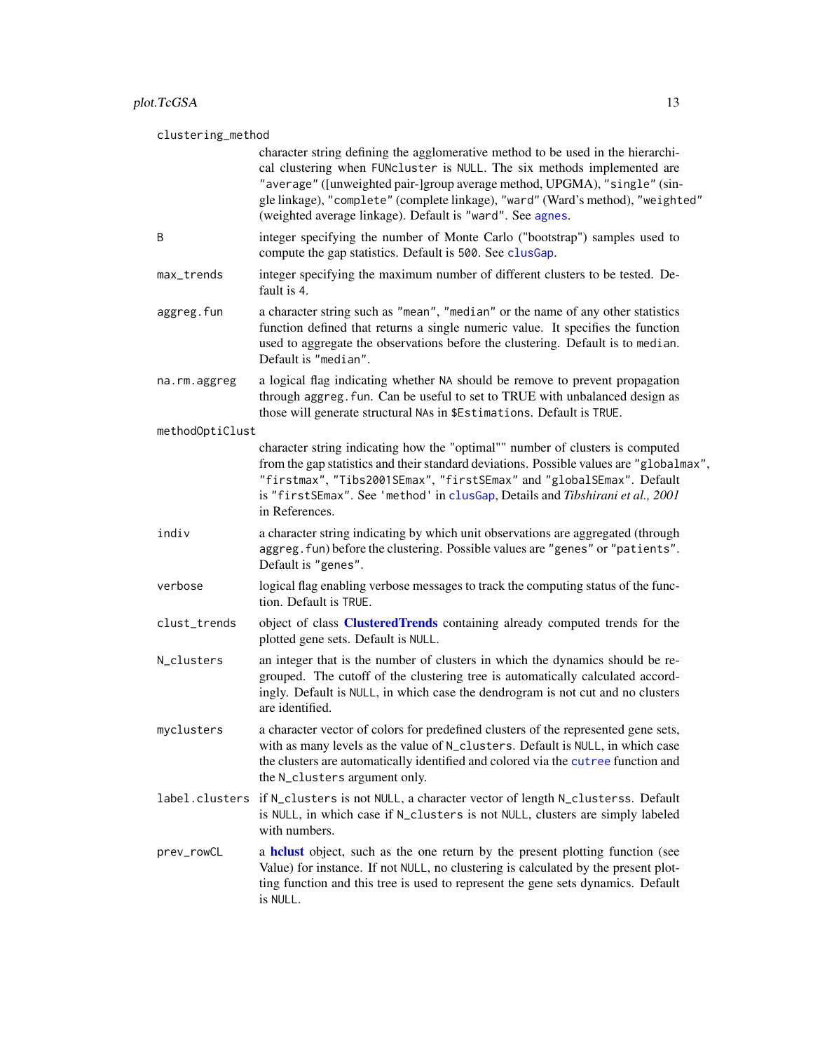`clustering_method`
: character string defining the agglomerative method to be used in the hierarchical clustering when `FUNcluster` is `NULL`. The six methods implemented are `"average"` ([unweighted pair-]group average method, UPGMA), `"single"` (single linkage), `"complete"` (complete linkage), `"ward"` (Ward's method), `"weighted"` (weighted average linkage). Default is `"ward"`. See `agnes`.

`B`
: integer specifying the number of Monte Carlo ("bootstrap") samples used to compute the gap statistics. Default is `500`. See `clusGap`.

`max_trends`
: integer specifying the maximum number of different clusters to be tested. Default is 4.

`aggreg.fun`
: a character string such as `"mean"`, `"median"` or the name of any other statistics function defined that returns a single numeric value. It specifies the function used to aggregate the observations before the clustering. Default is to median. Default is `"median"`.

`na.rm.aggreg`
: a logical flag indicating whether `NA` should be remove to prevent propagation through `aggreg.fun`. Can be useful to set to TRUE with unbalanced design as those will generate structural `NA`s in `$Estimations`. Default is `TRUE`.

`methodOptiClust`
: character string indicating how the "optimal"" number of clusters is computed from the gap statistics and their standard deviations. Possible values are `"globalmax"`, `"firstmax"`, `"Tibs2001SEmax"`, `"firstSEmax"` and `"globalSEmax"`. Default is `"firstSEmax"`. See `'method'` in `clusGap`, Details and *Tibshirani et al., 2001* in References.

`indiv`
: a character string indicating by which unit observations are aggregated (through `aggreg.fun`) before the clustering. Possible values are `"genes"` or `"patients"`. Default is `"genes"`.

`verbose`
: logical flag enabling verbose messages to track the computing status of the function. Default is `TRUE`.

`clust_trends`
: object of class **ClusteredTrends** containing already computed trends for the plotted gene sets. Default is `NULL`.

`N_clusters`
: an integer that is the number of clusters in which the dynamics should be regrouped. The cutoff of the clustering tree is automatically calculated accordingly. Default is `NULL`, in which case the dendrogram is not cut and no clusters are identified.

`myclusters`
: a character vector of colors for predefined clusters of the represented gene sets, with as many levels as the value of `N_clusters`. Default is `NULL`, in which case the clusters are automatically identified and colored via the `cutree` function and the `N_clusters` argument only.

`label.clusters`
: if `N_clusters` is not `NULL`, a character vector of length `N_clusterss`. Default is `NULL`, in which case if `N_clusters` is not `NULL`, clusters are simply labeled with numbers.

`prev_rowCL`
: a **hclust** object, such as the one return by the present plotting function (see Value) for instance. If not `NULL`, no clustering is calculated by the present plotting function and this tree is used to represent the gene sets dynamics. Default is `NULL`.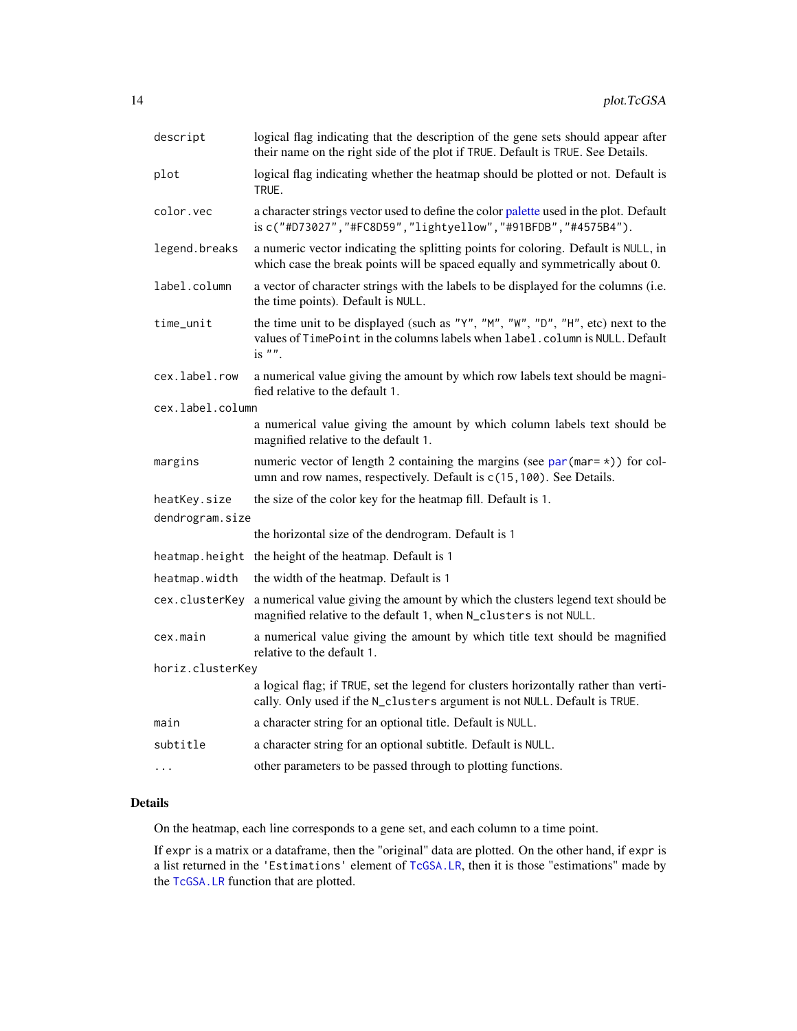| | |
|---|---|
| `descript` | logical flag indicating that the description of the gene sets should appear after their name on the right side of the plot if `TRUE`. Default is `TRUE`. See Details. |
| `plot` | logical flag indicating whether the heatmap should be plotted or not. Default is `TRUE`. |
| `color.vec` | a character strings vector used to define the color palette used in the plot. Default is `c("#D73027","#FC8D59","lightyellow","#91BFDB","#4575B4")`. |
| `legend.breaks` | a numeric vector indicating the splitting points for coloring. Default is `NULL`, in which case the break points will be spaced equally and symmetrically about 0. |
| `label.column` | a vector of character strings with the labels to be displayed for the columns (i.e. the time points). Default is `NULL`. |
| `time_unit` | the time unit to be displayed (such as `"Y"`, `"M"`, `"W"`, `"D"`, `"H"`, etc) next to the values of `TimePoint` in the columns labels when `label.column` is `NULL`. Default is `""`. |
| `cex.label.row` | a numerical value giving the amount by which row labels text should be magnified relative to the default `1`. |
| `cex.label.column` | a numerical value giving the amount by which column labels text should be magnified relative to the default `1`. |
| `margins` | numeric vector of length 2 containing the margins (see `par(mar= *)`) for column and row names, respectively. Default is `c(15,100)`. See Details. |
| `heatKey.size` | the size of the color key for the heatmap fill. Default is `1`. |
| `dendrogram.size` | the horizontal size of the dendrogram. Default is `1` |
| `heatmap.height` | the height of the heatmap. Default is `1` |
| `heatmap.width` | the width of the heatmap. Default is `1` |
| `cex.clusterKey` | a numerical value giving the amount by which the clusters legend text should be magnified relative to the default `1`, when `N_clusters` is not `NULL`. |
| `cex.main` | a numerical value giving the amount by which title text should be magnified relative to the default `1`. |
| `horiz.clusterKey` | a logical flag; if `TRUE`, set the legend for clusters horizontally rather than vertically. Only used if the `N_clusters` argument is not `NULL`. Default is `TRUE`. |
| `main` | a character string for an optional title. Default is `NULL`. |
| `subtitle` | a character string for an optional subtitle. Default is `NULL`. |
| `...` | other parameters to be passed through to plotting functions. |

## Details

On the heatmap, each line corresponds to a gene set, and each column to a time point.

If `expr` is a matrix or a dataframe, then the "original" data are plotted. On the other hand, if `expr` is a list returned in the `'Estimations'` element of `TcGSA.LR`, then it is those "estimations" made by the `TcGSA.LR` function that are plotted.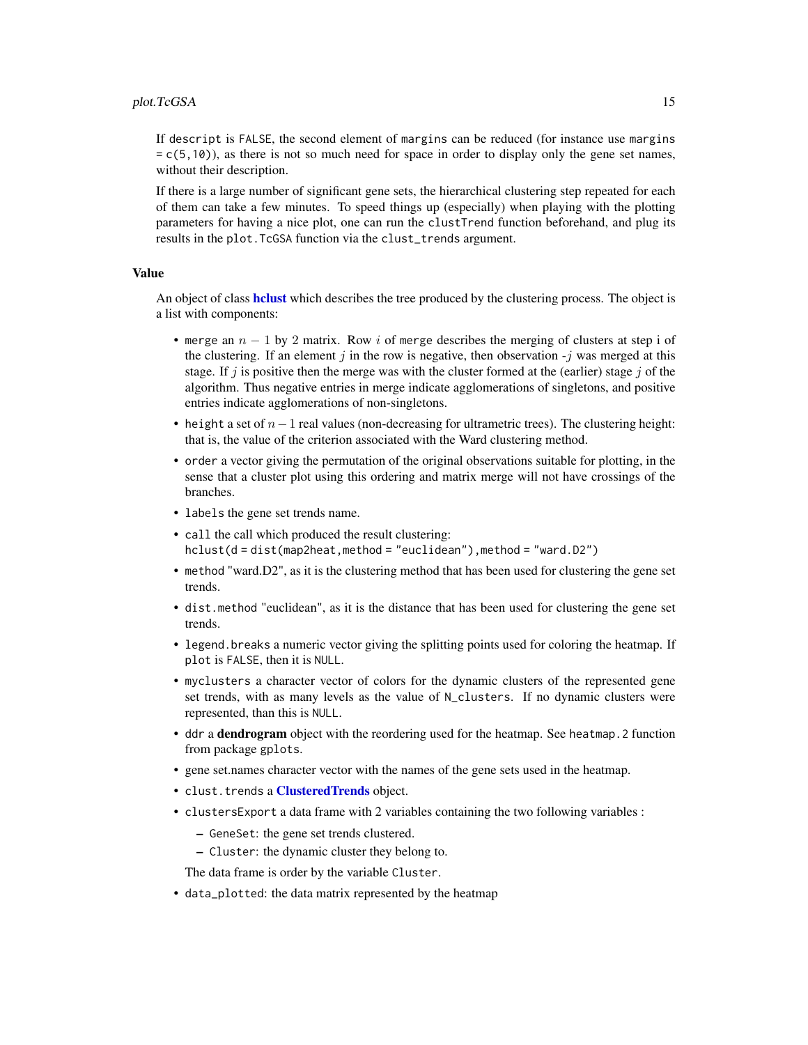If `descript` is `FALSE`, the second element of `margins` can be reduced (for instance use `margins = c(5,10)`), as there is not so much need for space in order to display only the gene set names, without their description.

If there is a large number of significant gene sets, the hierarchical clustering step repeated for each of them can take a few minutes. To speed things up (especially) when playing with the plotting parameters for having a nice plot, one can run the `clustTrend` function beforehand, and plug its results in the `plot.TcGSA` function via the `clust_trends` argument.

## Value

An object of class **hclust** which describes the tree produced by the clustering process. The object is a list with components:

- `merge` an $n-1$ by 2 matrix. Row $i$ of `merge` describes the merging of clusters at step i of the clustering. If an element $j$ in the row is negative, then observation -$j$ was merged at this stage. If $j$ is positive then the merge was with the cluster formed at the (earlier) stage $j$ of the algorithm. Thus negative entries in merge indicate agglomerations of singletons, and positive entries indicate agglomerations of non-singletons.
- `height` a set of $n-1$ real values (non-decreasing for ultrametric trees). The clustering height: that is, the value of the criterion associated with the Ward clustering method.
- `order` a vector giving the permutation of the original observations suitable for plotting, in the sense that a cluster plot using this ordering and matrix merge will not have crossings of the branches.
- `labels` the gene set trends name.
- `call` the call which produced the result clustering:
  `hclust(d = dist(map2heat,method = "euclidean"),method = "ward.D2")`
- `method` "ward.D2", as it is the clustering method that has been used for clustering the gene set trends.
- `dist.method` "euclidean", as it is the distance that has been used for clustering the gene set trends.
- `legend.breaks` a numeric vector giving the splitting points used for coloring the heatmap. If `plot` is `FALSE`, then it is `NULL`.
- `myclusters` a character vector of colors for the dynamic clusters of the represented gene set trends, with as many levels as the value of `N_clusters`. If no dynamic clusters were represented, than this is `NULL`.
- `ddr` a **dendrogram** object with the reordering used for the heatmap. See `heatmap.2` function from package `gplots`.
- gene set.names character vector with the names of the gene sets used in the heatmap.
- `clust.trends` a **ClusteredTrends** object.
- `clustersExport` a data frame with 2 variables containing the two following variables :
  - `GeneSet`: the gene set trends clustered.
  - `Cluster`: the dynamic cluster they belong to.

  The data frame is order by the variable `Cluster`.
- `data_plotted`: the data matrix represented by the heatmap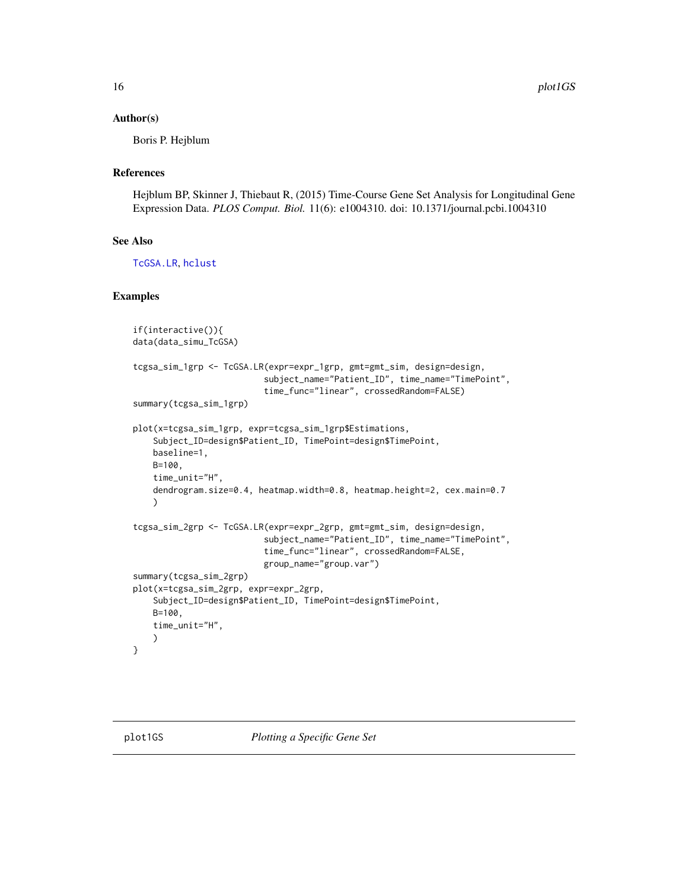### Author(s)

Boris P. Hejblum

### References

Hejblum BP, Skinner J, Thiebaut R, (2015) Time-Course Gene Set Analysis for Longitudinal Gene Expression Data. *PLOS Comput. Biol.* 11(6): e1004310. doi: 10.1371/journal.pcbi.1004310

### See Also

TcGSA.LR, hclust

### Examples

```
if(interactive()){
data(data_simu_TcGSA)

tcgsa_sim_1grp <- TcGSA.LR(expr=expr_1grp, gmt=gmt_sim, design=design,
                          subject_name="Patient_ID", time_name="TimePoint",
                          time_func="linear", crossedRandom=FALSE)
summary(tcgsa_sim_1grp)

plot(x=tcgsa_sim_1grp, expr=tcgsa_sim_1grp$Estimations,
    Subject_ID=design$Patient_ID, TimePoint=design$TimePoint,
    baseline=1,
    B=100,
    time_unit="H",
    dendrogram.size=0.4, heatmap.width=0.8, heatmap.height=2, cex.main=0.7
    )

tcgsa_sim_2grp <- TcGSA.LR(expr=expr_2grp, gmt=gmt_sim, design=design,
                          subject_name="Patient_ID", time_name="TimePoint",
                          time_func="linear", crossedRandom=FALSE,
                          group_name="group.var")
summary(tcgsa_sim_2grp)
plot(x=tcgsa_sim_2grp, expr=expr_2grp,
    Subject_ID=design$Patient_ID, TimePoint=design$TimePoint,
    B=100,
    time_unit="H",
    )
}
```

---

## plot1GS *Plotting a Specific Gene Set*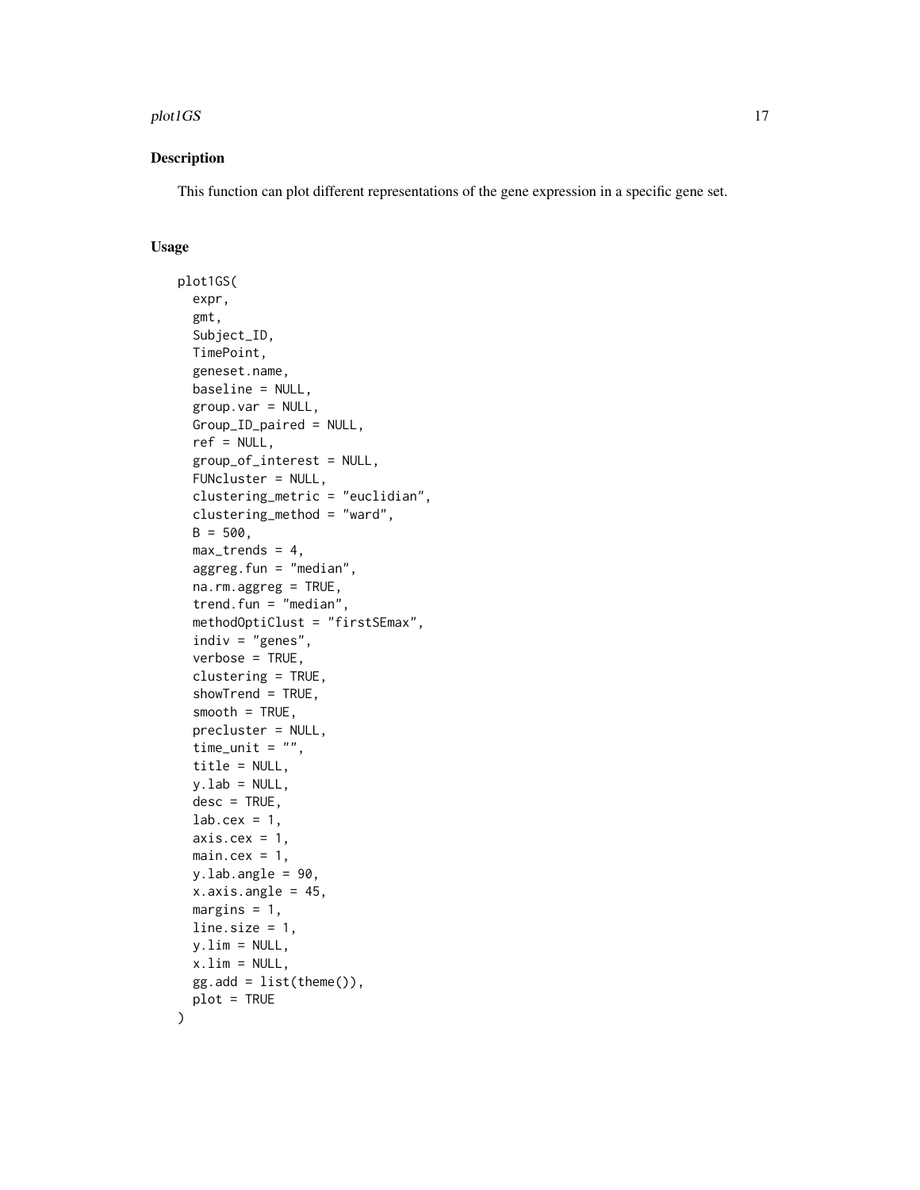## Description

This function can plot different representations of the gene expression in a specific gene set.

## Usage

```
plot1GS(
  expr,
  gmt,
  Subject_ID,
  TimePoint,
  geneset.name,
  baseline = NULL,
  group.var = NULL,
  Group_ID_paired = NULL,
  ref = NULL,
  group_of_interest = NULL,
  FUNcluster = NULL,
  clustering_metric = "euclidian",
  clustering_method = "ward",
  B = 500,
  max_trends = 4,
  aggreg.fun = "median",
  na.rm.aggreg = TRUE,
  trend.fun = "median",
  methodOptiClust = "firstSEmax",
  indiv = "genes",
  verbose = TRUE,
  clustering = TRUE,
  showTrend = TRUE,
  smooth = TRUE,
  precluster = NULL,
  time_unit = "",
  title = NULL,
  y.lab = NULL,
  desc = TRUE,
  lab.cex = 1,
  axis.cex = 1,
  main.cex = 1,
  y.lab.angle = 90,
  x.axis.angle = 45,
  margins = 1,
  line.size = 1,
  y.lim = NULL,
  x.lim = NULL,
  gg.add = list(theme()),
  plot = TRUE
)
```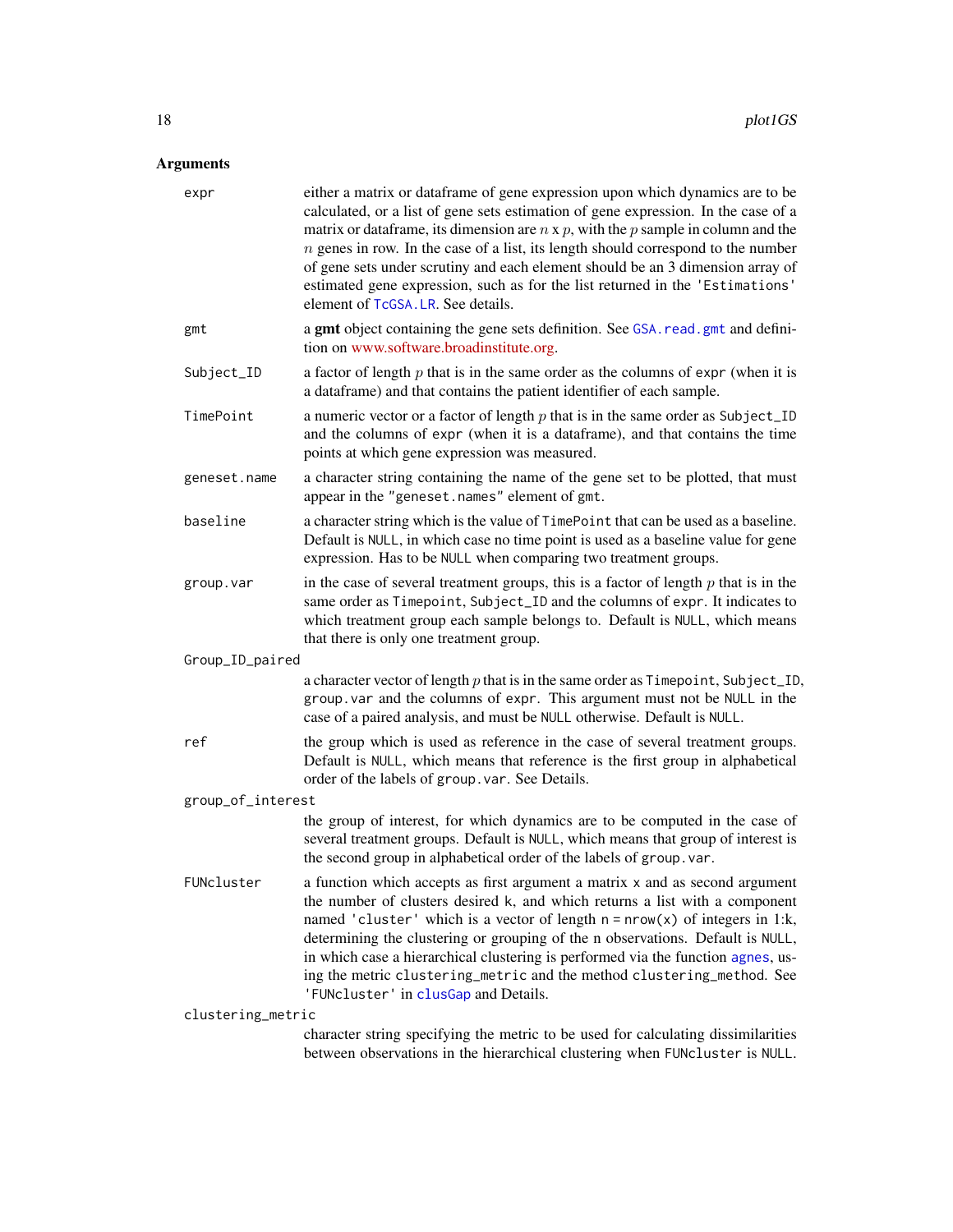## Arguments

**expr**
either a matrix or dataframe of gene expression upon which dynamics are to be calculated, or a list of gene sets estimation of gene expression. In the case of a matrix or dataframe, its dimension are $n$ x $p$, with the $p$ sample in column and the $n$ genes in row. In the case of a list, its length should correspond to the number of gene sets under scrutiny and each element should be an 3 dimension array of estimated gene expression, such as for the list returned in the 'Estimations' element of `TcGSA.LR`. See details.

**gmt**
a **gmt** object containing the gene sets definition. See `GSA.read.gmt` and definition on www.software.broadinstitute.org.

**Subject_ID**
a factor of length $p$ that is in the same order as the columns of `expr` (when it is a dataframe) and that contains the patient identifier of each sample.

**TimePoint**
a numeric vector or a factor of length $p$ that is in the same order as `Subject_ID` and the columns of `expr` (when it is a dataframe), and that contains the time points at which gene expression was measured.

**geneset.name**
a character string containing the name of the gene set to be plotted, that must appear in the `"geneset.names"` element of `gmt`.

**baseline**
a character string which is the value of `TimePoint` that can be used as a baseline. Default is `NULL`, in which case no time point is used as a baseline value for gene expression. Has to be `NULL` when comparing two treatment groups.

**group.var**
in the case of several treatment groups, this is a factor of length $p$ that is in the same order as `Timepoint`, `Subject_ID` and the columns of `expr`. It indicates to which treatment group each sample belongs to. Default is `NULL`, which means that there is only one treatment group.

**Group_ID_paired**
a character vector of length $p$ that is in the same order as `Timepoint`, `Subject_ID`, `group.var` and the columns of `expr`. This argument must not be `NULL` in the case of a paired analysis, and must be `NULL` otherwise. Default is `NULL`.

**ref**
the group which is used as reference in the case of several treatment groups. Default is `NULL`, which means that reference is the first group in alphabetical order of the labels of `group.var`. See Details.

**group_of_interest**
the group of interest, for which dynamics are to be computed in the case of several treatment groups. Default is `NULL`, which means that group of interest is the second group in alphabetical order of the labels of `group.var`.

**FUNcluster**
a function which accepts as first argument a matrix `x` and as second argument the number of clusters desired `k`, and which returns a list with a component named `'cluster'` which is a vector of length `n = nrow(x)` of integers in 1:k, determining the clustering or grouping of the n observations. Default is `NULL`, in which case a hierarchical clustering is performed via the function `agnes`, using the metric `clustering_metric` and the method `clustering_method`. See `'FUNcluster'` in `clusGap` and Details.

**clustering_metric**
character string specifying the metric to be used for calculating dissimilarities between observations in the hierarchical clustering when `FUNcluster` is `NULL`.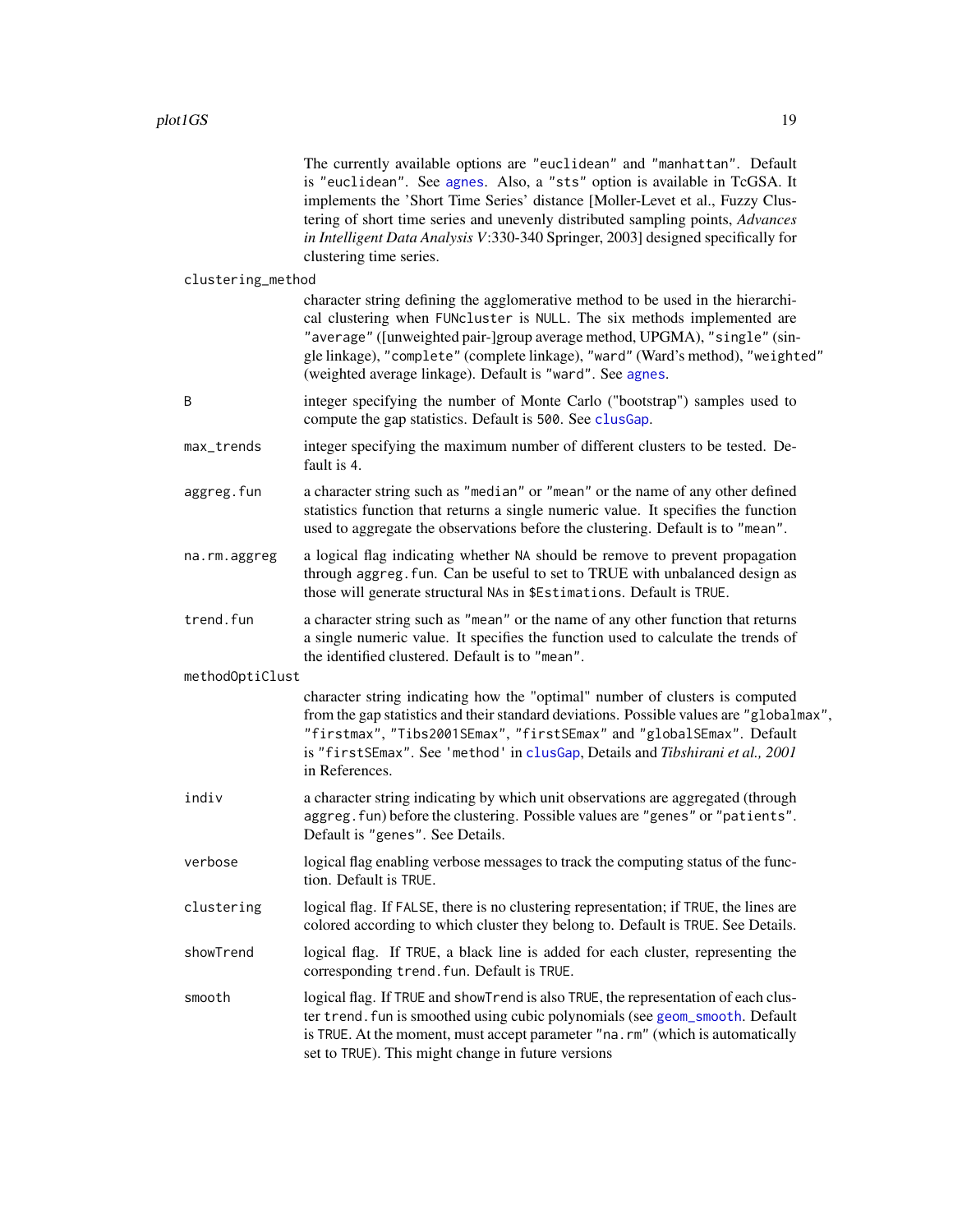The currently available options are "euclidean" and "manhattan". Default is "euclidean". See agnes. Also, a "sts" option is available in TcGSA. It implements the 'Short Time Series' distance [Moller-Levet et al., Fuzzy Clustering of short time series and unevenly distributed sampling points, *Advances in Intelligent Data Analysis V*:330-340 Springer, 2003] designed specifically for clustering time series.

`clustering_method`
: character string defining the agglomerative method to be used in the hierarchical clustering when `FUNcluster` is `NULL`. The six methods implemented are "average" ([unweighted pair-]group average method, UPGMA), "single" (single linkage), "complete" (complete linkage), "ward" (Ward's method), "weighted" (weighted average linkage). Default is "ward". See agnes.

`B`
: integer specifying the number of Monte Carlo ("bootstrap") samples used to compute the gap statistics. Default is 500. See clusGap.

`max_trends`
: integer specifying the maximum number of different clusters to be tested. Default is 4.

`aggreg.fun`
: a character string such as "median" or "mean" or the name of any other defined statistics function that returns a single numeric value. It specifies the function used to aggregate the observations before the clustering. Default is to "mean".

`na.rm.aggreg`
: a logical flag indicating whether NA should be remove to prevent propagation through `aggreg.fun`. Can be useful to set to TRUE with unbalanced design as those will generate structural NAs in `$Estimations`. Default is TRUE.

`trend.fun`
: a character string such as "mean" or the name of any other function that returns a single numeric value. It specifies the function used to calculate the trends of the identified clustered. Default is to "mean".

`methodOptiClust`
: character string indicating how the "optimal" number of clusters is computed from the gap statistics and their standard deviations. Possible values are "globalmax", "firstmax", "Tibs2001SEmax", "firstSEmax" and "globalSEmax". Default is "firstSEmax". See 'method' in clusGap, Details and *Tibshirani et al., 2001* in References.

`indiv`
: a character string indicating by which unit observations are aggregated (through `aggreg.fun`) before the clustering. Possible values are "genes" or "patients". Default is "genes". See Details.

`verbose`
: logical flag enabling verbose messages to track the computing status of the function. Default is TRUE.

`clustering`
: logical flag. If FALSE, there is no clustering representation; if TRUE, the lines are colored according to which cluster they belong to. Default is TRUE. See Details.

`showTrend`
: logical flag. If TRUE, a black line is added for each cluster, representing the corresponding `trend.fun`. Default is TRUE.

`smooth`
: logical flag. If TRUE and `showTrend` is also TRUE, the representation of each cluster `trend.fun` is smoothed using cubic polynomials (see geom_smooth. Default is TRUE. At the moment, must accept parameter "na.rm" (which is automatically set to TRUE). This might change in future versions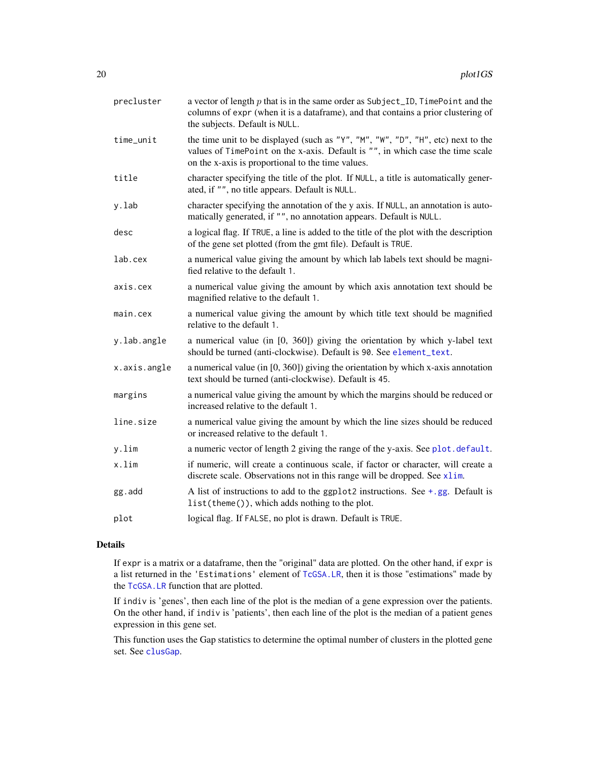| | |
|---|---|
| precluster | a vector of length $p$ that is in the same order as `Subject_ID`, `TimePoint` and the columns of `expr` (when it is a dataframe), and that contains a prior clustering of the subjects. Default is `NULL`. |
| time_unit | the time unit to be displayed (such as `"Y"`, `"M"`, `"W"`, `"D"`, `"H"`, etc) next to the values of `TimePoint` on the x-axis. Default is `""`, in which case the time scale on the x-axis is proportional to the time values. |
| title | character specifying the title of the plot. If `NULL`, a title is automatically generated, if `""`, no title appears. Default is `NULL`. |
| y.lab | character specifying the annotation of the y axis. If `NULL`, an annotation is automatically generated, if `""`, no annotation appears. Default is `NULL`. |
| desc | a logical flag. If `TRUE`, a line is added to the title of the plot with the description of the gene set plotted (from the gmt file). Default is `TRUE`. |
| lab.cex | a numerical value giving the amount by which lab labels text should be magnified relative to the default `1`. |
| axis.cex | a numerical value giving the amount by which axis annotation text should be magnified relative to the default `1`. |
| main.cex | a numerical value giving the amount by which title text should be magnified relative to the default `1`. |
| y.lab.angle | a numerical value (in [0, 360]) giving the orientation by which y-label text should be turned (anti-clockwise). Default is `90`. See `element_text`. |
| x.axis.angle | a numerical value (in [0, 360]) giving the orientation by which x-axis annotation text should be turned (anti-clockwise). Default is `45`. |
| margins | a numerical value giving the amount by which the margins should be reduced or increased relative to the default `1`. |
| line.size | a numerical value giving the amount by which the line sizes should be reduced or increased relative to the default `1`. |
| y.lim | a numeric vector of length 2 giving the range of the y-axis. See `plot.default`. |
| x.lim | if numeric, will create a continuous scale, if factor or character, will create a discrete scale. Observations not in this range will be dropped. See `xlim`. |
| gg.add | A list of instructions to add to the ggplot2 instructions. See `+.gg`. Default is `list(theme())`, which adds nothing to the plot. |
| plot | logical flag. If `FALSE`, no plot is drawn. Default is `TRUE`. |

### Details

If `expr` is a matrix or a dataframe, then the "original" data are plotted. On the other hand, if `expr` is a list returned in the `'Estimations'` element of `TcGSA.LR`, then it is those "estimations" made by the `TcGSA.LR` function that are plotted.

If `indiv` is 'genes', then each line of the plot is the median of a gene expression over the patients. On the other hand, if `indiv` is 'patients', then each line of the plot is the median of a patient genes expression in this gene set.

This function uses the Gap statistics to determine the optimal number of clusters in the plotted gene set. See `clusGap`.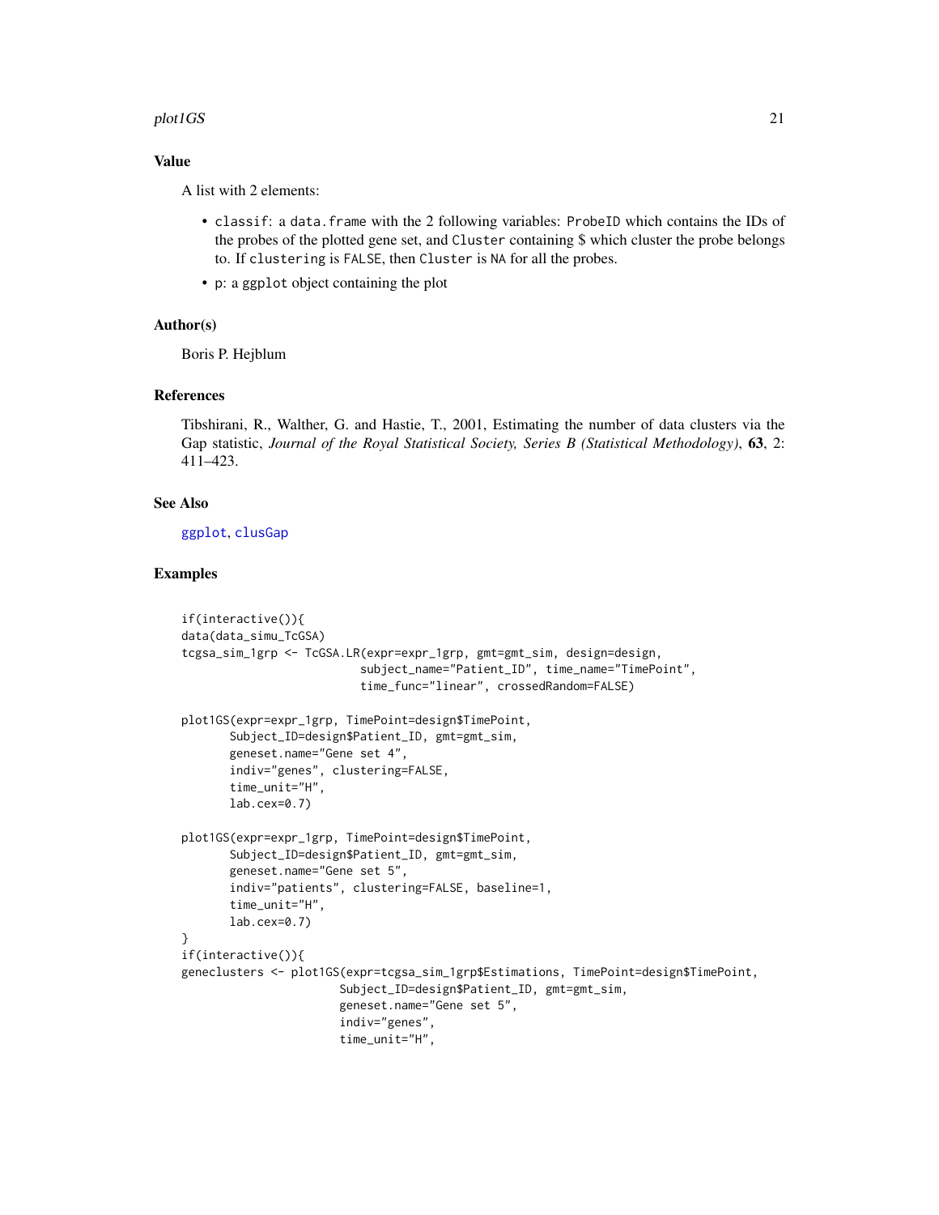## Value

A list with 2 elements:

- classif: a data.frame with the 2 following variables: ProbeID which contains the IDs of the probes of the plotted gene set, and Cluster containing $ which cluster the probe belongs to. If clustering is FALSE, then Cluster is NA for all the probes.
- p: a ggplot object containing the plot

## Author(s)

Boris P. Hejblum

## References

Tibshirani, R., Walther, G. and Hastie, T., 2001, Estimating the number of data clusters via the Gap statistic, *Journal of the Royal Statistical Society, Series B (Statistical Methodology)*, **63**, 2: 411–423.

## See Also

ggplot, clusGap

## Examples

```
if(interactive()){
data(data_simu_TcGSA)
tcgsa_sim_1grp <- TcGSA.LR(expr=expr_1grp, gmt=gmt_sim, design=design,
                           subject_name="Patient_ID", time_name="TimePoint",
                           time_func="linear", crossedRandom=FALSE)

plot1GS(expr=expr_1grp, TimePoint=design$TimePoint,
       Subject_ID=design$Patient_ID, gmt=gmt_sim,
       geneset.name="Gene set 4",
       indiv="genes", clustering=FALSE,
       time_unit="H",
       lab.cex=0.7)

plot1GS(expr=expr_1grp, TimePoint=design$TimePoint,
       Subject_ID=design$Patient_ID, gmt=gmt_sim,
       geneset.name="Gene set 5",
       indiv="patients", clustering=FALSE, baseline=1,
       time_unit="H",
       lab.cex=0.7)
}
if(interactive()){
geneclusters <- plot1GS(expr=tcgsa_sim_1grp$Estimations, TimePoint=design$TimePoint,
                       Subject_ID=design$Patient_ID, gmt=gmt_sim,
                       geneset.name="Gene set 5",
                       indiv="genes",
                       time_unit="H",
```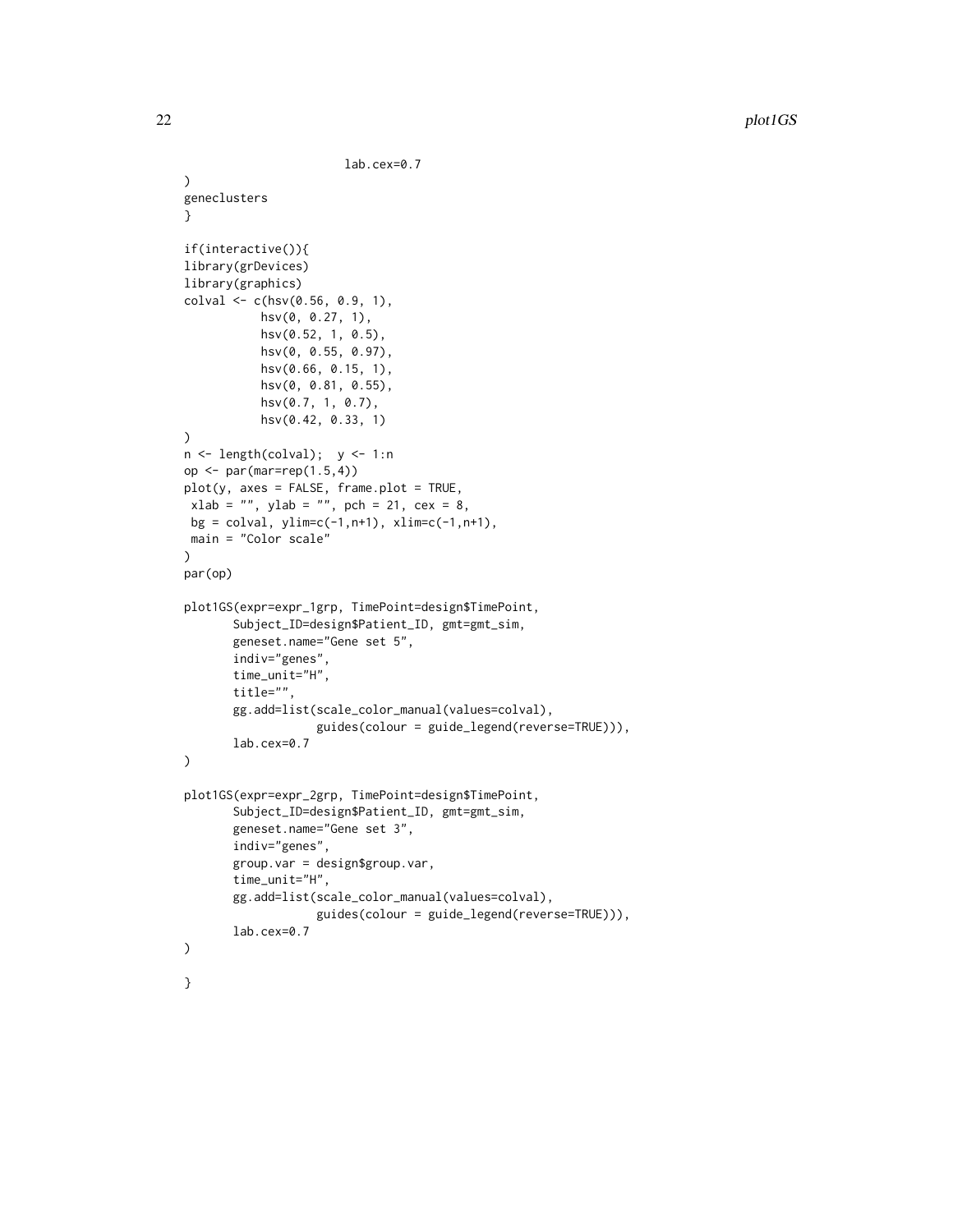```
                    lab.cex=0.7
)
geneclusters
}

if(interactive()){
library(grDevices)
library(graphics)
colval <- c(hsv(0.56, 0.9, 1),
            hsv(0, 0.27, 1),
            hsv(0.52, 1, 0.5),
            hsv(0, 0.55, 0.97),
            hsv(0.66, 0.15, 1),
            hsv(0, 0.81, 0.55),
            hsv(0.7, 1, 0.7),
            hsv(0.42, 0.33, 1)
)
n <- length(colval);  y <- 1:n
op <- par(mar=rep(1.5,4))
plot(y, axes = FALSE, frame.plot = TRUE,
 xlab = "", ylab = "", pch = 21, cex = 8,
 bg = colval, ylim=c(-1,n+1), xlim=c(-1,n+1),
 main = "Color scale"
)
par(op)

plot1GS(expr=expr_1grp, TimePoint=design$TimePoint,
        Subject_ID=design$Patient_ID, gmt=gmt_sim,
        geneset.name="Gene set 5",
        indiv="genes",
        time_unit="H",
        title="",
        gg.add=list(scale_color_manual(values=colval),
                    guides(colour = guide_legend(reverse=TRUE))),
        lab.cex=0.7
)

plot1GS(expr=expr_2grp, TimePoint=design$TimePoint,
        Subject_ID=design$Patient_ID, gmt=gmt_sim,
        geneset.name="Gene set 3",
        indiv="genes",
        group.var = design$group.var,
        time_unit="H",
        gg.add=list(scale_color_manual(values=colval),
                    guides(colour = guide_legend(reverse=TRUE))),
        lab.cex=0.7
)

}
```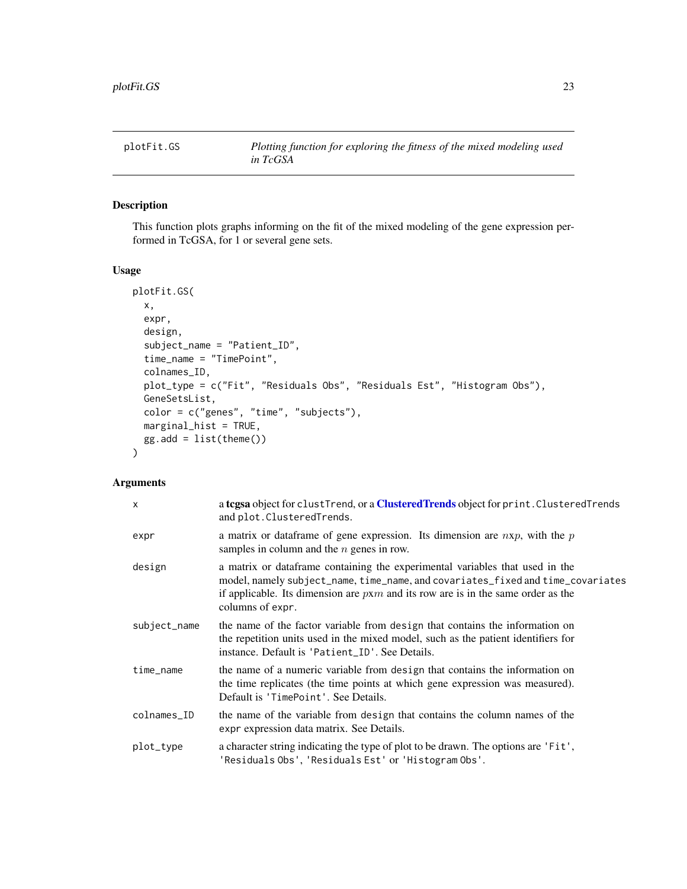## plotFit.GS

*Plotting function for exploring the fitness of the mixed modeling used in TcGSA*

### Description

This function plots graphs informing on the fit of the mixed modeling of the gene expression performed in TcGSA, for 1 or several gene sets.

### Usage

```
plotFit.GS(
  x,
  expr,
  design,
  subject_name = "Patient_ID",
  time_name = "TimePoint",
  colnames_ID,
  plot_type = c("Fit", "Residuals Obs", "Residuals Est", "Histogram Obs"),
  GeneSetsList,
  color = c("genes", "time", "subjects"),
  marginal_hist = TRUE,
  gg.add = list(theme())
)
```

### Arguments

| | |
|---|---|
| `x` | a **tcgsa** object for `clustTrend`, or a **ClusteredTrends** object for `print.ClusteredTrends` and `plot.ClusteredTrends`. |
| `expr` | a matrix or dataframe of gene expression. Its dimension are $n$x$p$, with the $p$ samples in column and the $n$ genes in row. |
| `design` | a matrix or dataframe containing the experimental variables that used in the model, namely `subject_name`, `time_name`, and `covariates_fixed` and `time_covariates` if applicable. Its dimension are $p$x$m$ and its row are is in the same order as the columns of `expr`. |
| `subject_name` | the name of the factor variable from `design` that contains the information on the repetition units used in the mixed model, such as the patient identifiers for instance. Default is `'Patient_ID'`. See Details. |
| `time_name` | the name of a numeric variable from `design` that contains the information on the time replicates (the time points at which gene expression was measured). Default is `'TimePoint'`. See Details. |
| `colnames_ID` | the name of the variable from `design` that contains the column names of the `expr` expression data matrix. See Details. |
| `plot_type` | a character string indicating the type of plot to be drawn. The options are `'Fit'`, `'Residuals Obs'`, `'Residuals Est'` or `'Histogram Obs'`. |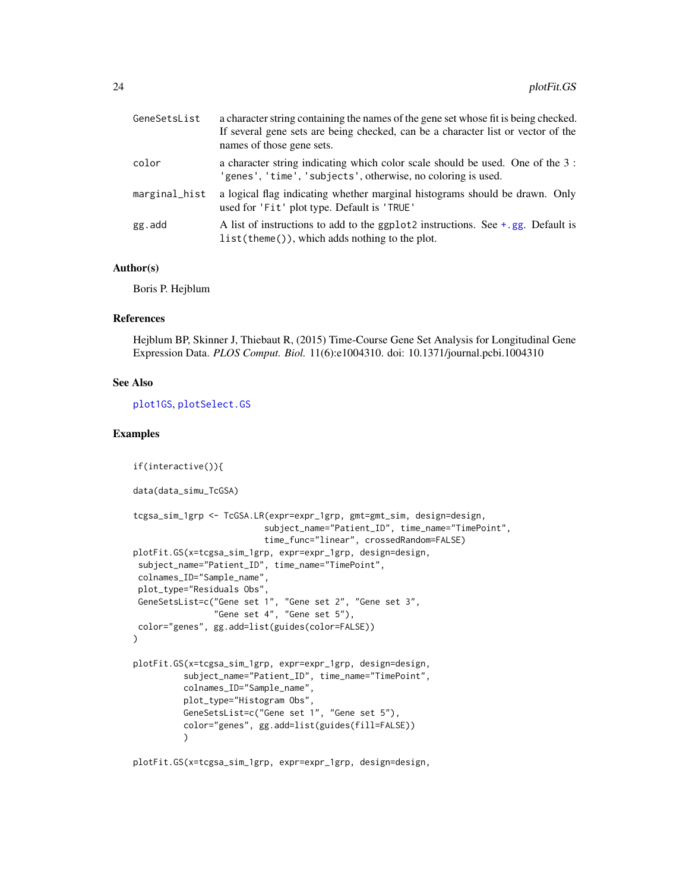| | |
|---|---|
| GeneSetsList | a character string containing the names of the gene set whose fit is being checked. If several gene sets are being checked, can be a character list or vector of the names of those gene sets. |
| color | a character string indicating which color scale should be used. One of the 3 : 'genes', 'time', 'subjects', otherwise, no coloring is used. |
| marginal_hist | a logical flag indicating whether marginal histograms should be drawn. Only used for 'Fit' plot type. Default is 'TRUE' |
| gg.add | A list of instructions to add to the ggplot2 instructions. See +.gg. Default is list(theme()), which adds nothing to the plot. |

## Author(s)

Boris P. Hejblum

## References

Hejblum BP, Skinner J, Thiebaut R, (2015) Time-Course Gene Set Analysis for Longitudinal Gene Expression Data. *PLOS Comput. Biol.* 11(6):e1004310. doi: 10.1371/journal.pcbi.1004310

## See Also

plot1GS, plotSelect.GS

## Examples

```
if(interactive()){

data(data_simu_TcGSA)

tcgsa_sim_1grp <- TcGSA.LR(expr=expr_1grp, gmt=gmt_sim, design=design,
                           subject_name="Patient_ID", time_name="TimePoint",
                           time_func="linear", crossedRandom=FALSE)
plotFit.GS(x=tcgsa_sim_1grp, expr=expr_1grp, design=design,
 subject_name="Patient_ID", time_name="TimePoint",
 colnames_ID="Sample_name",
 plot_type="Residuals Obs",
 GeneSetsList=c("Gene set 1", "Gene set 2", "Gene set 3",
                "Gene set 4", "Gene set 5"),
 color="genes", gg.add=list(guides(color=FALSE))
)

plotFit.GS(x=tcgsa_sim_1grp, expr=expr_1grp, design=design,
          subject_name="Patient_ID", time_name="TimePoint",
          colnames_ID="Sample_name",
          plot_type="Histogram Obs",
          GeneSetsList=c("Gene set 1", "Gene set 5"),
          color="genes", gg.add=list(guides(fill=FALSE))
          )

plotFit.GS(x=tcgsa_sim_1grp, expr=expr_1grp, design=design,
```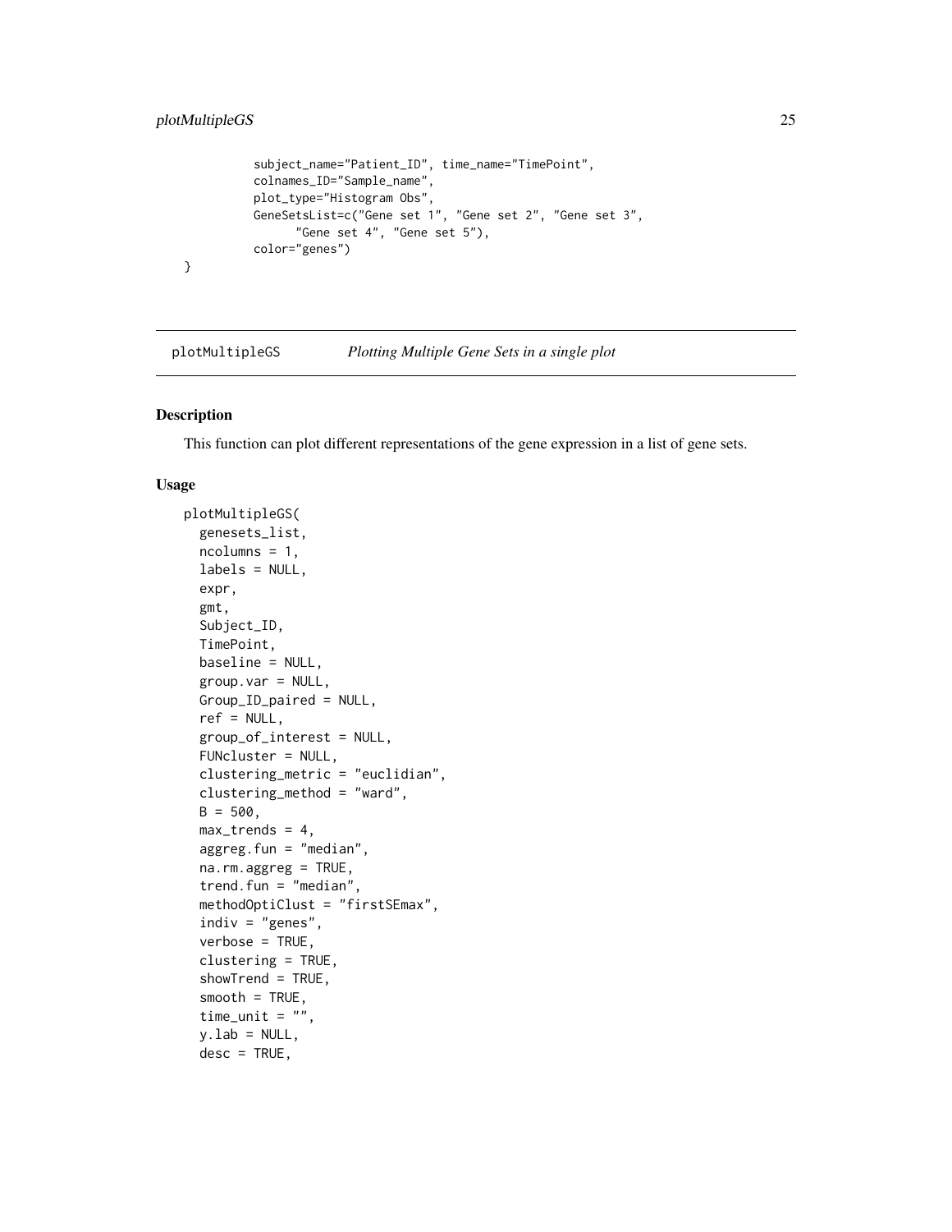```
          subject_name="Patient_ID", time_name="TimePoint",
          colnames_ID="Sample_name",
          plot_type="Histogram Obs",
          GeneSetsList=c("Gene set 1", "Gene set 2", "Gene set 3",
                "Gene set 4", "Gene set 5"),
          color="genes")
}
```

---

## plotMultipleGS    *Plotting Multiple Gene Sets in a single plot*

---

### Description

This function can plot different representations of the gene expression in a list of gene sets.

### Usage

```
plotMultipleGS(
  genesets_list,
  ncolumns = 1,
  labels = NULL,
  expr,
  gmt,
  Subject_ID,
  TimePoint,
  baseline = NULL,
  group.var = NULL,
  Group_ID_paired = NULL,
  ref = NULL,
  group_of_interest = NULL,
  FUNcluster = NULL,
  clustering_metric = "euclidian",
  clustering_method = "ward",
  B = 500,
  max_trends = 4,
  aggreg.fun = "median",
  na.rm.aggreg = TRUE,
  trend.fun = "median",
  methodOptiClust = "firstSEmax",
  indiv = "genes",
  verbose = TRUE,
  clustering = TRUE,
  showTrend = TRUE,
  smooth = TRUE,
  time_unit = "",
  y.lab = NULL,
  desc = TRUE,
```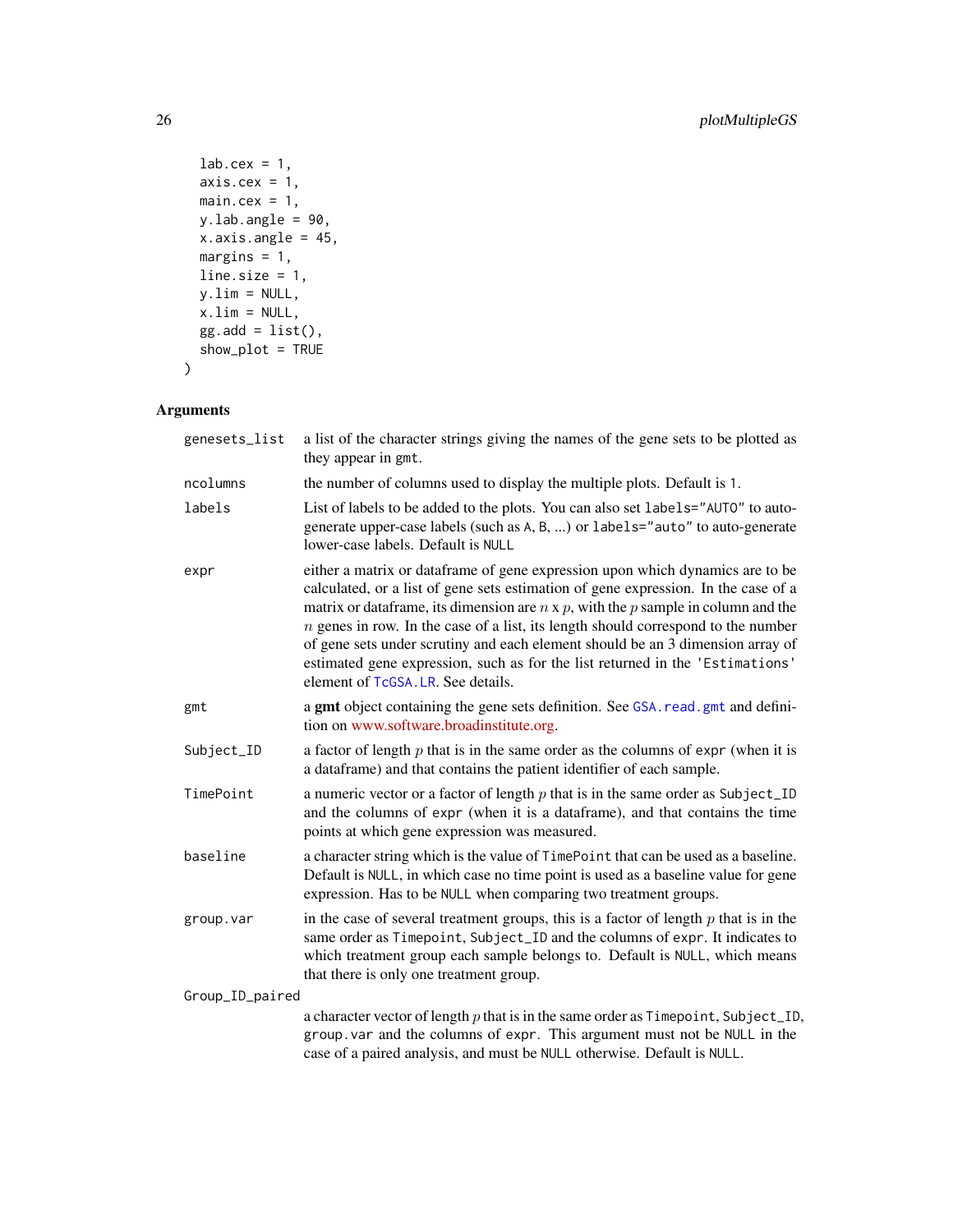```
  lab.cex = 1,
  axis.cex = 1,
  main.cex = 1,
  y.lab.angle = 90,
  x.axis.angle = 45,
  margins = 1,
  line.size = 1,
  y.lim = NULL,
  x.lim = NULL,
  gg.add = list(),
  show_plot = TRUE
)
```

## Arguments

| Argument | Description |
|---|---|
| `genesets_list` | a list of the character strings giving the names of the gene sets to be plotted as they appear in `gmt`. |
| `ncolumns` | the number of columns used to display the multiple plots. Default is `1`. |
| `labels` | List of labels to be added to the plots. You can also set `labels="AUTO"` to auto-generate upper-case labels (such as `A`, `B`, ...) or `labels="auto"` to auto-generate lower-case labels. Default is `NULL` |
| `expr` | either a matrix or dataframe of gene expression upon which dynamics are to be calculated, or a list of gene sets estimation of gene expression. In the case of a matrix or dataframe, its dimension are $n$ x $p$, with the $p$ sample in column and the $n$ genes in row. In the case of a list, its length should correspond to the number of gene sets under scrutiny and each element should be an 3 dimension array of estimated gene expression, such as for the list returned in the `'Estimations'` element of `TcGSA.LR`. See details. |
| `gmt` | a **gmt** object containing the gene sets definition. See `GSA.read.gmt` and definition on www.software.broadinstitute.org. |
| `Subject_ID` | a factor of length $p$ that is in the same order as the columns of `expr` (when it is a dataframe) and that contains the patient identifier of each sample. |
| `TimePoint` | a numeric vector or a factor of length $p$ that is in the same order as `Subject_ID` and the columns of `expr` (when it is a dataframe), and that contains the time points at which gene expression was measured. |
| `baseline` | a character string which is the value of `TimePoint` that can be used as a baseline. Default is `NULL`, in which case no time point is used as a baseline value for gene expression. Has to be `NULL` when comparing two treatment groups. |
| `group.var` | in the case of several treatment groups, this is a factor of length $p$ that is in the same order as `Timepoint`, `Subject_ID` and the columns of `expr`. It indicates to which treatment group each sample belongs to. Default is `NULL`, which means that there is only one treatment group. |
| `Group_ID_paired` | a character vector of length $p$ that is in the same order as `Timepoint`, `Subject_ID`, `group.var` and the columns of `expr`. This argument must not be `NULL` in the case of a paired analysis, and must be `NULL` otherwise. Default is `NULL`. |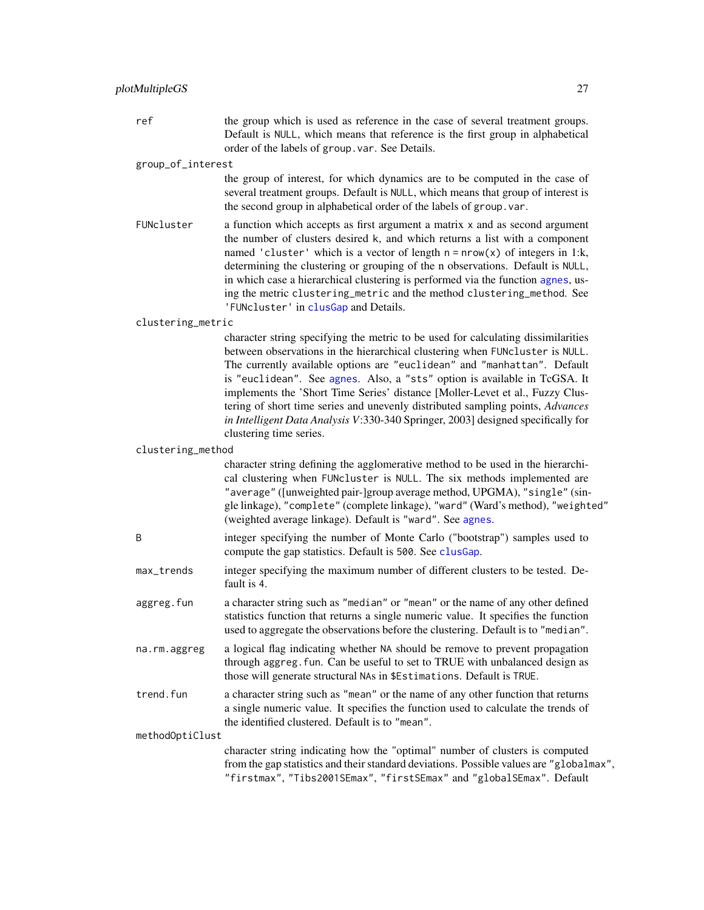`ref` the group which is used as reference in the case of several treatment groups. Default is `NULL`, which means that reference is the first group in alphabetical order of the labels of `group.var`. See Details.

`group_of_interest` the group of interest, for which dynamics are to be computed in the case of several treatment groups. Default is `NULL`, which means that group of interest is the second group in alphabetical order of the labels of `group.var`.

`FUNcluster` a function which accepts as first argument a matrix `x` and as second argument the number of clusters desired `k`, and which returns a list with a component named `'cluster'` which is a vector of length `n = nrow(x)` of integers in `1:k`, determining the clustering or grouping of the `n` observations. Default is `NULL`, in which case a hierarchical clustering is performed via the function agnes, using the metric `clustering_metric` and the method `clustering_method`. See `'FUNcluster'` in clusGap and Details.

`clustering_metric` character string specifying the metric to be used for calculating dissimilarities between observations in the hierarchical clustering when `FUNcluster` is `NULL`. The currently available options are `"euclidean"` and `"manhattan"`. Default is `"euclidean"`. See agnes. Also, a `"sts"` option is available in TcGSA. It implements the 'Short Time Series' distance [Moller-Levet et al., Fuzzy Clustering of short time series and unevenly distributed sampling points, *Advances in Intelligent Data Analysis V*:330-340 Springer, 2003] designed specifically for clustering time series.

`clustering_method` character string defining the agglomerative method to be used in the hierarchical clustering when `FUNcluster` is `NULL`. The six methods implemented are `"average"` ([unweighted pair-]group average method, UPGMA), `"single"` (single linkage), `"complete"` (complete linkage), `"ward"` (Ward's method), `"weighted"` (weighted average linkage). Default is `"ward"`. See agnes.

`B` integer specifying the number of Monte Carlo ("bootstrap") samples used to compute the gap statistics. Default is `500`. See clusGap.

`max_trends` integer specifying the maximum number of different clusters to be tested. Default is 4.

`aggreg.fun` a character string such as `"median"` or `"mean"` or the name of any other defined statistics function that returns a single numeric value. It specifies the function used to aggregate the observations before the clustering. Default is to `"median"`.

`na.rm.aggreg` a logical flag indicating whether `NA` should be remove to prevent propagation through `aggreg.fun`. Can be useful to set to TRUE with unbalanced design as those will generate structural `NA`s in `$Estimations`. Default is `TRUE`.

`trend.fun` a character string such as `"mean"` or the name of any other function that returns a single numeric value. It specifies the function used to calculate the trends of the identified clustered. Default is to `"mean"`.

`methodOptiClust` character string indicating how the "optimal" number of clusters is computed from the gap statistics and their standard deviations. Possible values are `"globalmax"`, `"firstmax"`, `"Tibs2001SEmax"`, `"firstSEmax"` and `"globalSEmax"`. Default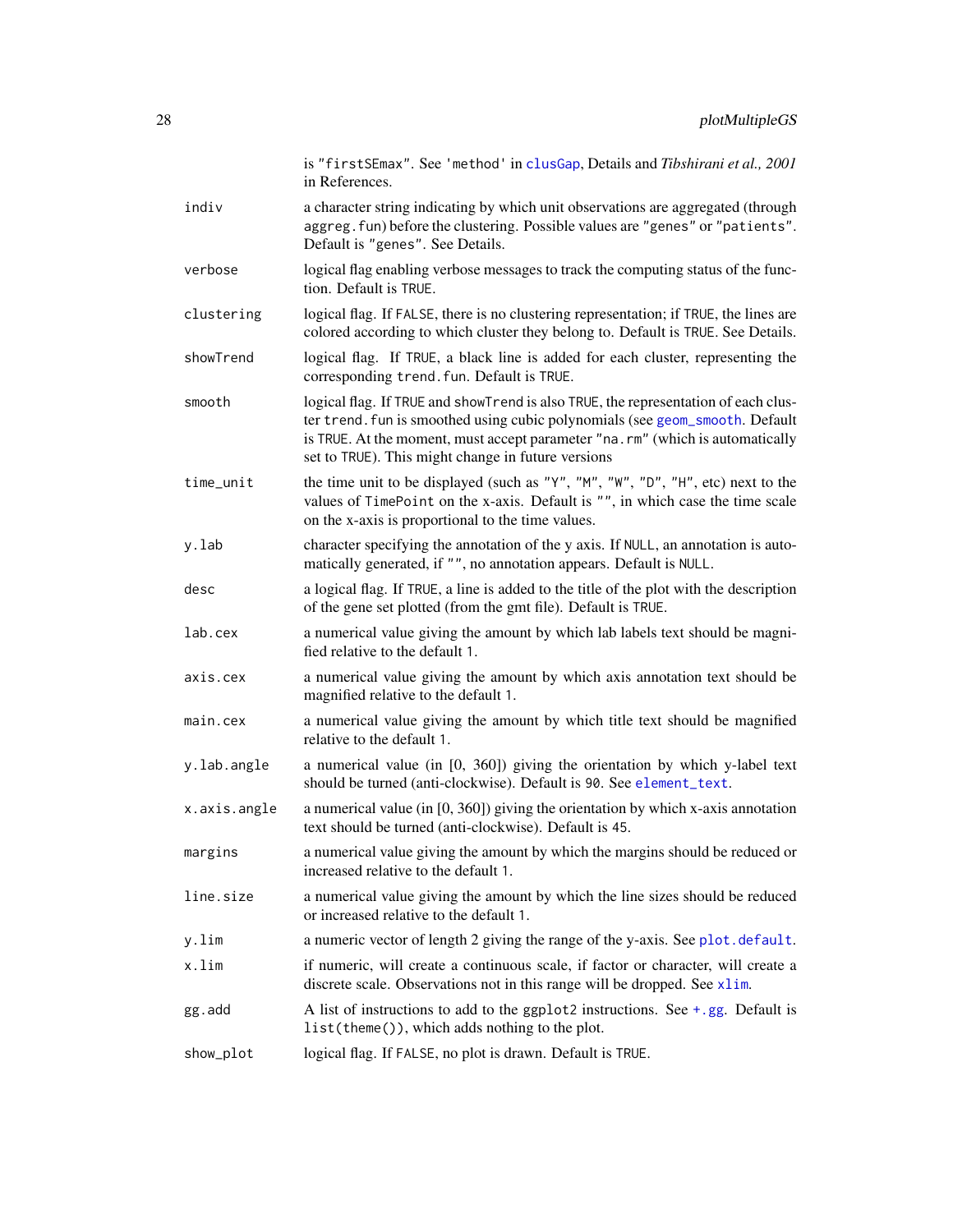is "firstSEmax". See 'method' in clusGap, Details and *Tibshirani et al., 2001* in References.

| | |
|---|---|
| indiv | a character string indicating by which unit observations are aggregated (through aggreg.fun) before the clustering. Possible values are "genes" or "patients". Default is "genes". See Details. |
| verbose | logical flag enabling verbose messages to track the computing status of the function. Default is TRUE. |
| clustering | logical flag. If FALSE, there is no clustering representation; if TRUE, the lines are colored according to which cluster they belong to. Default is TRUE. See Details. |
| showTrend | logical flag. If TRUE, a black line is added for each cluster, representing the corresponding trend.fun. Default is TRUE. |
| smooth | logical flag. If TRUE and showTrend is also TRUE, the representation of each cluster trend.fun is smoothed using cubic polynomials (see geom_smooth. Default is TRUE. At the moment, must accept parameter "na.rm" (which is automatically set to TRUE). This might change in future versions |
| time_unit | the time unit to be displayed (such as "Y", "M", "W", "D", "H", etc) next to the values of TimePoint on the x-axis. Default is "", in which case the time scale on the x-axis is proportional to the time values. |
| y.lab | character specifying the annotation of the y axis. If NULL, an annotation is automatically generated, if "", no annotation appears. Default is NULL. |
| desc | a logical flag. If TRUE, a line is added to the title of the plot with the description of the gene set plotted (from the gmt file). Default is TRUE. |
| lab.cex | a numerical value giving the amount by which lab labels text should be magnified relative to the default 1. |
| axis.cex | a numerical value giving the amount by which axis annotation text should be magnified relative to the default 1. |
| main.cex | a numerical value giving the amount by which title text should be magnified relative to the default 1. |
| y.lab.angle | a numerical value (in [0, 360]) giving the orientation by which y-label text should be turned (anti-clockwise). Default is 90. See element_text. |
| x.axis.angle | a numerical value (in [0, 360]) giving the orientation by which x-axis annotation text should be turned (anti-clockwise). Default is 45. |
| margins | a numerical value giving the amount by which the margins should be reduced or increased relative to the default 1. |
| line.size | a numerical value giving the amount by which the line sizes should be reduced or increased relative to the default 1. |
| y.lim | a numeric vector of length 2 giving the range of the y-axis. See plot.default. |
| x.lim | if numeric, will create a continuous scale, if factor or character, will create a discrete scale. Observations not in this range will be dropped. See xlim. |
| gg.add | A list of instructions to add to the ggplot2 instructions. See +.gg. Default is list(theme()), which adds nothing to the plot. |
| show_plot | logical flag. If FALSE, no plot is drawn. Default is TRUE. |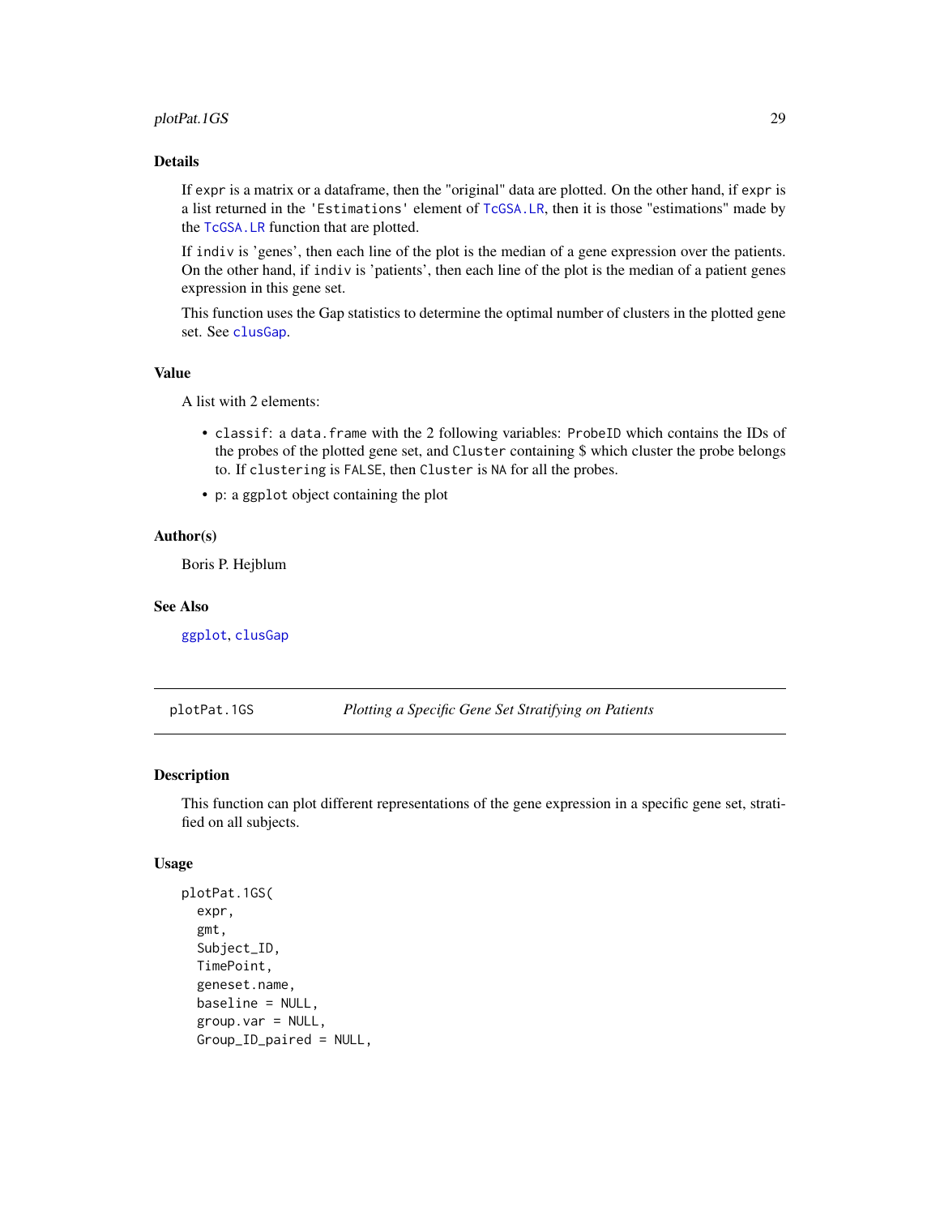### Details

If `expr` is a matrix or a dataframe, then the "original" data are plotted. On the other hand, if `expr` is a list returned in the `'Estimations'` element of `TcGSA.LR`, then it is those "estimations" made by the `TcGSA.LR` function that are plotted.

If `indiv` is 'genes', then each line of the plot is the median of a gene expression over the patients. On the other hand, if `indiv` is 'patients', then each line of the plot is the median of a patient genes expression in this gene set.

This function uses the Gap statistics to determine the optimal number of clusters in the plotted gene set. See `clusGap`.

### Value

A list with 2 elements:

- `classif`: a `data.frame` with the 2 following variables: `ProbeID` which contains the IDs of the probes of the plotted gene set, and `Cluster` containing $ which cluster the probe belongs to. If `clustering` is `FALSE`, then `Cluster` is `NA` for all the probes.
- `p`: a `ggplot` object containing the plot

### Author(s)

Boris P. Hejblum

### See Also

`ggplot`, `clusGap`

---

## plotPat.1GS — *Plotting a Specific Gene Set Stratifying on Patients*

### Description

This function can plot different representations of the gene expression in a specific gene set, stratified on all subjects.

### Usage

```
plotPat.1GS(
  expr,
  gmt,
  Subject_ID,
  TimePoint,
  geneset.name,
  baseline = NULL,
  group.var = NULL,
  Group_ID_paired = NULL,
```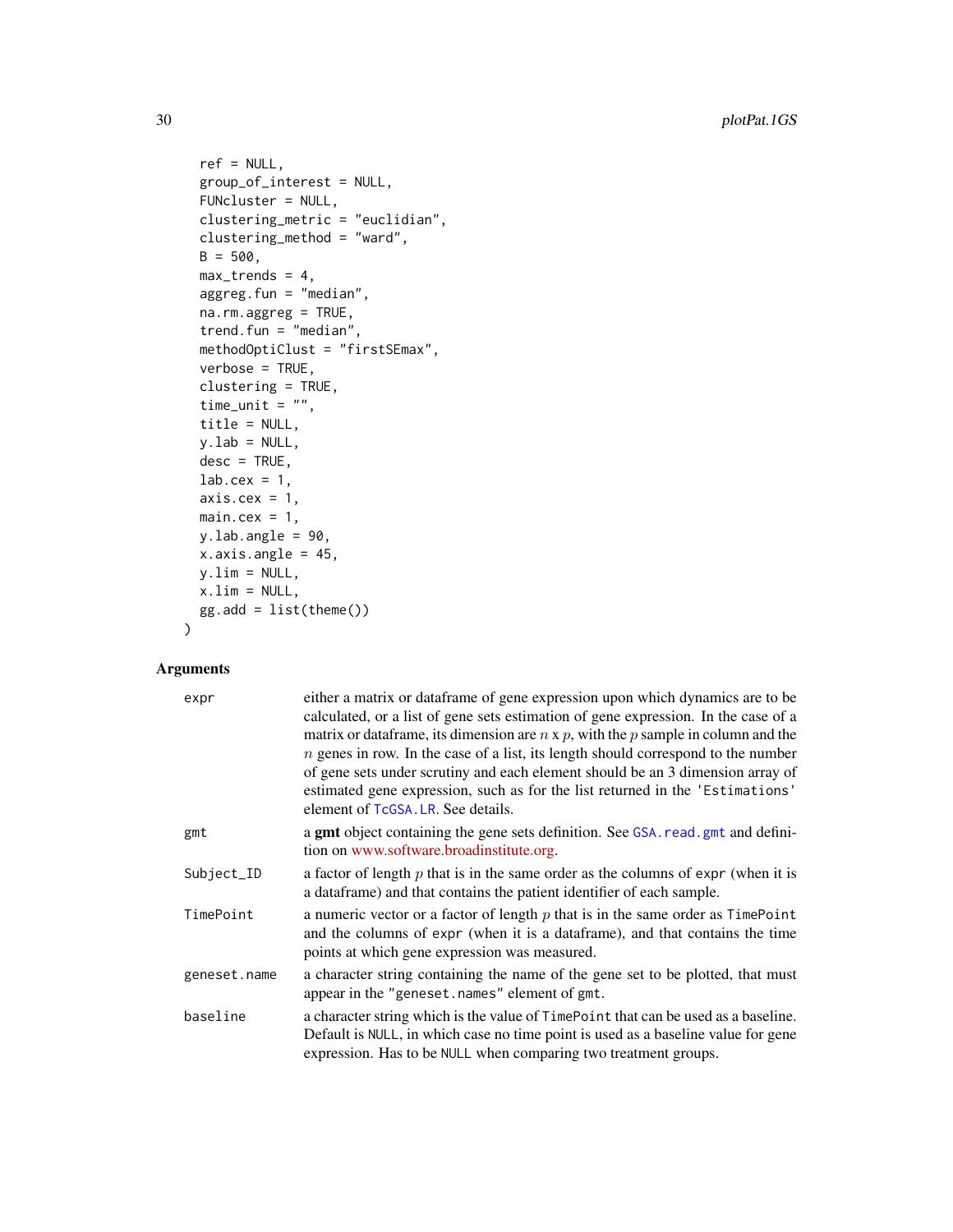```
  ref = NULL,
  group_of_interest = NULL,
  FUNcluster = NULL,
  clustering_metric = "euclidian",
  clustering_method = "ward",
  B = 500,
  max_trends = 4,
  aggreg.fun = "median",
  na.rm.aggreg = TRUE,
  trend.fun = "median",
  methodOptiClust = "firstSEmax",
  verbose = TRUE,
  clustering = TRUE,
  time_unit = "",
  title = NULL,
  y.lab = NULL,
  desc = TRUE,
  lab.cex = 1,
  axis.cex = 1,
  main.cex = 1,
  y.lab.angle = 90,
  x.axis.angle = 45,
  y.lim = NULL,
  x.lim = NULL,
  gg.add = list(theme())
)
```

## Arguments

| | |
|---|---|
| `expr` | either a matrix or dataframe of gene expression upon which dynamics are to be calculated, or a list of gene sets estimation of gene expression. In the case of a matrix or dataframe, its dimension are $n$ x $p$, with the $p$ sample in column and the $n$ genes in row. In the case of a list, its length should correspond to the number of gene sets under scrutiny and each element should be an 3 dimension array of estimated gene expression, such as for the list returned in the `'Estimations'` element of `TcGSA.LR`. See details. |
| `gmt` | a **gmt** object containing the gene sets definition. See `GSA.read.gmt` and definition on www.software.broadinstitute.org. |
| `Subject_ID` | a factor of length $p$ that is in the same order as the columns of `expr` (when it is a dataframe) and that contains the patient identifier of each sample. |
| `TimePoint` | a numeric vector or a factor of length $p$ that is in the same order as `TimePoint` and the columns of `expr` (when it is a dataframe), and that contains the time points at which gene expression was measured. |
| `geneset.name` | a character string containing the name of the gene set to be plotted, that must appear in the `"geneset.names"` element of `gmt`. |
| `baseline` | a character string which is the value of `TimePoint` that can be used as a baseline. Default is `NULL`, in which case no time point is used as a baseline value for gene expression. Has to be `NULL` when comparing two treatment groups. |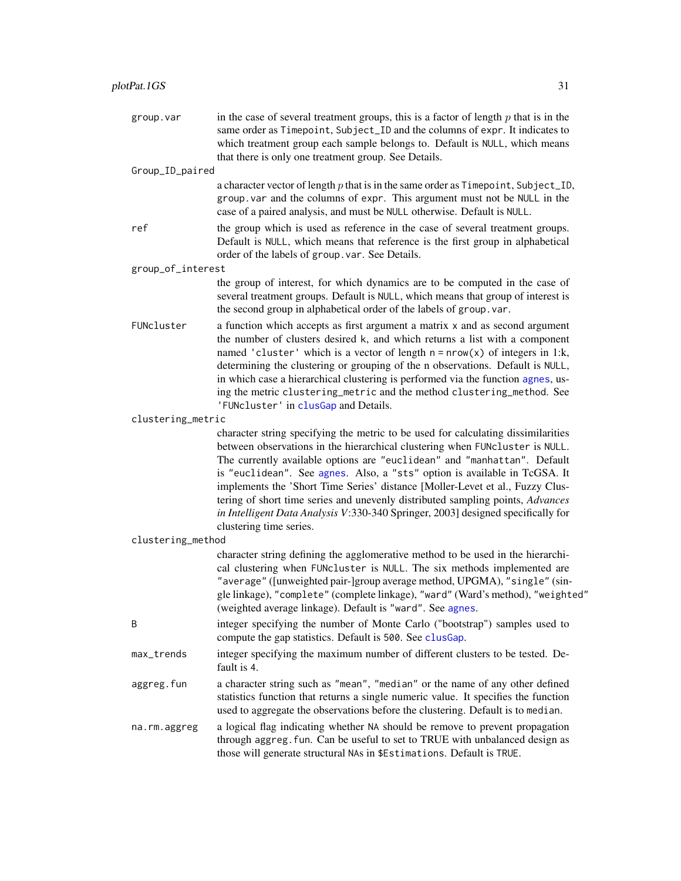`group.var` in the case of several treatment groups, this is a factor of length $p$ that is in the same order as `Timepoint`, `Subject_ID` and the columns of `expr`. It indicates to which treatment group each sample belongs to. Default is `NULL`, which means that there is only one treatment group. See Details.

`Group_ID_paired`
a character vector of length $p$ that is in the same order as `Timepoint`, `Subject_ID`, `group.var` and the columns of `expr`. This argument must not be `NULL` in the case of a paired analysis, and must be `NULL` otherwise. Default is `NULL`.

`ref` the group which is used as reference in the case of several treatment groups. Default is `NULL`, which means that reference is the first group in alphabetical order of the labels of `group.var`. See Details.

`group_of_interest`
the group of interest, for which dynamics are to be computed in the case of several treatment groups. Default is `NULL`, which means that group of interest is the second group in alphabetical order of the labels of `group.var`.

`FUNcluster` a function which accepts as first argument a matrix `x` and as second argument the number of clusters desired `k`, and which returns a list with a component named `'cluster'` which is a vector of length `n = nrow(x)` of integers in `1:k`, determining the clustering or grouping of the `n` observations. Default is `NULL`, in which case a hierarchical clustering is performed via the function `agnes`, using the metric `clustering_metric` and the method `clustering_method`. See `'FUNcluster'` in `clusGap` and Details.

`clustering_metric`
character string specifying the metric to be used for calculating dissimilarities between observations in the hierarchical clustering when `FUNcluster` is `NULL`. The currently available options are `"euclidean"` and `"manhattan"`. Default is `"euclidean"`. See `agnes`. Also, a `"sts"` option is available in TcGSA. It implements the 'Short Time Series' distance [Moller-Levet et al., Fuzzy Clustering of short time series and unevenly distributed sampling points, *Advances in Intelligent Data Analysis V*:330-340 Springer, 2003] designed specifically for clustering time series.

`clustering_method`
character string defining the agglomerative method to be used in the hierarchical clustering when `FUNcluster` is `NULL`. The six methods implemented are `"average"` ([unweighted pair-]group average method, UPGMA), `"single"` (single linkage), `"complete"` (complete linkage), `"ward"` (Ward's method), `"weighted"` (weighted average linkage). Default is `"ward"`. See `agnes`.

`B` integer specifying the number of Monte Carlo ("bootstrap") samples used to compute the gap statistics. Default is `500`. See `clusGap`.

`max_trends` integer specifying the maximum number of different clusters to be tested. Default is 4.

`aggreg.fun` a character string such as `"mean"`, `"median"` or the name of any other defined statistics function that returns a single numeric value. It specifies the function used to aggregate the observations before the clustering. Default is to `median`.

`na.rm.aggreg` a logical flag indicating whether `NA` should be remove to prevent propagation through `aggreg.fun`. Can be useful to set to TRUE with unbalanced design as those will generate structural `NA`s in `$Estimations`. Default is `TRUE`.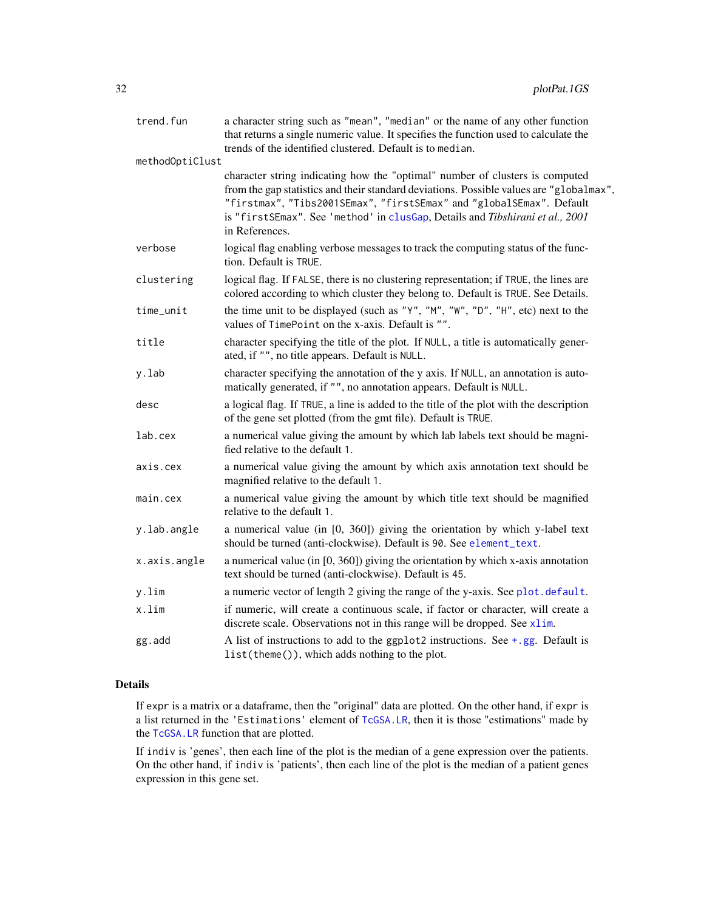| | |
|---|---|
| trend.fun | a character string such as "mean", "median" or the name of any other function that returns a single numeric value. It specifies the function used to calculate the trends of the identified clustered. Default is to median. |
| methodOptiClust | character string indicating how the "optimal" number of clusters is computed from the gap statistics and their standard deviations. Possible values are "globalmax", "firstmax", "Tibs2001SEmax", "firstSEmax" and "globalSEmax". Default is "firstSEmax". See 'method' in clusGap, Details and *Tibshirani et al., 2001* in References. |
| verbose | logical flag enabling verbose messages to track the computing status of the function. Default is TRUE. |
| clustering | logical flag. If FALSE, there is no clustering representation; if TRUE, the lines are colored according to which cluster they belong to. Default is TRUE. See Details. |
| time_unit | the time unit to be displayed (such as "Y", "M", "W", "D", "H", etc) next to the values of TimePoint on the x-axis. Default is "". |
| title | character specifying the title of the plot. If NULL, a title is automatically generated, if "", no title appears. Default is NULL. |
| y.lab | character specifying the annotation of the y axis. If NULL, an annotation is automatically generated, if "", no annotation appears. Default is NULL. |
| desc | a logical flag. If TRUE, a line is added to the title of the plot with the description of the gene set plotted (from the gmt file). Default is TRUE. |
| lab.cex | a numerical value giving the amount by which lab labels text should be magnified relative to the default 1. |
| axis.cex | a numerical value giving the amount by which axis annotation text should be magnified relative to the default 1. |
| main.cex | a numerical value giving the amount by which title text should be magnified relative to the default 1. |
| y.lab.angle | a numerical value (in [0, 360]) giving the orientation by which y-label text should be turned (anti-clockwise). Default is 90. See element_text. |
| x.axis.angle | a numerical value (in [0, 360]) giving the orientation by which x-axis annotation text should be turned (anti-clockwise). Default is 45. |
| y.lim | a numeric vector of length 2 giving the range of the y-axis. See plot.default. |
| x.lim | if numeric, will create a continuous scale, if factor or character, will create a discrete scale. Observations not in this range will be dropped. See xlim. |
| gg.add | A list of instructions to add to the ggplot2 instructions. See +.gg. Default is list(theme()), which adds nothing to the plot. |

## Details

If expr is a matrix or a dataframe, then the "original" data are plotted. On the other hand, if expr is a list returned in the 'Estimations' element of TcGSA.LR, then it is those "estimations" made by the TcGSA.LR function that are plotted.

If indiv is 'genes', then each line of the plot is the median of a gene expression over the patients. On the other hand, if indiv is 'patients', then each line of the plot is the median of a patient genes expression in this gene set.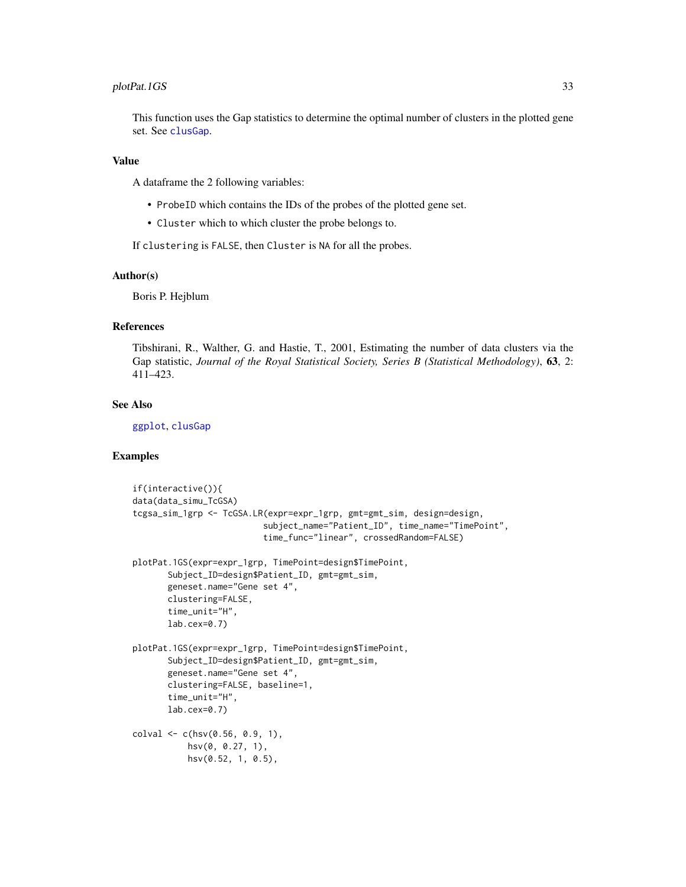This function uses the Gap statistics to determine the optimal number of clusters in the plotted gene set. See clusGap.

## Value

A dataframe the 2 following variables:

- ProbeID which contains the IDs of the probes of the plotted gene set.
- Cluster which to which cluster the probe belongs to.

If clustering is FALSE, then Cluster is NA for all the probes.

## Author(s)

Boris P. Hejblum

## References

Tibshirani, R., Walther, G. and Hastie, T., 2001, Estimating the number of data clusters via the Gap statistic, *Journal of the Royal Statistical Society, Series B (Statistical Methodology)*, **63**, 2: 411–423.

## See Also

ggplot, clusGap

## Examples

```
if(interactive()){
data(data_simu_TcGSA)
tcgsa_sim_1grp <- TcGSA.LR(expr=expr_1grp, gmt=gmt_sim, design=design,
                          subject_name="Patient_ID", time_name="TimePoint",
                          time_func="linear", crossedRandom=FALSE)

plotPat.1GS(expr=expr_1grp, TimePoint=design$TimePoint,
       Subject_ID=design$Patient_ID, gmt=gmt_sim,
       geneset.name="Gene set 4",
       clustering=FALSE,
       time_unit="H",
       lab.cex=0.7)

plotPat.1GS(expr=expr_1grp, TimePoint=design$TimePoint,
       Subject_ID=design$Patient_ID, gmt=gmt_sim,
       geneset.name="Gene set 4",
       clustering=FALSE, baseline=1,
       time_unit="H",
       lab.cex=0.7)

colval <- c(hsv(0.56, 0.9, 1),
           hsv(0, 0.27, 1),
           hsv(0.52, 1, 0.5),
```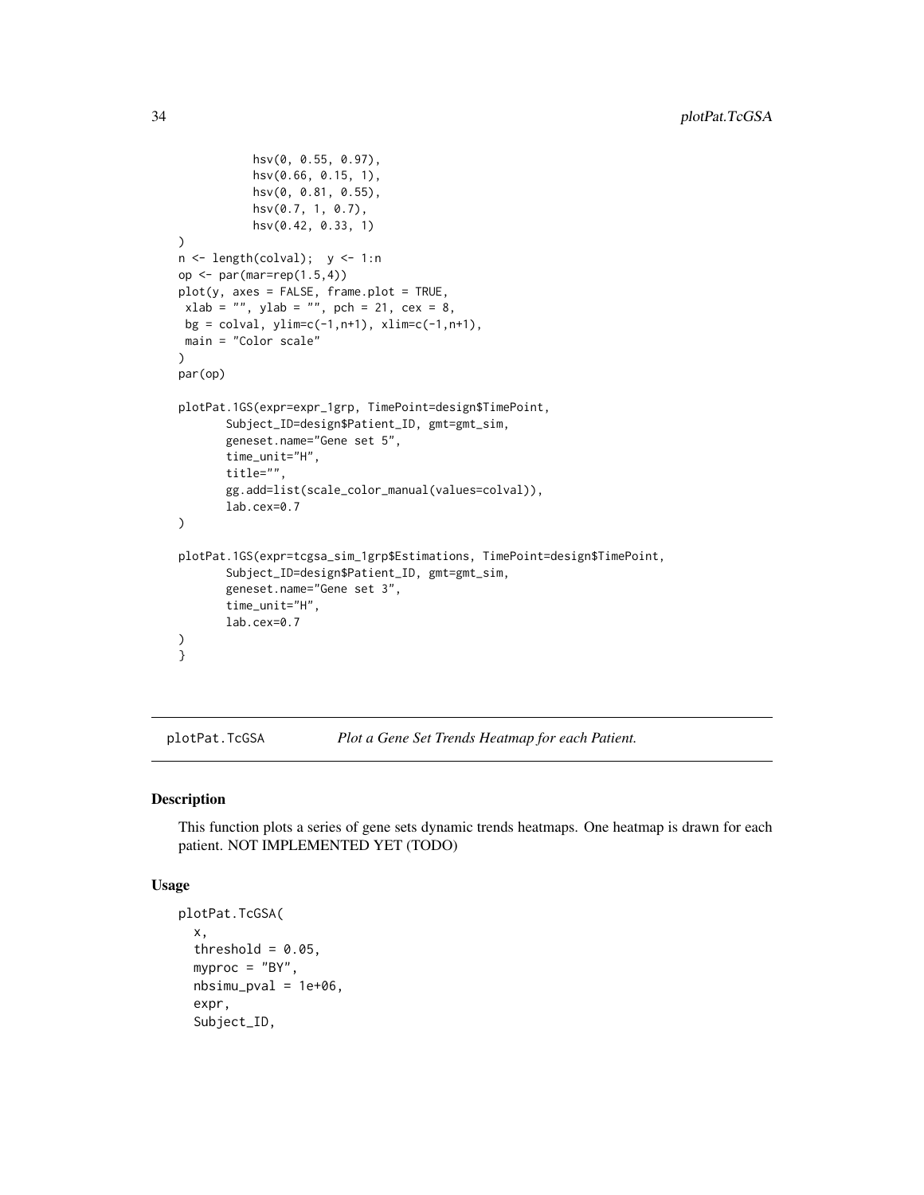```
           hsv(0, 0.55, 0.97),
           hsv(0.66, 0.15, 1),
           hsv(0, 0.81, 0.55),
           hsv(0.7, 1, 0.7),
           hsv(0.42, 0.33, 1)
)
n <- length(colval);  y <- 1:n
op <- par(mar=rep(1.5,4))
plot(y, axes = FALSE, frame.plot = TRUE,
 xlab = "", ylab = "", pch = 21, cex = 8,
 bg = colval, ylim=c(-1,n+1), xlim=c(-1,n+1),
 main = "Color scale"
)
par(op)

plotPat.1GS(expr=expr_1grp, TimePoint=design$TimePoint,
       Subject_ID=design$Patient_ID, gmt=gmt_sim,
       geneset.name="Gene set 5",
       time_unit="H",
       title="",
       gg.add=list(scale_color_manual(values=colval)),
       lab.cex=0.7
)

plotPat.1GS(expr=tcgsa_sim_1grp$Estimations, TimePoint=design$TimePoint,
       Subject_ID=design$Patient_ID, gmt=gmt_sim,
       geneset.name="Gene set 3",
       time_unit="H",
       lab.cex=0.7
)
}
```

## plotPat.TcGSA    *Plot a Gene Set Trends Heatmap for each Patient.*

### Description

This function plots a series of gene sets dynamic trends heatmaps. One heatmap is drawn for each patient. NOT IMPLEMENTED YET (TODO)

### Usage

```
plotPat.TcGSA(
  x,
  threshold = 0.05,
  myproc = "BY",
  nbsimu_pval = 1e+06,
  expr,
  Subject_ID,
```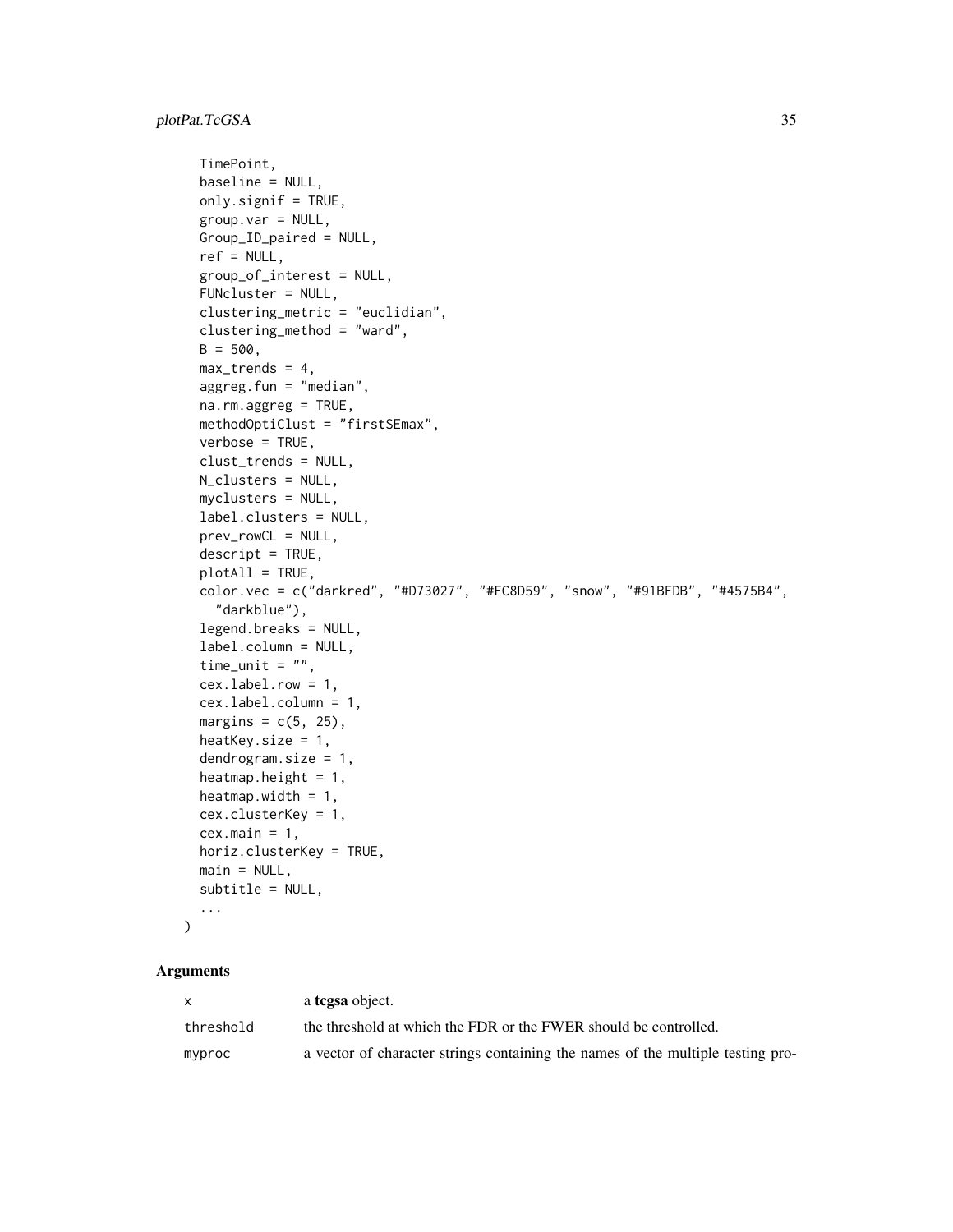```
  TimePoint,
  baseline = NULL,
  only.signif = TRUE,
  group.var = NULL,
  Group_ID_paired = NULL,
  ref = NULL,
  group_of_interest = NULL,
  FUNcluster = NULL,
  clustering_metric = "euclidian",
  clustering_method = "ward",
  B = 500,
  max_trends = 4,
  aggreg.fun = "median",
  na.rm.aggreg = TRUE,
  methodOptiClust = "firstSEmax",
  verbose = TRUE,
  clust_trends = NULL,
  N_clusters = NULL,
  myclusters = NULL,
  label.clusters = NULL,
  prev_rowCL = NULL,
  descript = TRUE,
  plotAll = TRUE,
  color.vec = c("darkred", "#D73027", "#FC8D59", "snow", "#91BFDB", "#4575B4",
    "darkblue"),
  legend.breaks = NULL,
  label.column = NULL,
  time_unit = "",
  cex.label.row = 1,
  cex.label.column = 1,
  margins = c(5, 25),
  heatKey.size = 1,
  dendrogram.size = 1,
  heatmap.height = 1,
  heatmap.width = 1,
  cex.clusterKey = 1,
  cex.main = 1,
  horiz.clusterKey = TRUE,
  main = NULL,
  subtitle = NULL,
  ...
)
```

## Arguments

| | |
|---|---|
| `x` | a **tcgsa** object. |
| `threshold` | the threshold at which the FDR or the FWER should be controlled. |
| `myproc` | a vector of character strings containing the names of the multiple testing pro- |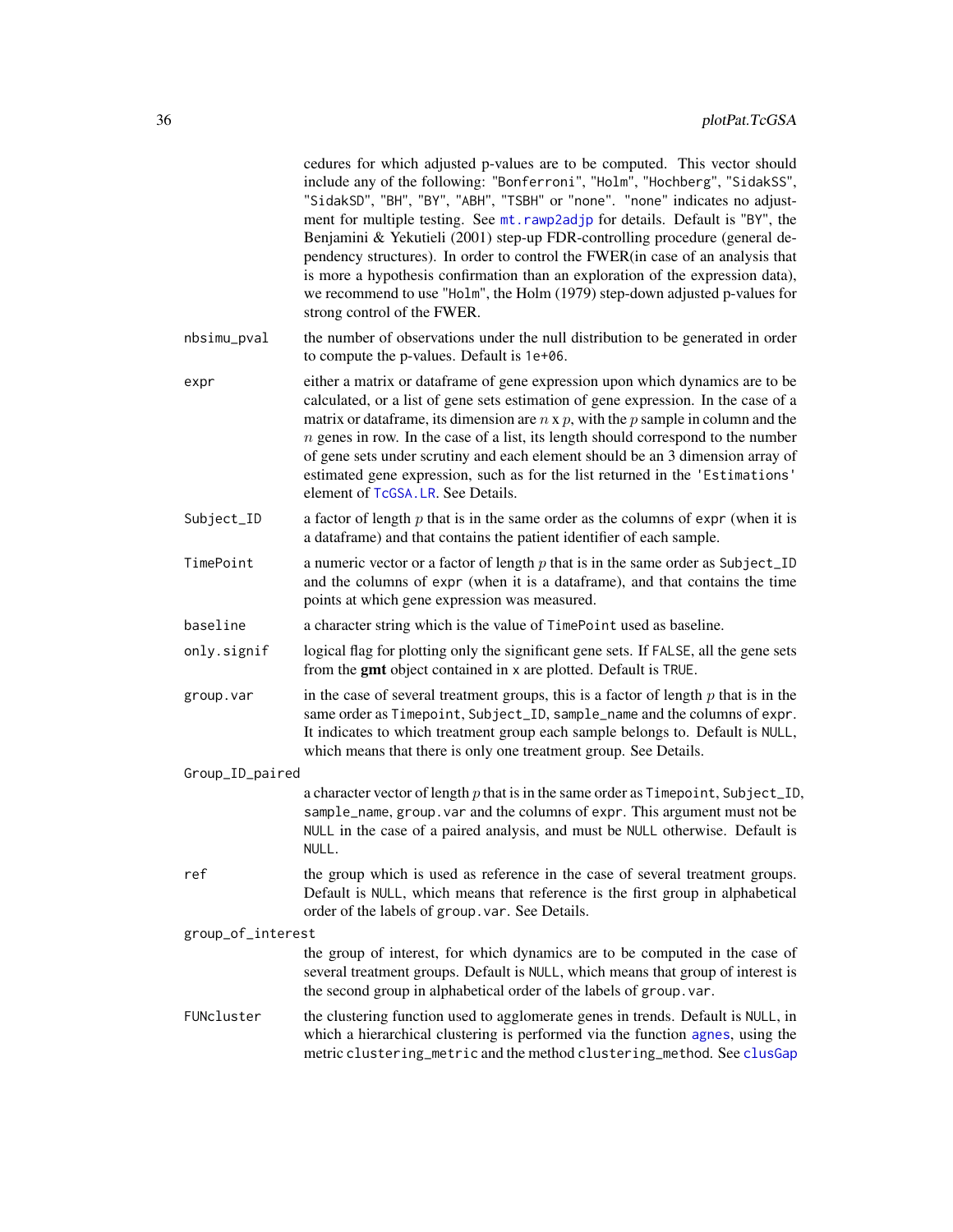cedures for which adjusted p-values are to be computed. This vector should include any of the following: "Bonferroni", "Holm", "Hochberg", "SidakSS", "SidakSD", "BH", "BY", "ABH", "TSBH" or "none". "none" indicates no adjustment for multiple testing. See mt.rawp2adjp for details. Default is "BY", the Benjamini & Yekutieli (2001) step-up FDR-controlling procedure (general dependency structures). In order to control the FWER(in case of an analysis that is more a hypothesis confirmation than an exploration of the expression data), we recommend to use "Holm", the Holm (1979) step-down adjusted p-values for strong control of the FWER.

`nbsimu_pval`
: the number of observations under the null distribution to be generated in order to compute the p-values. Default is `1e+06`.

`expr`
: either a matrix or dataframe of gene expression upon which dynamics are to be calculated, or a list of gene sets estimation of gene expression. In the case of a matrix or dataframe, its dimension are $n$ x $p$, with the $p$ sample in column and the $n$ genes in row. In the case of a list, its length should correspond to the number of gene sets under scrutiny and each element should be an 3 dimension array of estimated gene expression, such as for the list returned in the 'Estimations' element of TcGSA.LR. See Details.

`Subject_ID`
: a factor of length $p$ that is in the same order as the columns of `expr` (when it is a dataframe) and that contains the patient identifier of each sample.

`TimePoint`
: a numeric vector or a factor of length $p$ that is in the same order as `Subject_ID` and the columns of `expr` (when it is a dataframe), and that contains the time points at which gene expression was measured.

`baseline`
: a character string which is the value of `TimePoint` used as baseline.

`only.signif`
: logical flag for plotting only the significant gene sets. If `FALSE`, all the gene sets from the **gmt** object contained in `x` are plotted. Default is `TRUE`.

`group.var`
: in the case of several treatment groups, this is a factor of length $p$ that is in the same order as `Timepoint`, `Subject_ID`, `sample_name` and the columns of `expr`. It indicates to which treatment group each sample belongs to. Default is `NULL`, which means that there is only one treatment group. See Details.

`Group_ID_paired`
: a character vector of length $p$ that is in the same order as `Timepoint`, `Subject_ID`, `sample_name`, `group.var` and the columns of `expr`. This argument must not be `NULL` in the case of a paired analysis, and must be `NULL` otherwise. Default is `NULL`.

`ref`
: the group which is used as reference in the case of several treatment groups. Default is `NULL`, which means that reference is the first group in alphabetical order of the labels of `group.var`. See Details.

`group_of_interest`
: the group of interest, for which dynamics are to be computed in the case of several treatment groups. Default is `NULL`, which means that group of interest is the second group in alphabetical order of the labels of `group.var`.

`FUNcluster`
: the clustering function used to agglomerate genes in trends. Default is `NULL`, in which a hierarchical clustering is performed via the function agnes, using the metric `clustering_metric` and the method `clustering_method`. See clusGap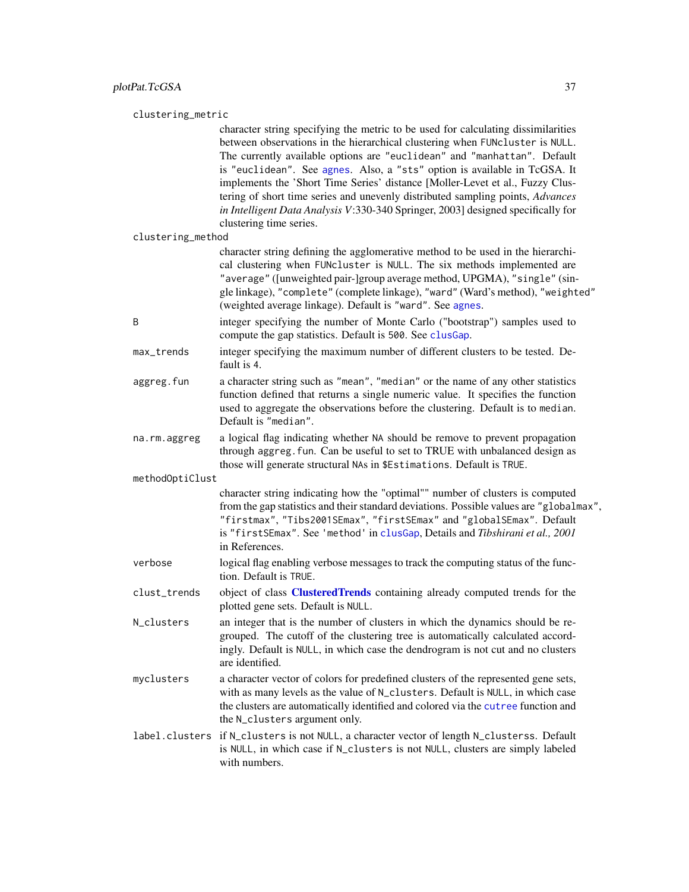`clustering_metric`
: character string specifying the metric to be used for calculating dissimilarities between observations in the hierarchical clustering when `FUNcluster` is `NULL`. The currently available options are `"euclidean"` and `"manhattan"`. Default is `"euclidean"`. See agnes. Also, a `"sts"` option is available in TcGSA. It implements the 'Short Time Series' distance [Moller-Levet et al., Fuzzy Clustering of short time series and unevenly distributed sampling points, *Advances in Intelligent Data Analysis V*:330-340 Springer, 2003] designed specifically for clustering time series.

`clustering_method`
: character string defining the agglomerative method to be used in the hierarchical clustering when `FUNcluster` is `NULL`. The six methods implemented are `"average"` ([unweighted pair-]group average method, UPGMA), `"single"` (single linkage), `"complete"` (complete linkage), `"ward"` (Ward's method), `"weighted"` (weighted average linkage). Default is `"ward"`. See agnes.

`B`
: integer specifying the number of Monte Carlo ("bootstrap") samples used to compute the gap statistics. Default is `500`. See clusGap.

`max_trends`
: integer specifying the maximum number of different clusters to be tested. Default is `4`.

`aggreg.fun`
: a character string such as `"mean"`, `"median"` or the name of any other statistics function defined that returns a single numeric value. It specifies the function used to aggregate the observations before the clustering. Default is to `median`. Default is `"median"`.

`na.rm.aggreg`
: a logical flag indicating whether `NA` should be remove to prevent propagation through `aggreg.fun`. Can be useful to set to TRUE with unbalanced design as those will generate structural `NA`s in `$Estimations`. Default is `TRUE`.

`methodOptiClust`
: character string indicating how the "optimal"" number of clusters is computed from the gap statistics and their standard deviations. Possible values are `"globalmax"`, `"firstmax"`, `"Tibs2001SEmax"`, `"firstSEmax"` and `"globalSEmax"`. Default is `"firstSEmax"`. See `'method'` in clusGap, Details and *Tibshirani et al., 2001* in References.

`verbose`
: logical flag enabling verbose messages to track the computing status of the function. Default is `TRUE`.

`clust_trends`
: object of class **ClusteredTrends** containing already computed trends for the plotted gene sets. Default is `NULL`.

`N_clusters`
: an integer that is the number of clusters in which the dynamics should be regrouped. The cutoff of the clustering tree is automatically calculated accordingly. Default is `NULL`, in which case the dendrogram is not cut and no clusters are identified.

`myclusters`
: a character vector of colors for predefined clusters of the represented gene sets, with as many levels as the value of `N_clusters`. Default is `NULL`, in which case the clusters are automatically identified and colored via the cutree function and the `N_clusters` argument only.

`label.clusters`
: if `N_clusters` is not `NULL`, a character vector of length `N_clusterss`. Default is `NULL`, in which case if `N_clusters` is not `NULL`, clusters are simply labeled with numbers.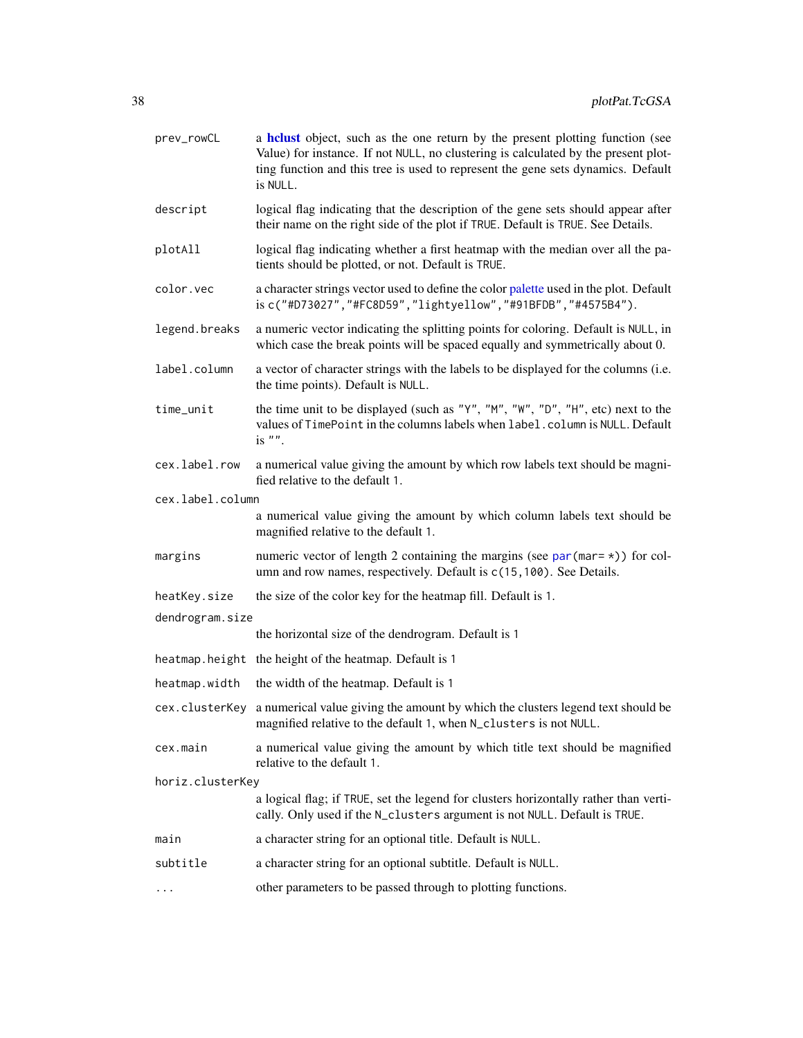| | |
|---|---|
| `prev_rowCL` | a **hclust** object, such as the one return by the present plotting function (see Value) for instance. If not `NULL`, no clustering is calculated by the present plotting function and this tree is used to represent the gene sets dynamics. Default is `NULL`. |
| `descript` | logical flag indicating that the description of the gene sets should appear after their name on the right side of the plot if `TRUE`. Default is `TRUE`. See Details. |
| `plotAll` | logical flag indicating whether a first heatmap with the median over all the patients should be plotted, or not. Default is `TRUE`. |
| `color.vec` | a character strings vector used to define the color palette used in the plot. Default is `c("#D73027","#FC8D59","lightyellow","#91BFDB","#4575B4")`. |
| `legend.breaks` | a numeric vector indicating the splitting points for coloring. Default is `NULL`, in which case the break points will be spaced equally and symmetrically about 0. |
| `label.column` | a vector of character strings with the labels to be displayed for the columns (i.e. the time points). Default is `NULL`. |
| `time_unit` | the time unit to be displayed (such as `"Y"`, `"M"`, `"W"`, `"D"`, `"H"`, etc) next to the values of `TimePoint` in the columns labels when `label.column` is `NULL`. Default is `""`. |
| `cex.label.row` | a numerical value giving the amount by which row labels text should be magnified relative to the default `1`. |
| `cex.label.column` | a numerical value giving the amount by which column labels text should be magnified relative to the default `1`. |
| `margins` | numeric vector of length 2 containing the margins (see `par(mar= *)`) for column and row names, respectively. Default is `c(15,100)`. See Details. |
| `heatKey.size` | the size of the color key for the heatmap fill. Default is `1`. |
| `dendrogram.size` | the horizontal size of the dendrogram. Default is `1` |
| `heatmap.height` | the height of the heatmap. Default is `1` |
| `heatmap.width` | the width of the heatmap. Default is `1` |
| `cex.clusterKey` | a numerical value giving the amount by which the clusters legend text should be magnified relative to the default `1`, when `N_clusters` is not `NULL`. |
| `cex.main` | a numerical value giving the amount by which title text should be magnified relative to the default `1`. |
| `horiz.clusterKey` | a logical flag; if `TRUE`, set the legend for clusters horizontally rather than vertically. Only used if the `N_clusters` argument is not `NULL`. Default is `TRUE`. |
| `main` | a character string for an optional title. Default is `NULL`. |
| `subtitle` | a character string for an optional subtitle. Default is `NULL`. |
| `...` | other parameters to be passed through to plotting functions. |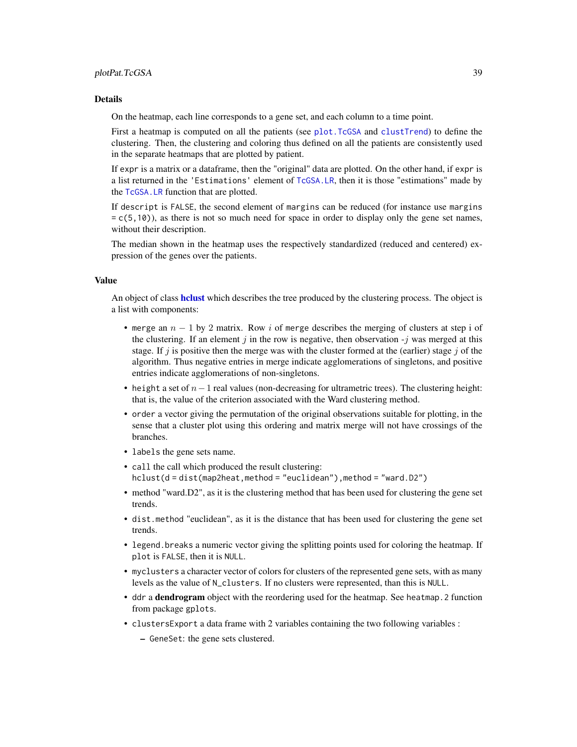### Details

On the heatmap, each line corresponds to a gene set, and each column to a time point.

First a heatmap is computed on all the patients (see `plot.TcGSA` and `clustTrend`) to define the clustering. Then, the clustering and coloring thus defined on all the patients are consistently used in the separate heatmaps that are plotted by patient.

If `expr` is a matrix or a dataframe, then the "original" data are plotted. On the other hand, if `expr` is a list returned in the `'Estimations'` element of `TcGSA.LR`, then it is those "estimations" made by the `TcGSA.LR` function that are plotted.

If `descript` is `FALSE`, the second element of `margins` can be reduced (for instance use `margins = c(5,10)`), as there is not so much need for space in order to display only the gene set names, without their description.

The median shown in the heatmap uses the respectively standardized (reduced and centered) expression of the genes over the patients.

### Value

An object of class **hclust** which describes the tree produced by the clustering process. The object is a list with components:

- `merge` an $n-1$ by 2 matrix. Row $i$ of `merge` describes the merging of clusters at step i of the clustering. If an element $j$ in the row is negative, then observation $-j$ was merged at this stage. If $j$ is positive then the merge was with the cluster formed at the (earlier) stage $j$ of the algorithm. Thus negative entries in merge indicate agglomerations of singletons, and positive entries indicate agglomerations of non-singletons.
- `height` a set of $n-1$ real values (non-decreasing for ultrametric trees). The clustering height: that is, the value of the criterion associated with the Ward clustering method.
- `order` a vector giving the permutation of the original observations suitable for plotting, in the sense that a cluster plot using this ordering and matrix merge will not have crossings of the branches.
- `labels` the gene sets name.
- `call` the call which produced the result clustering:
  `hclust(d = dist(map2heat,method = "euclidean"),method = "ward.D2")`
- method "ward.D2", as it is the clustering method that has been used for clustering the gene set trends.
- `dist.method` "euclidean", as it is the distance that has been used for clustering the gene set trends.
- `legend.breaks` a numeric vector giving the splitting points used for coloring the heatmap. If `plot` is `FALSE`, then it is `NULL`.
- `myclusters` a character vector of colors for clusters of the represented gene sets, with as many levels as the value of `N_clusters`. If no clusters were represented, than this is `NULL`.
- `ddr` a **dendrogram** object with the reordering used for the heatmap. See `heatmap.2` function from package `gplots`.
- `clustersExport` a data frame with 2 variables containing the two following variables :
  - `GeneSet`: the gene sets clustered.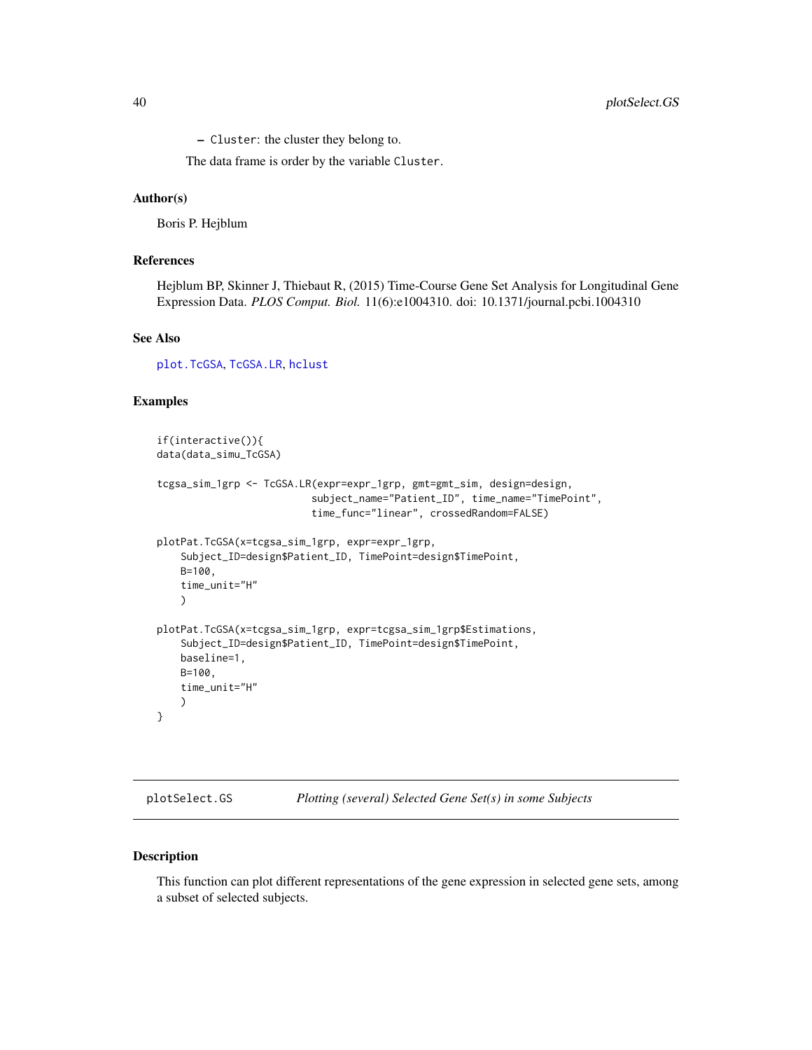- Cluster: the cluster they belong to.

The data frame is order by the variable Cluster.

## Author(s)

Boris P. Hejblum

## References

Hejblum BP, Skinner J, Thiebaut R, (2015) Time-Course Gene Set Analysis for Longitudinal Gene Expression Data. *PLOS Comput. Biol.* 11(6):e1004310. doi: 10.1371/journal.pcbi.1004310

## See Also

plot.TcGSA, TcGSA.LR, hclust

## Examples

```
if(interactive()){
data(data_simu_TcGSA)

tcgsa_sim_1grp <- TcGSA.LR(expr=expr_1grp, gmt=gmt_sim, design=design,
                          subject_name="Patient_ID", time_name="TimePoint",
                          time_func="linear", crossedRandom=FALSE)

plotPat.TcGSA(x=tcgsa_sim_1grp, expr=expr_1grp,
    Subject_ID=design$Patient_ID, TimePoint=design$TimePoint,
    B=100,
    time_unit="H"
    )

plotPat.TcGSA(x=tcgsa_sim_1grp, expr=tcgsa_sim_1grp$Estimations,
    Subject_ID=design$Patient_ID, TimePoint=design$TimePoint,
    baseline=1,
    B=100,
    time_unit="H"
    )
}
```

---

# plotSelect.GS *Plotting (several) Selected Gene Set(s) in some Subjects*

## Description

This function can plot different representations of the gene expression in selected gene sets, among a subset of selected subjects.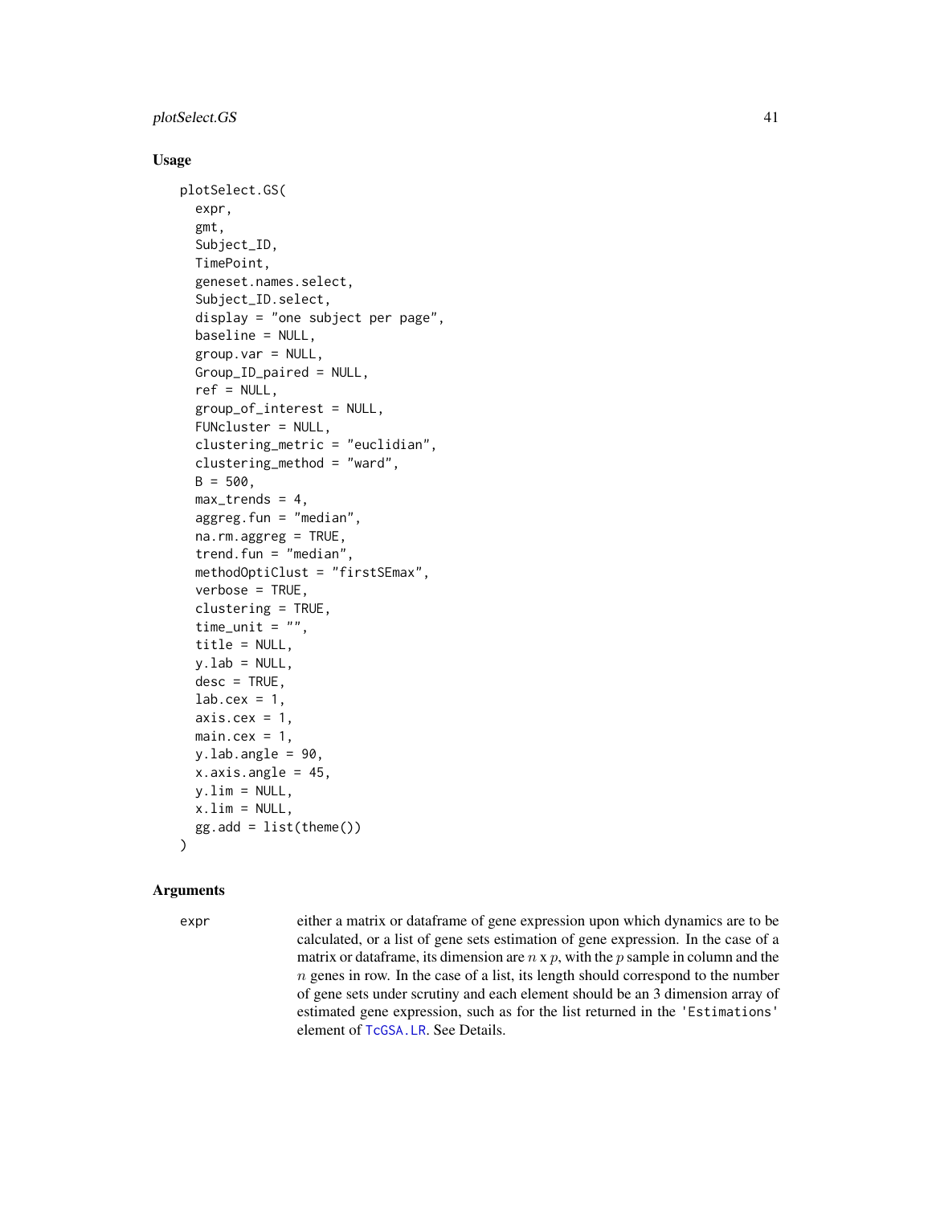### Usage

```
plotSelect.GS(
  expr,
  gmt,
  Subject_ID,
  TimePoint,
  geneset.names.select,
  Subject_ID.select,
  display = "one subject per page",
  baseline = NULL,
  group.var = NULL,
  Group_ID_paired = NULL,
  ref = NULL,
  group_of_interest = NULL,
  FUNcluster = NULL,
  clustering_metric = "euclidian",
  clustering_method = "ward",
  B = 500,
  max_trends = 4,
  aggreg.fun = "median",
  na.rm.aggreg = TRUE,
  trend.fun = "median",
  methodOptiClust = "firstSEmax",
  verbose = TRUE,
  clustering = TRUE,
  time_unit = "",
  title = NULL,
  y.lab = NULL,
  desc = TRUE,
  lab.cex = 1,
  axis.cex = 1,
  main.cex = 1,
  y.lab.angle = 90,
  x.axis.angle = 45,
  y.lim = NULL,
  x.lim = NULL,
  gg.add = list(theme())
)
```

### Arguments

`expr` either a matrix or dataframe of gene expression upon which dynamics are to be calculated, or a list of gene sets estimation of gene expression. In the case of a matrix or dataframe, its dimension are $n$ x $p$, with the $p$ sample in column and the $n$ genes in row. In the case of a list, its length should correspond to the number of gene sets under scrutiny and each element should be an 3 dimension array of estimated gene expression, such as for the list returned in the `'Estimations'` element of `TcGSA.LR`. See Details.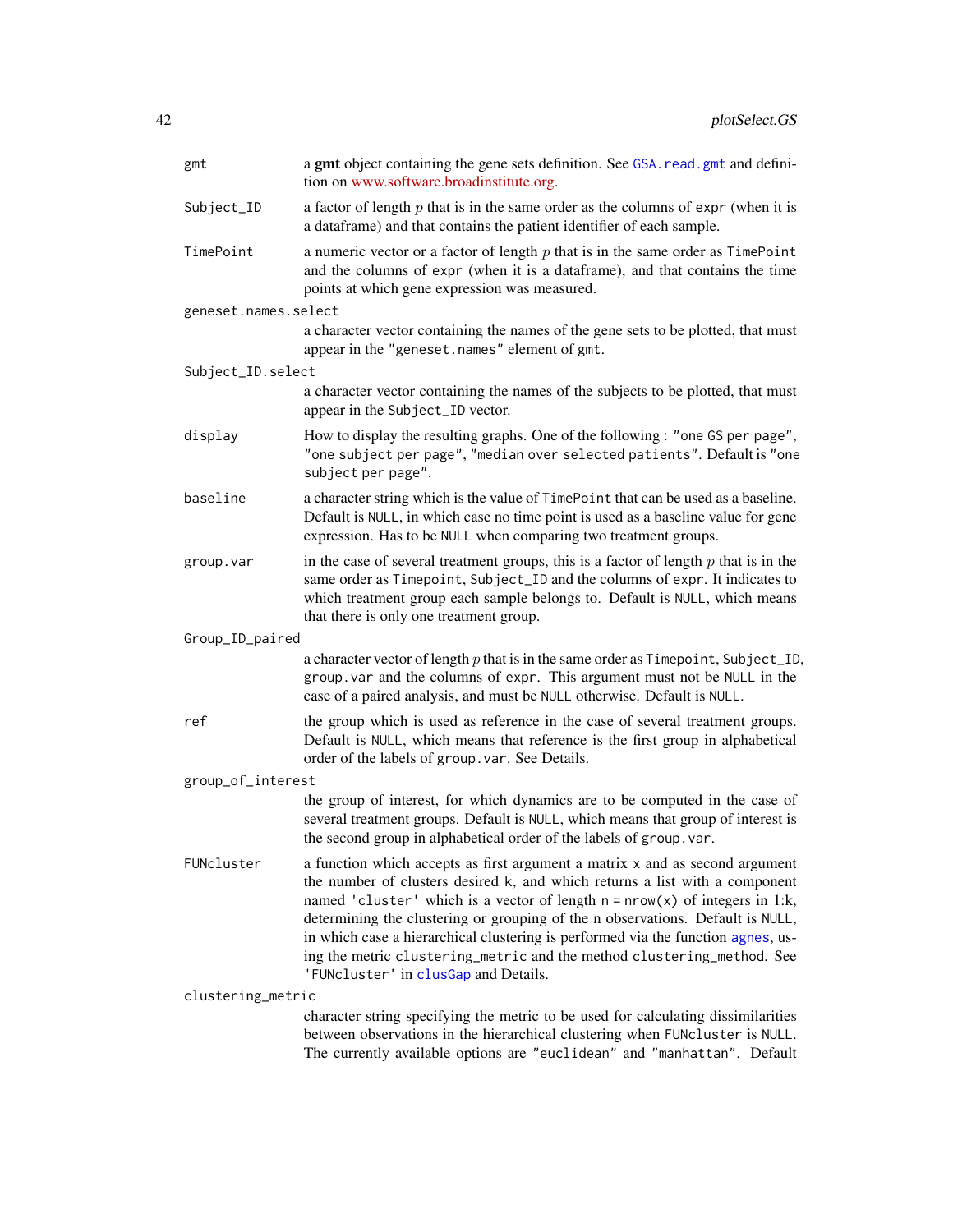| | |
|---|---|
| `gmt` | a **gmt** object containing the gene sets definition. See `GSA.read.gmt` and definition on www.software.broadinstitute.org. |
| `Subject_ID` | a factor of length $p$ that is in the same order as the columns of `expr` (when it is a dataframe) and that contains the patient identifier of each sample. |
| `TimePoint` | a numeric vector or a factor of length $p$ that is in the same order as `TimePoint` and the columns of `expr` (when it is a dataframe), and that contains the time points at which gene expression was measured. |
| `geneset.names.select` | a character vector containing the names of the gene sets to be plotted, that must appear in the `"geneset.names"` element of `gmt`. |
| `Subject_ID.select` | a character vector containing the names of the subjects to be plotted, that must appear in the `Subject_ID` vector. |
| `display` | How to display the resulting graphs. One of the following : `"one GS per page"`, `"one subject per page"`, `"median over selected patients"`. Default is `"one subject per page"`. |
| `baseline` | a character string which is the value of `TimePoint` that can be used as a baseline. Default is `NULL`, in which case no time point is used as a baseline value for gene expression. Has to be `NULL` when comparing two treatment groups. |
| `group.var` | in the case of several treatment groups, this is a factor of length $p$ that is in the same order as `Timepoint`, `Subject_ID` and the columns of `expr`. It indicates to which treatment group each sample belongs to. Default is `NULL`, which means that there is only one treatment group. |
| `Group_ID_paired` | a character vector of length $p$ that is in the same order as `Timepoint`, `Subject_ID`, `group.var` and the columns of `expr`. This argument must not be `NULL` in the case of a paired analysis, and must be `NULL` otherwise. Default is `NULL`. |
| `ref` | the group which is used as reference in the case of several treatment groups. Default is `NULL`, which means that reference is the first group in alphabetical order of the labels of `group.var`. See Details. |
| `group_of_interest` | the group of interest, for which dynamics are to be computed in the case of several treatment groups. Default is `NULL`, which means that group of interest is the second group in alphabetical order of the labels of `group.var`. |
| `FUNcluster` | a function which accepts as first argument a matrix `x` and as second argument the number of clusters desired `k`, and which returns a list with a component named `'cluster'` which is a vector of length `n = nrow(x)` of integers in 1:k, determining the clustering or grouping of the n observations. Default is `NULL`, in which case a hierarchical clustering is performed via the function `agnes`, using the metric `clustering_metric` and the method `clustering_method`. See `'FUNcluster'` in `clusGap` and Details. |
| `clustering_metric` | character string specifying the metric to be used for calculating dissimilarities between observations in the hierarchical clustering when `FUNcluster` is `NULL`. The currently available options are `"euclidean"` and `"manhattan"`. Default |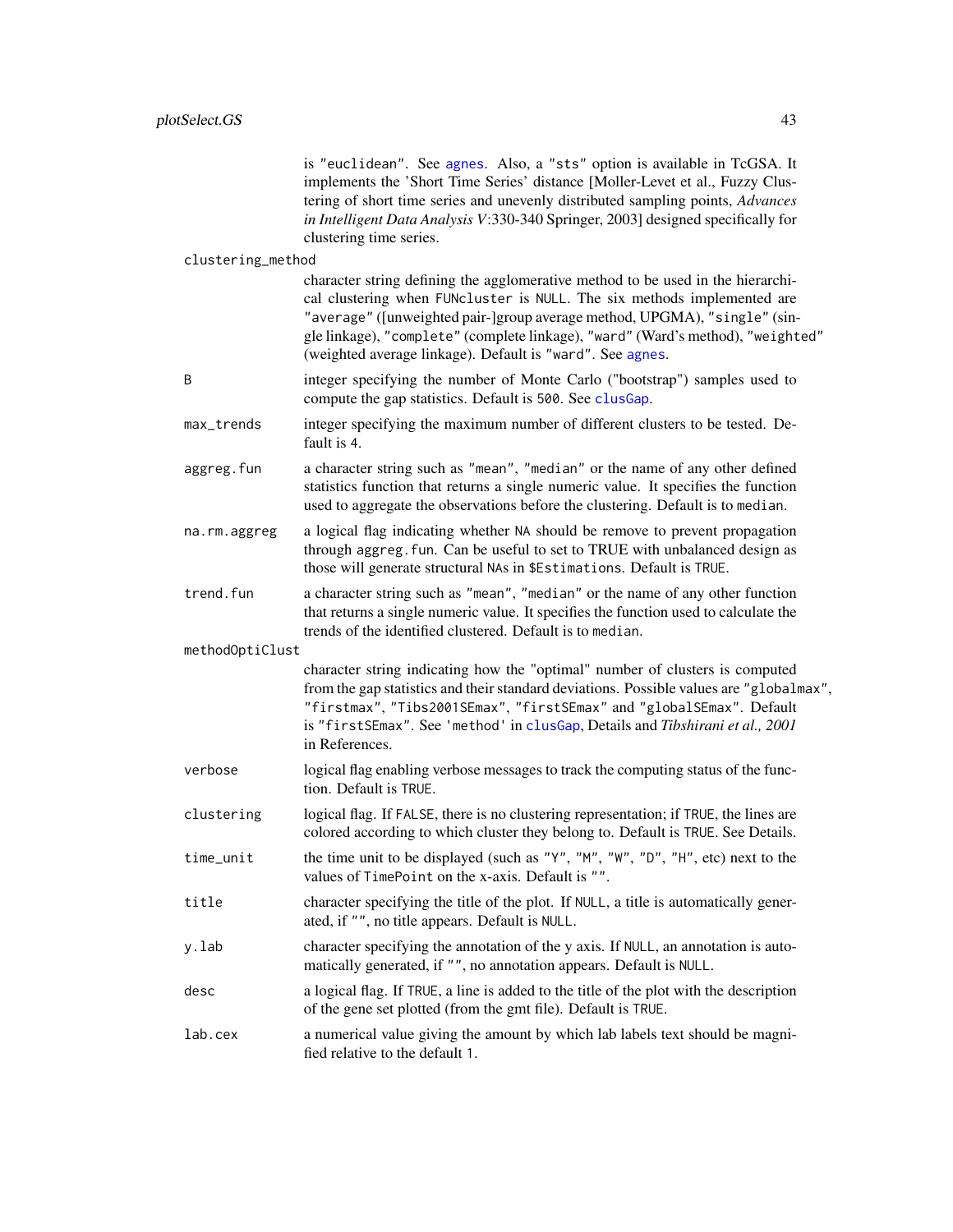is "euclidean". See agnes. Also, a "sts" option is available in TcGSA. It implements the 'Short Time Series' distance [Moller-Levet et al., Fuzzy Clustering of short time series and unevenly distributed sampling points, *Advances in Intelligent Data Analysis V*:330-340 Springer, 2003] designed specifically for clustering time series.

**clustering_method**
: character string defining the agglomerative method to be used in the hierarchical clustering when FUNcluster is NULL. The six methods implemented are "average" ([unweighted pair-]group average method, UPGMA), "single" (single linkage), "complete" (complete linkage), "ward" (Ward's method), "weighted" (weighted average linkage). Default is "ward". See agnes.

**B**
: integer specifying the number of Monte Carlo ("bootstrap") samples used to compute the gap statistics. Default is 500. See clusGap.

**max_trends**
: integer specifying the maximum number of different clusters to be tested. Default is 4.

**aggreg.fun**
: a character string such as "mean", "median" or the name of any other defined statistics function that returns a single numeric value. It specifies the function used to aggregate the observations before the clustering. Default is to median.

**na.rm.aggreg**
: a logical flag indicating whether NA should be remove to prevent propagation through aggreg.fun. Can be useful to set to TRUE with unbalanced design as those will generate structural NAs in $Estimations. Default is TRUE.

**trend.fun**
: a character string such as "mean", "median" or the name of any other function that returns a single numeric value. It specifies the function used to calculate the trends of the identified clustered. Default is to median.

**methodOptiClust**
: character string indicating how the "optimal" number of clusters is computed from the gap statistics and their standard deviations. Possible values are "globalmax", "firstmax", "Tibs2001SEmax", "firstSEmax" and "globalSEmax". Default is "firstSEmax". See 'method' in clusGap, Details and *Tibshirani et al., 2001* in References.

**verbose**
: logical flag enabling verbose messages to track the computing status of the function. Default is TRUE.

**clustering**
: logical flag. If FALSE, there is no clustering representation; if TRUE, the lines are colored according to which cluster they belong to. Default is TRUE. See Details.

**time_unit**
: the time unit to be displayed (such as "Y", "M", "W", "D", "H", etc) next to the values of TimePoint on the x-axis. Default is "".

**title**
: character specifying the title of the plot. If NULL, a title is automatically generated, if "", no title appears. Default is NULL.

**y.lab**
: character specifying the annotation of the y axis. If NULL, an annotation is automatically generated, if "", no annotation appears. Default is NULL.

**desc**
: a logical flag. If TRUE, a line is added to the title of the plot with the description of the gene set plotted (from the gmt file). Default is TRUE.

**lab.cex**
: a numerical value giving the amount by which lab labels text should be magnified relative to the default 1.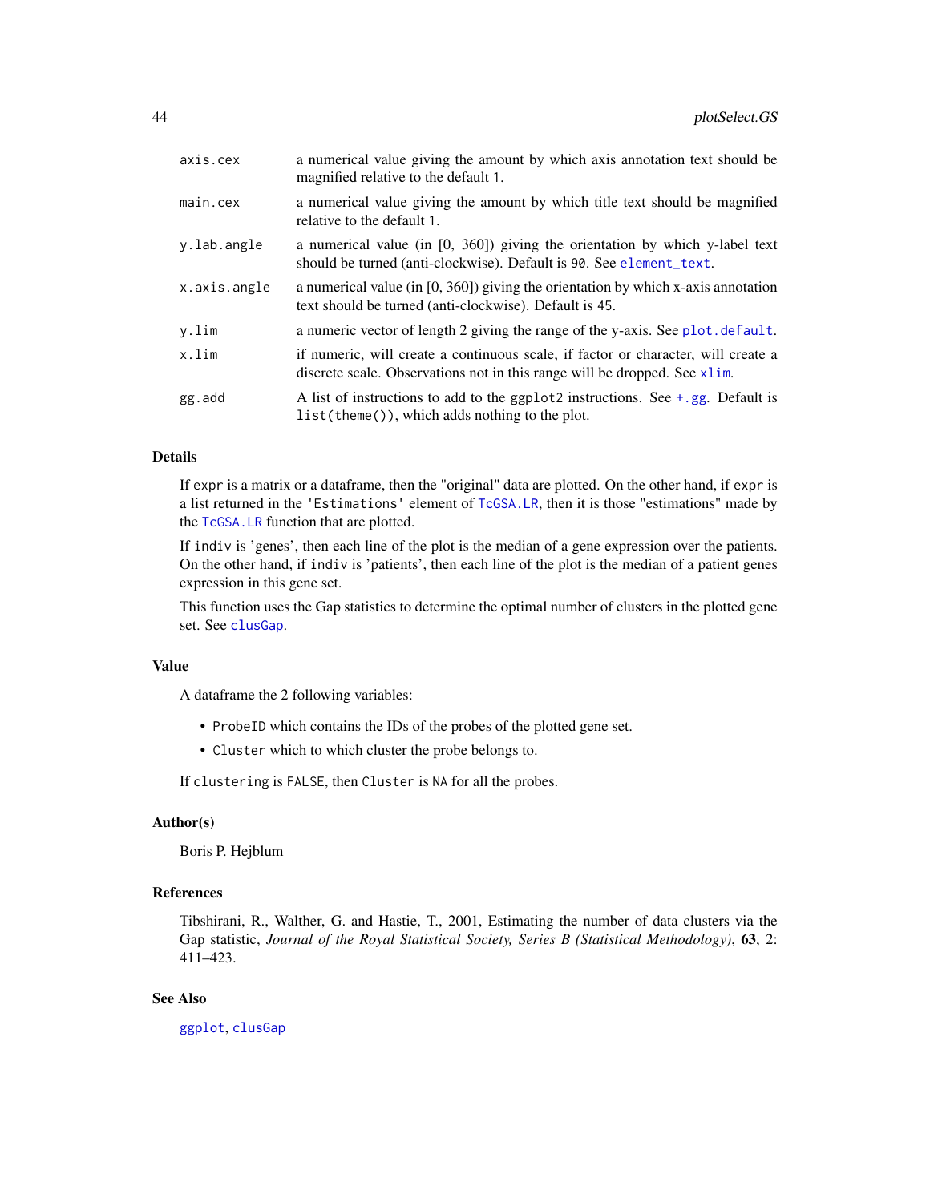| | |
|---|---|
| `axis.cex` | a numerical value giving the amount by which axis annotation text should be magnified relative to the default `1`. |
| `main.cex` | a numerical value giving the amount by which title text should be magnified relative to the default `1`. |
| `y.lab.angle` | a numerical value (in [0, 360]) giving the orientation by which y-label text should be turned (anti-clockwise). Default is `90`. See `element_text`. |
| `x.axis.angle` | a numerical value (in [0, 360]) giving the orientation by which x-axis annotation text should be turned (anti-clockwise). Default is `45`. |
| `y.lim` | a numeric vector of length 2 giving the range of the y-axis. See `plot.default`. |
| `x.lim` | if numeric, will create a continuous scale, if factor or character, will create a discrete scale. Observations not in this range will be dropped. See `xlim`. |
| `gg.add` | A list of instructions to add to the ggplot2 instructions. See `+.gg`. Default is `list(theme())`, which adds nothing to the plot. |

### Details

If `expr` is a matrix or a dataframe, then the "original" data are plotted. On the other hand, if `expr` is a list returned in the `'Estimations'` element of `TcGSA.LR`, then it is those "estimations" made by the `TcGSA.LR` function that are plotted.

If `indiv` is 'genes', then each line of the plot is the median of a gene expression over the patients. On the other hand, if `indiv` is 'patients', then each line of the plot is the median of a patient genes expression in this gene set.

This function uses the Gap statistics to determine the optimal number of clusters in the plotted gene set. See `clusGap`.

### Value

A dataframe the 2 following variables:

- `ProbeID` which contains the IDs of the probes of the plotted gene set.
- `Cluster` which to which cluster the probe belongs to.

If `clustering` is `FALSE`, then `Cluster` is `NA` for all the probes.

### Author(s)

Boris P. Hejblum

### References

Tibshirani, R., Walther, G. and Hastie, T., 2001, Estimating the number of data clusters via the Gap statistic, *Journal of the Royal Statistical Society, Series B (Statistical Methodology)*, **63**, 2: 411–423.

### See Also

`ggplot`, `clusGap`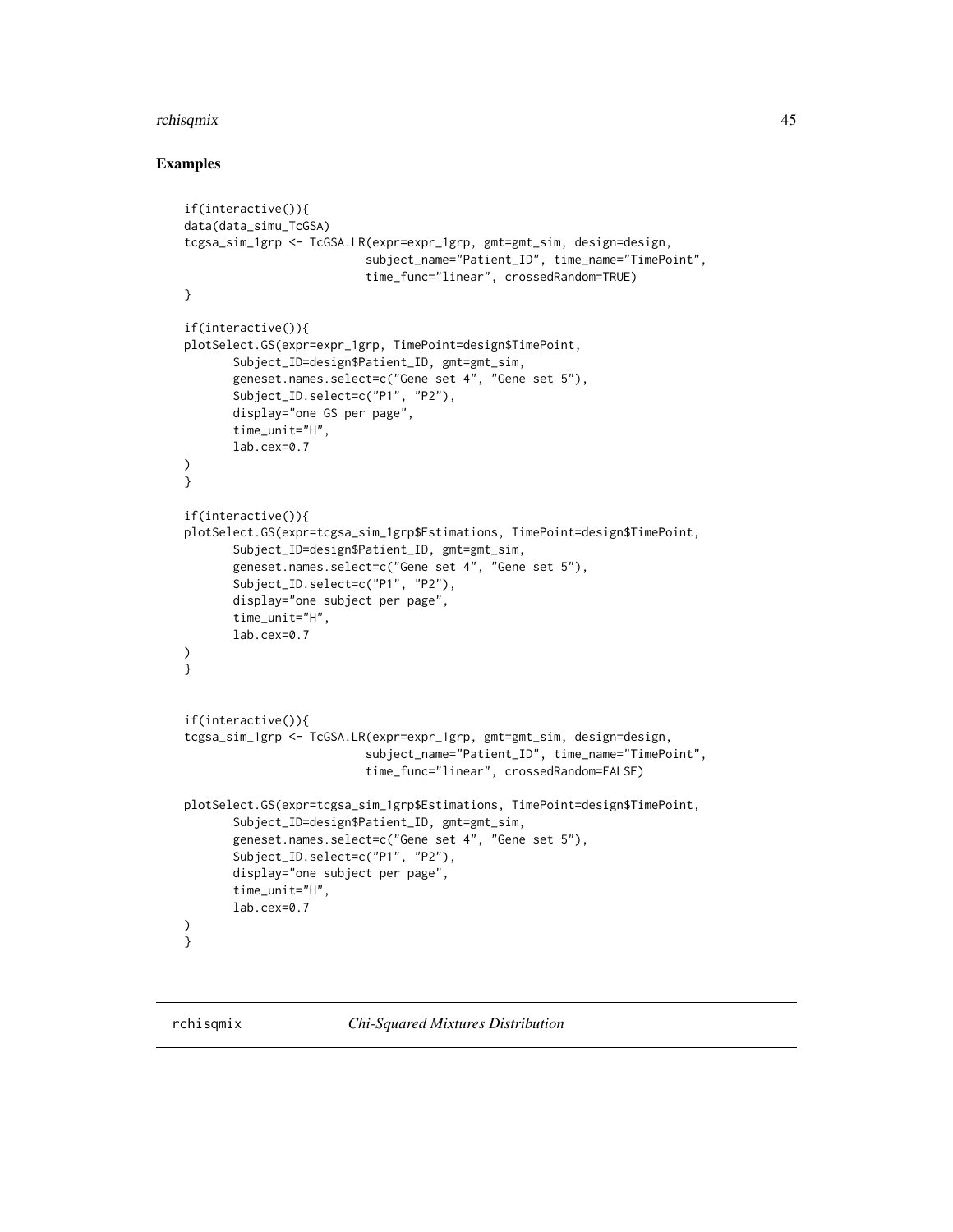## Examples

```
if(interactive()){
data(data_simu_TcGSA)
tcgsa_sim_1grp <- TcGSA.LR(expr=expr_1grp, gmt=gmt_sim, design=design,
                           subject_name="Patient_ID", time_name="TimePoint",
                           time_func="linear", crossedRandom=TRUE)
}

if(interactive()){
plotSelect.GS(expr=expr_1grp, TimePoint=design$TimePoint,
       Subject_ID=design$Patient_ID, gmt=gmt_sim,
       geneset.names.select=c("Gene set 4", "Gene set 5"),
       Subject_ID.select=c("P1", "P2"),
       display="one GS per page",
       time_unit="H",
       lab.cex=0.7
)
}

if(interactive()){
plotSelect.GS(expr=tcgsa_sim_1grp$Estimations, TimePoint=design$TimePoint,
       Subject_ID=design$Patient_ID, gmt=gmt_sim,
       geneset.names.select=c("Gene set 4", "Gene set 5"),
       Subject_ID.select=c("P1", "P2"),
       display="one subject per page",
       time_unit="H",
       lab.cex=0.7
)
}


if(interactive()){
tcgsa_sim_1grp <- TcGSA.LR(expr=expr_1grp, gmt=gmt_sim, design=design,
                           subject_name="Patient_ID", time_name="TimePoint",
                           time_func="linear", crossedRandom=FALSE)

plotSelect.GS(expr=tcgsa_sim_1grp$Estimations, TimePoint=design$TimePoint,
       Subject_ID=design$Patient_ID, gmt=gmt_sim,
       geneset.names.select=c("Gene set 4", "Gene set 5"),
       Subject_ID.select=c("P1", "P2"),
       display="one subject per page",
       time_unit="H",
       lab.cex=0.7
)
}
```

---

# rchisqmix *Chi-Squared Mixtures Distribution*

---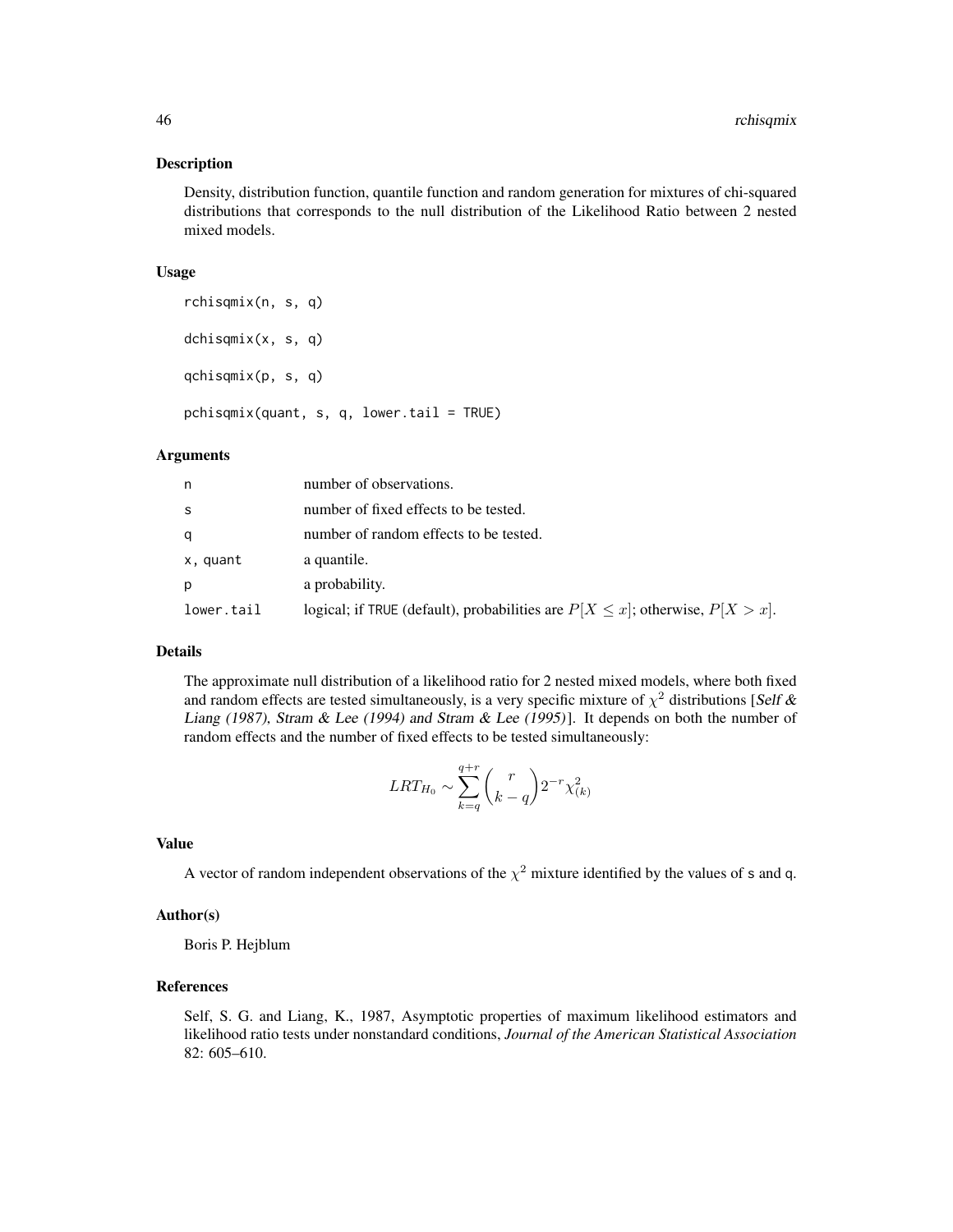## Description

Density, distribution function, quantile function and random generation for mixtures of chi-squared distributions that corresponds to the null distribution of the Likelihood Ratio between 2 nested mixed models.

## Usage

```
rchisqmix(n, s, q)

dchisqmix(x, s, q)

qchisqmix(p, s, q)

pchisqmix(quant, s, q, lower.tail = TRUE)
```

## Arguments

| | |
|---|---|
| n | number of observations. |
| s | number of fixed effects to be tested. |
| q | number of random effects to be tested. |
| x, quant | a quantile. |
| p | a probability. |
| lower.tail | logical; if TRUE (default), probabilities are $P[X \leq x]$; otherwise, $P[X > x]$. |

## Details

The approximate null distribution of a likelihood ratio for 2 nested mixed models, where both fixed and random effects are tested simultaneously, is a very specific mixture of $\chi^2$ distributions [*Self & Liang (1987), Stram & Lee (1994) and Stram & Lee (1995)*]. It depends on both the number of random effects and the number of fixed effects to be tested simultaneously:

$$LRT_{H_0} \sim \sum_{k=q}^{q+r} \binom{r}{k-q} 2^{-r} \chi^2_{(k)}$$

## Value

A vector of random independent observations of the $\chi^2$ mixture identified by the values of s and q.

## Author(s)

Boris P. Hejblum

## References

Self, S. G. and Liang, K., 1987, Asymptotic properties of maximum likelihood estimators and likelihood ratio tests under nonstandard conditions, *Journal of the American Statistical Association* 82: 605–610.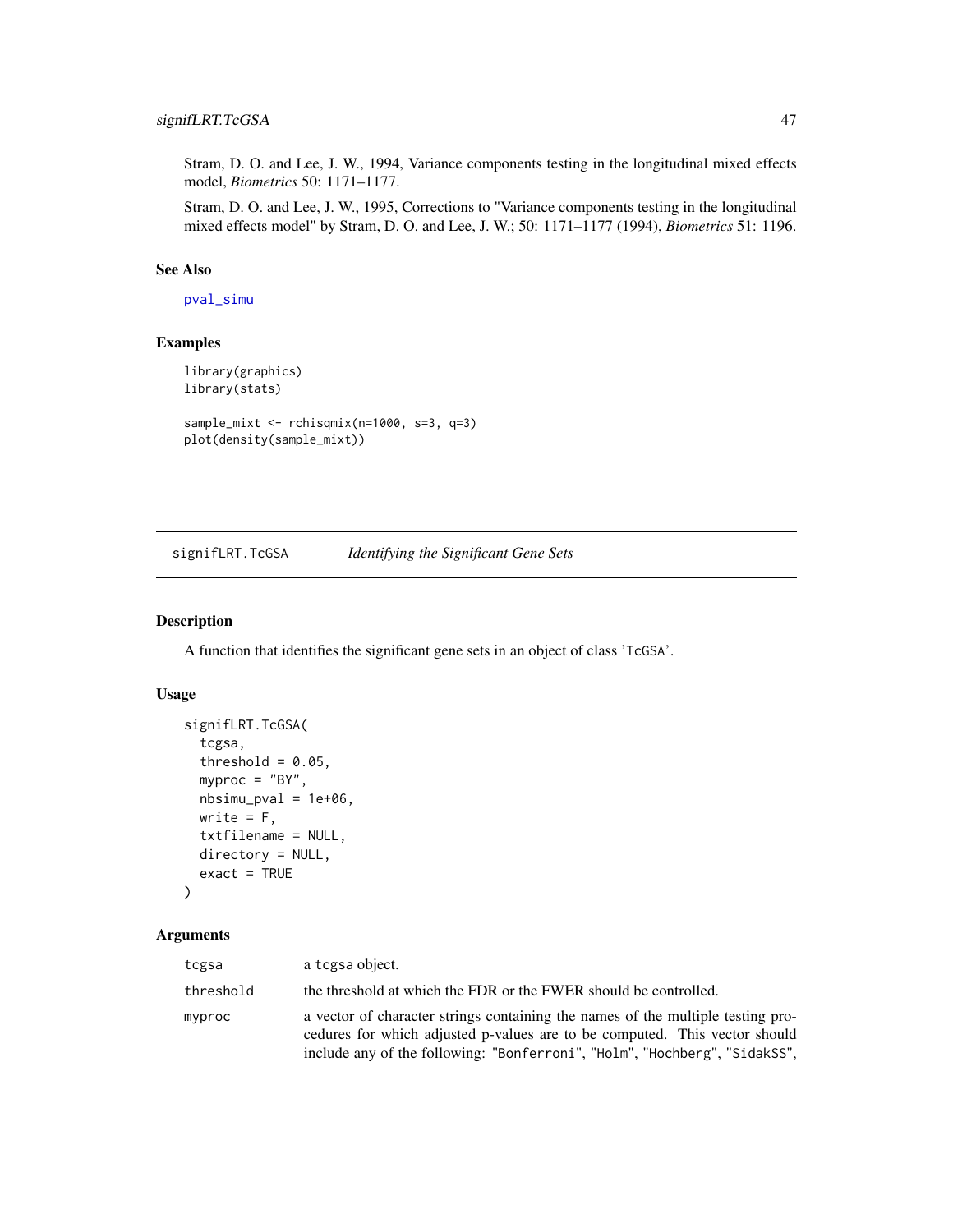Stram, D. O. and Lee, J. W., 1994, Variance components testing in the longitudinal mixed effects model, *Biometrics* 50: 1171–1177.

Stram, D. O. and Lee, J. W., 1995, Corrections to "Variance components testing in the longitudinal mixed effects model" by Stram, D. O. and Lee, J. W.; 50: 1171–1177 (1994), *Biometrics* 51: 1196.

### See Also

pval_simu

### Examples

```
library(graphics)
library(stats)

sample_mixt <- rchisqmix(n=1000, s=3, q=3)
plot(density(sample_mixt))
```

---

## signifLRT.TcGSA    *Identifying the Significant Gene Sets*

### Description

A function that identifies the significant gene sets in an object of class 'TcGSA'.

### Usage

```
signifLRT.TcGSA(
  tcgsa,
  threshold = 0.05,
  myproc = "BY",
  nbsimu_pval = 1e+06,
  write = F,
  txtfilename = NULL,
  directory = NULL,
  exact = TRUE
)
```

### Arguments

| | |
|---|---|
| tcgsa | a tcgsa object. |
| threshold | the threshold at which the FDR or the FWER should be controlled. |
| myproc | a vector of character strings containing the names of the multiple testing procedures for which adjusted p-values are to be computed. This vector should include any of the following: "Bonferroni", "Holm", "Hochberg", "SidakSS", |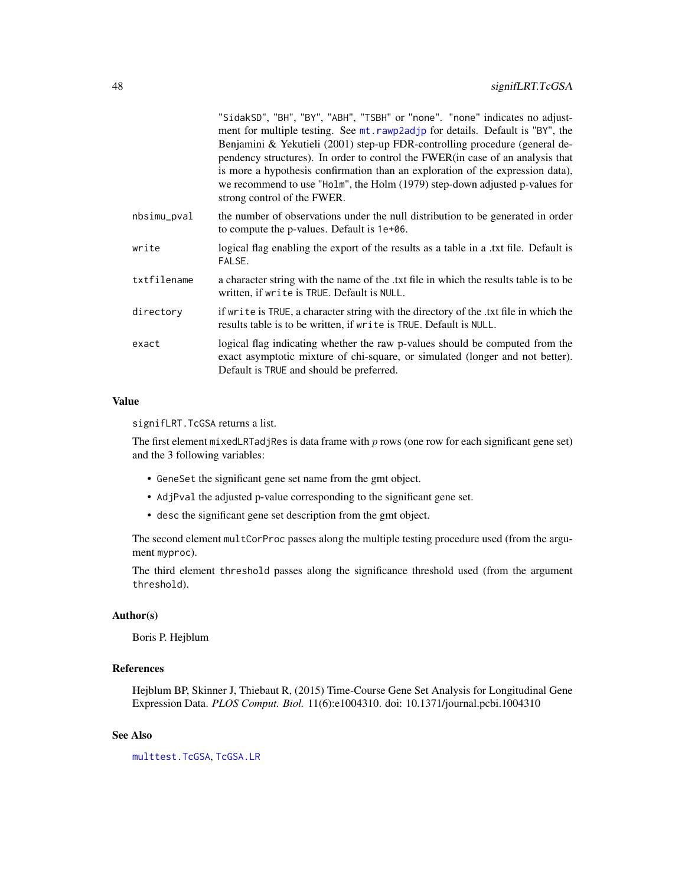"SidakSD", "BH", "BY", "ABH", "TSBH" or "none". "none" indicates no adjustment for multiple testing. See mt.rawp2adjp for details. Default is "BY", the Benjamini & Yekutieli (2001) step-up FDR-controlling procedure (general dependency structures). In order to control the FWER(in case of an analysis that is more a hypothesis confirmation than an exploration of the expression data), we recommend to use "Holm", the Holm (1979) step-down adjusted p-values for strong control of the FWER.

| | |
|---|---|
| nbsimu_pval | the number of observations under the null distribution to be generated in order to compute the p-values. Default is 1e+06. |
| write | logical flag enabling the export of the results as a table in a .txt file. Default is FALSE. |
| txtfilename | a character string with the name of the .txt file in which the results table is to be written, if write is TRUE. Default is NULL. |
| directory | if write is TRUE, a character string with the directory of the .txt file in which the results table is to be written, if write is TRUE. Default is NULL. |
| exact | logical flag indicating whether the raw p-values should be computed from the exact asymptotic mixture of chi-square, or simulated (longer and not better). Default is TRUE and should be preferred. |

### Value

signifLRT.TcGSA returns a list.

The first element mixedLRTadjRes is data frame with $p$ rows (one row for each significant gene set) and the 3 following variables:

- GeneSet the significant gene set name from the gmt object.
- AdjPval the adjusted p-value corresponding to the significant gene set.
- desc the significant gene set description from the gmt object.

The second element multCorProc passes along the multiple testing procedure used (from the argument myproc).

The third element threshold passes along the significance threshold used (from the argument threshold).

### Author(s)

Boris P. Hejblum

### References

Hejblum BP, Skinner J, Thiebaut R, (2015) Time-Course Gene Set Analysis for Longitudinal Gene Expression Data. *PLOS Comput. Biol.* 11(6):e1004310. doi: 10.1371/journal.pcbi.1004310

### See Also

multtest.TcGSA, TcGSA.LR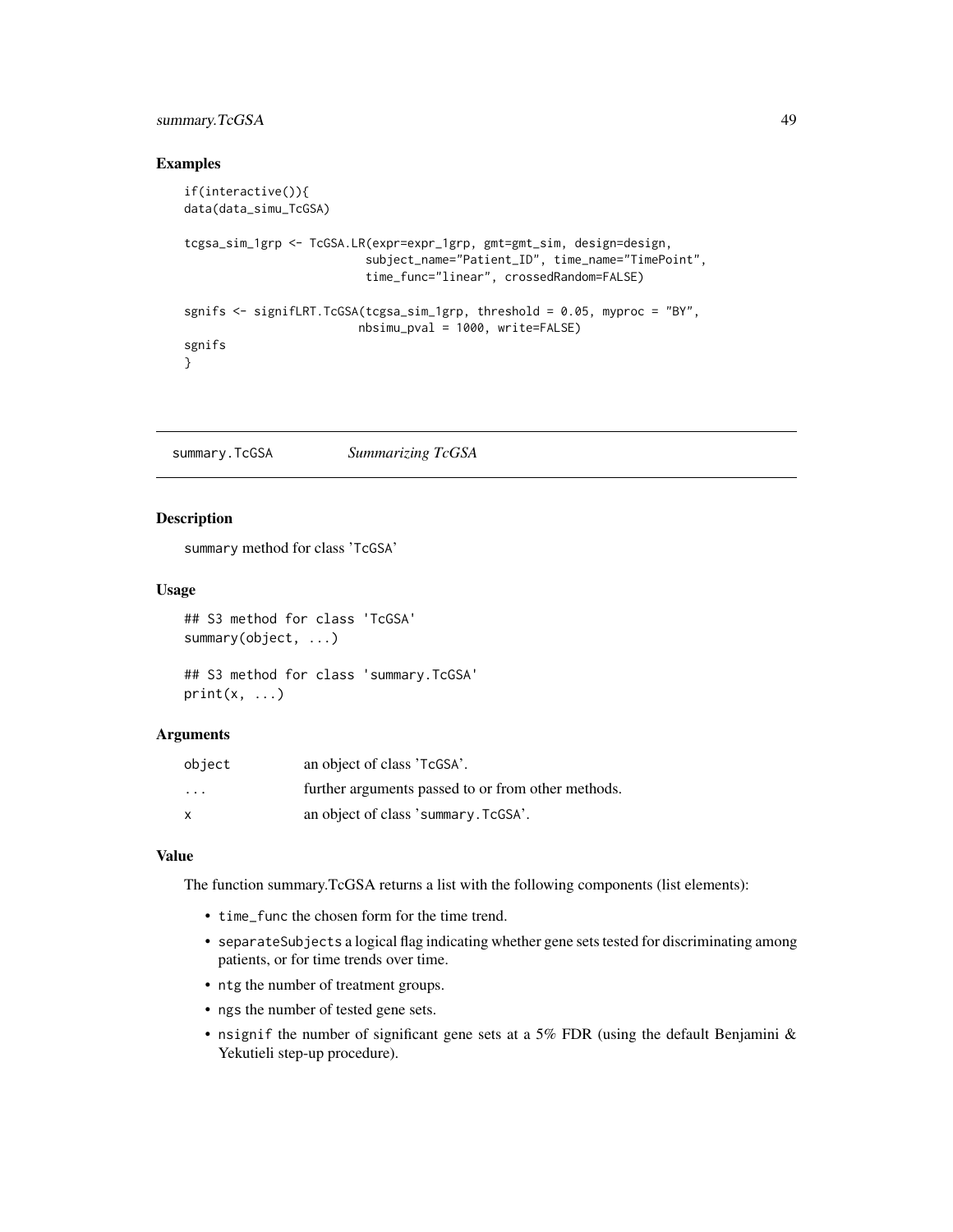## Examples

```
if(interactive()){
data(data_simu_TcGSA)

tcgsa_sim_1grp <- TcGSA.LR(expr=expr_1grp, gmt=gmt_sim, design=design,
                           subject_name="Patient_ID", time_name="TimePoint",
                           time_func="linear", crossedRandom=FALSE)

sgnifs <- signifLRT.TcGSA(tcgsa_sim_1grp, threshold = 0.05, myproc = "BY",
                          nbsimu_pval = 1000, write=FALSE)
sgnifs
}
```

---

# summary.TcGSA *Summarizing TcGSA*

## Description

summary method for class 'TcGSA'

## Usage

```
## S3 method for class 'TcGSA'
summary(object, ...)

## S3 method for class 'summary.TcGSA'
print(x, ...)
```

## Arguments

| | |
|---|---|
| object | an object of class 'TcGSA'. |
| ... | further arguments passed to or from other methods. |
| x | an object of class 'summary.TcGSA'. |

## Value

The function summary.TcGSA returns a list with the following components (list elements):

- time_func the chosen form for the time trend.
- separateSubjects a logical flag indicating whether gene sets tested for discriminating among patients, or for time trends over time.
- ntg the number of treatment groups.
- ngs the number of tested gene sets.
- nsignif the number of significant gene sets at a 5% FDR (using the default Benjamini & Yekutieli step-up procedure).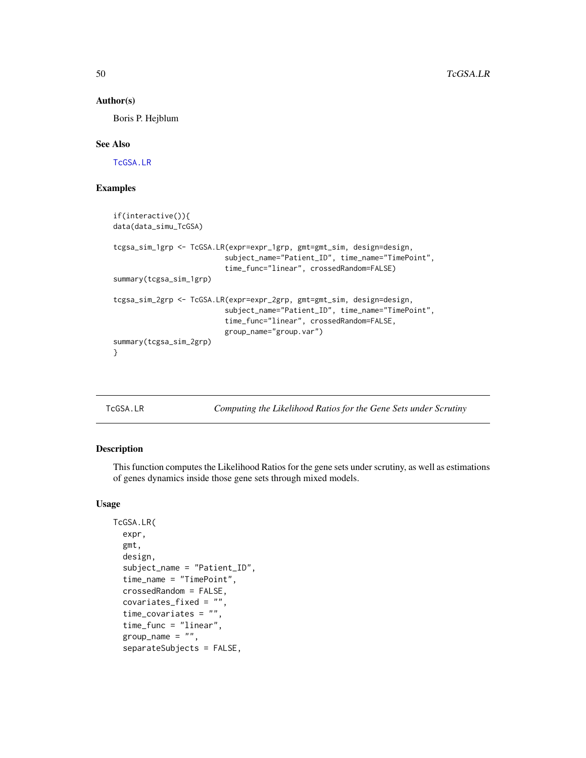## Author(s)

Boris P. Hejblum

## See Also

TcGSA.LR

## Examples

```
if(interactive()){
data(data_simu_TcGSA)

tcgsa_sim_1grp <- TcGSA.LR(expr=expr_1grp, gmt=gmt_sim, design=design,
                           subject_name="Patient_ID", time_name="TimePoint",
                           time_func="linear", crossedRandom=FALSE)
summary(tcgsa_sim_1grp)

tcgsa_sim_2grp <- TcGSA.LR(expr=expr_2grp, gmt=gmt_sim, design=design,
                           subject_name="Patient_ID", time_name="TimePoint",
                           time_func="linear", crossedRandom=FALSE,
                           group_name="group.var")
summary(tcgsa_sim_2grp)
}
```

---

# TcGSA.LR — *Computing the Likelihood Ratios for the Gene Sets under Scrutiny*

## Description

This function computes the Likelihood Ratios for the gene sets under scrutiny, as well as estimations of genes dynamics inside those gene sets through mixed models.

## Usage

```
TcGSA.LR(
  expr,
  gmt,
  design,
  subject_name = "Patient_ID",
  time_name = "TimePoint",
  crossedRandom = FALSE,
  covariates_fixed = "",
  time_covariates = "",
  time_func = "linear",
  group_name = "",
  separateSubjects = FALSE,
```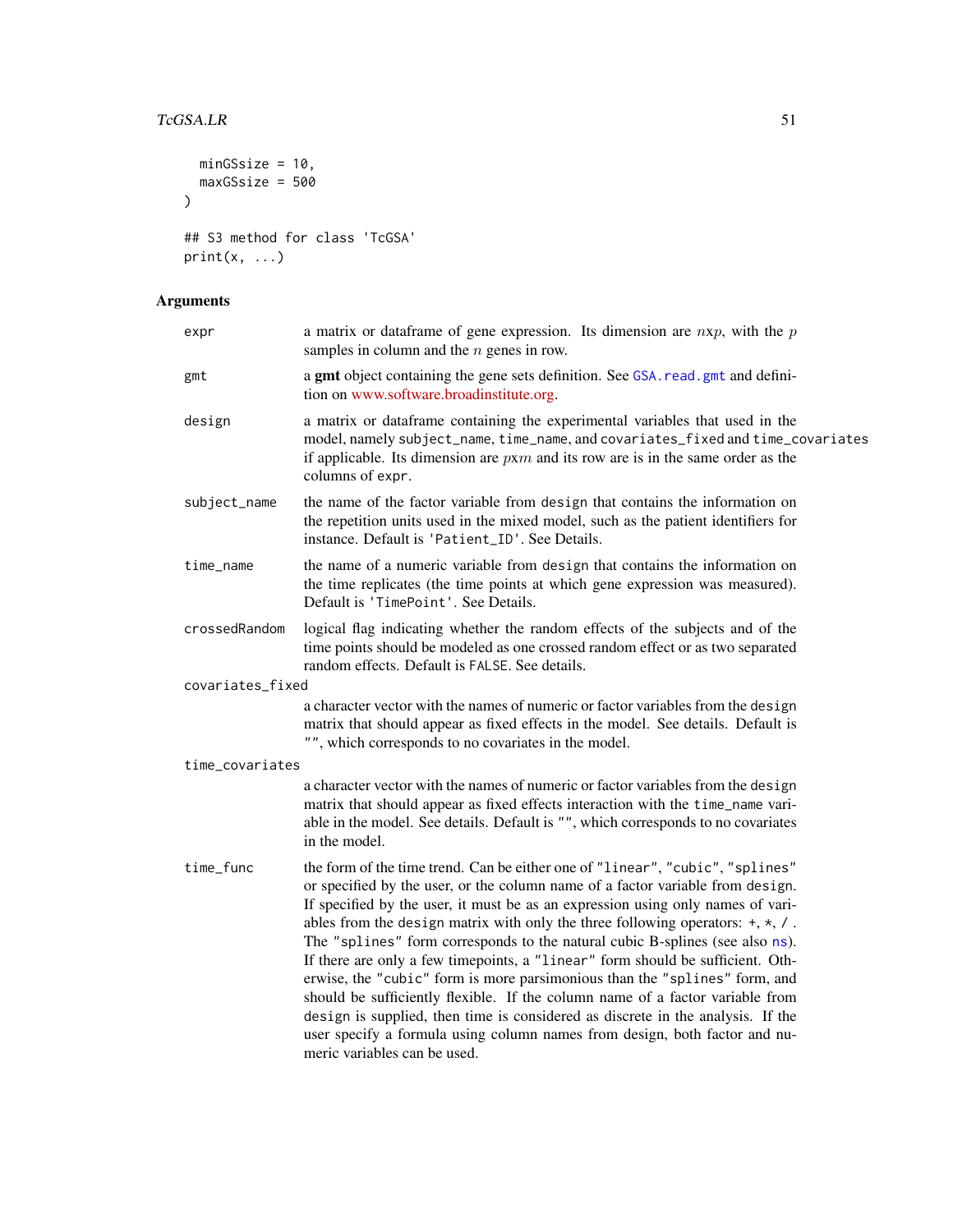```
  minGSsize = 10,
  maxGSsize = 500
)

## S3 method for class 'TcGSA'
print(x, ...)
```

## Arguments

**expr** a matrix or dataframe of gene expression. Its dimension are $n$x$p$, with the $p$ samples in column and the $n$ genes in row.

**gmt** a **gmt** object containing the gene sets definition. See GSA.read.gmt and definition on www.software.broadinstitute.org.

**design** a matrix or dataframe containing the experimental variables that used in the model, namely `subject_name`, `time_name`, and `covariates_fixed` and `time_covariates` if applicable. Its dimension are $p$x$m$ and its row are is in the same order as the columns of `expr`.

**subject_name** the name of the factor variable from `design` that contains the information on the repetition units used in the mixed model, such as the patient identifiers for instance. Default is `'Patient_ID'`. See Details.

**time_name** the name of a numeric variable from `design` that contains the information on the time replicates (the time points at which gene expression was measured). Default is `'TimePoint'`. See Details.

**crossedRandom** logical flag indicating whether the random effects of the subjects and of the time points should be modeled as one crossed random effect or as two separated random effects. Default is `FALSE`. See details.

**covariates_fixed** a character vector with the names of numeric or factor variables from the `design` matrix that should appear as fixed effects in the model. See details. Default is `""`, which corresponds to no covariates in the model.

**time_covariates** a character vector with the names of numeric or factor variables from the `design` matrix that should appear as fixed effects interaction with the `time_name` variable in the model. See details. Default is `""`, which corresponds to no covariates in the model.

**time_func** the form of the time trend. Can be either one of `"linear"`, `"cubic"`, `"splines"` or specified by the user, or the column name of a factor variable from `design`. If specified by the user, it must be as an expression using only names of variables from the `design` matrix with only the three following operators: `+`, `*`, `/` . The `"splines"` form corresponds to the natural cubic B-splines (see also `ns`). If there are only a few timepoints, a `"linear"` form should be sufficient. Otherwise, the `"cubic"` form is more parsimonious than the `"splines"` form, and should be sufficiently flexible. If the column name of a factor variable from `design` is supplied, then time is considered as discrete in the analysis. If the user specify a formula using column names from design, both factor and numeric variables can be used.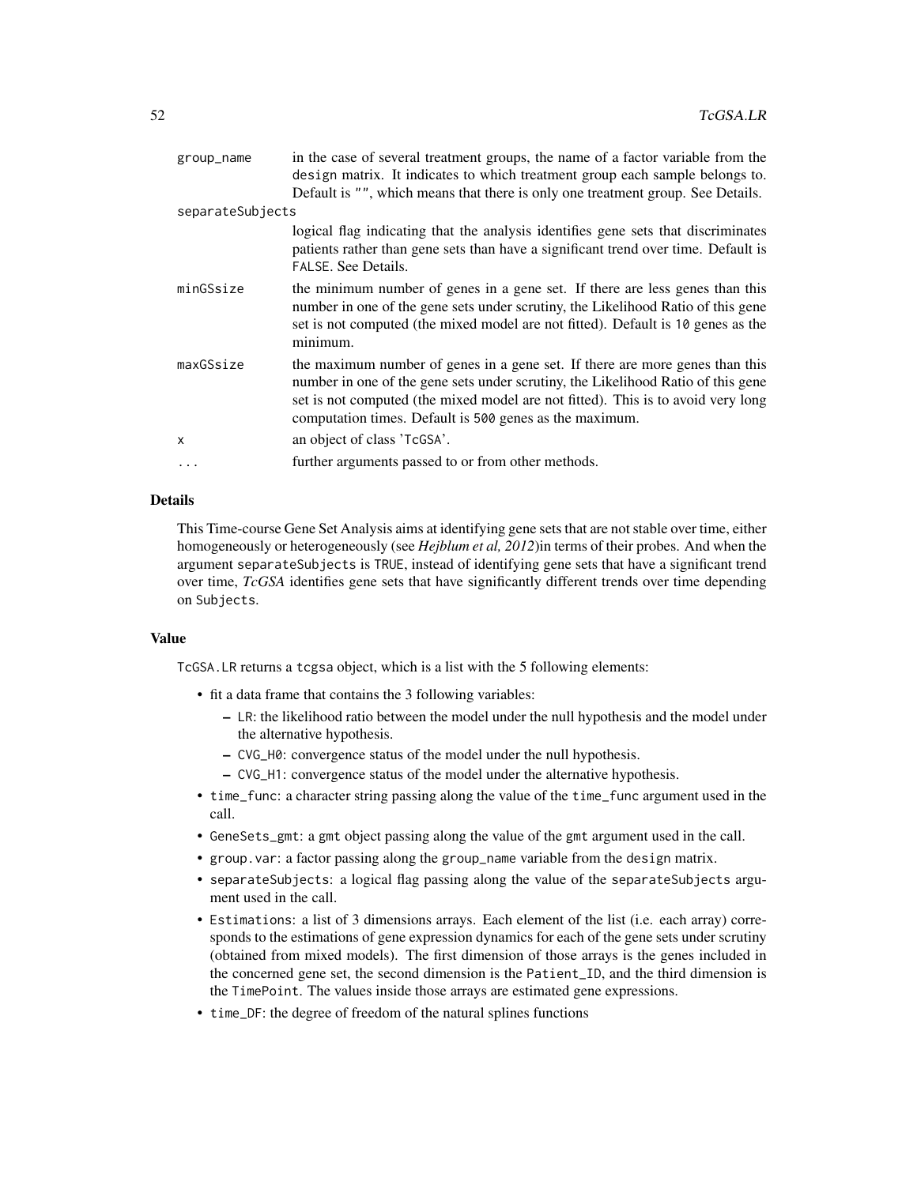| | |
|---|---|
| `group_name` | in the case of several treatment groups, the name of a factor variable from the `design` matrix. It indicates to which treatment group each sample belongs to. Default is `""`, which means that there is only one treatment group. See Details. |
| `separateSubjects` | logical flag indicating that the analysis identifies gene sets that discriminates patients rather than gene sets than have a significant trend over time. Default is `FALSE`. See Details. |
| `minGSsize` | the minimum number of genes in a gene set. If there are less genes than this number in one of the gene sets under scrutiny, the Likelihood Ratio of this gene set is not computed (the mixed model are not fitted). Default is `10` genes as the minimum. |
| `maxGSsize` | the maximum number of genes in a gene set. If there are more genes than this number in one of the gene sets under scrutiny, the Likelihood Ratio of this gene set is not computed (the mixed model are not fitted). This is to avoid very long computation times. Default is `500` genes as the maximum. |
| `x` | an object of class '`TcGSA`'. |
| `...` | further arguments passed to or from other methods. |

## Details

This Time-course Gene Set Analysis aims at identifying gene sets that are not stable over time, either homogeneously or heterogeneously (see *Hejblum et al, 2012*)in terms of their probes. And when the argument `separateSubjects` is `TRUE`, instead of identifying gene sets that have a significant trend over time, *TcGSA* identifies gene sets that have significantly different trends over time depending on `Subjects`.

## Value

`TcGSA.LR` returns a `tcgsa` object, which is a list with the 5 following elements:

- fit a data frame that contains the 3 following variables:
  - `LR`: the likelihood ratio between the model under the null hypothesis and the model under the alternative hypothesis.
  - `CVG_H0`: convergence status of the model under the null hypothesis.
  - `CVG_H1`: convergence status of the model under the alternative hypothesis.
- `time_func`: a character string passing along the value of the `time_func` argument used in the call.
- `GeneSets_gmt`: a `gmt` object passing along the value of the `gmt` argument used in the call.
- `group.var`: a factor passing along the `group_name` variable from the `design` matrix.
- `separateSubjects`: a logical flag passing along the value of the `separateSubjects` argument used in the call.
- `Estimations`: a list of 3 dimensions arrays. Each element of the list (i.e. each array) corresponds to the estimations of gene expression dynamics for each of the gene sets under scrutiny (obtained from mixed models). The first dimension of those arrays is the genes included in the concerned gene set, the second dimension is the `Patient_ID`, and the third dimension is the `TimePoint`. The values inside those arrays are estimated gene expressions.
- `time_DF`: the degree of freedom of the natural splines functions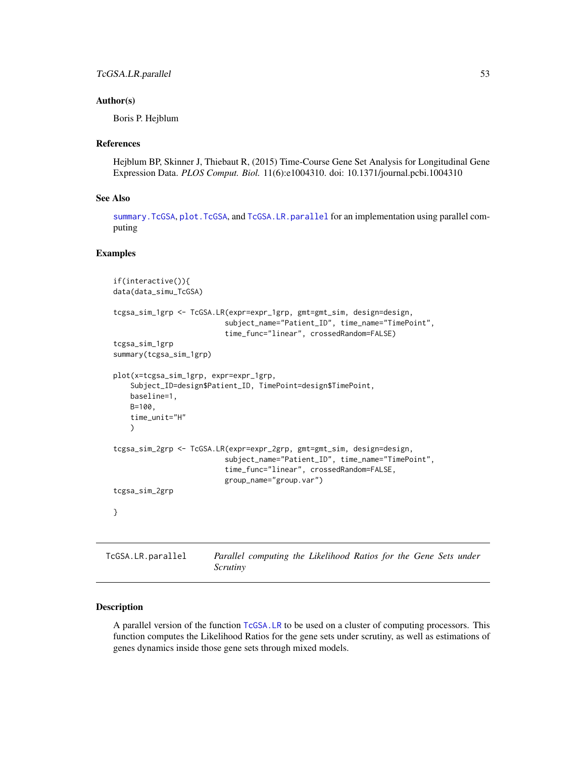### Author(s)

Boris P. Hejblum

### References

Hejblum BP, Skinner J, Thiebaut R, (2015) Time-Course Gene Set Analysis for Longitudinal Gene Expression Data. *PLOS Comput. Biol.* 11(6):e1004310. doi: 10.1371/journal.pcbi.1004310

### See Also

`summary.TcGSA`, `plot.TcGSA`, and `TcGSA.LR.parallel` for an implementation using parallel computing

### Examples

```
if(interactive()){
data(data_simu_TcGSA)

tcgsa_sim_1grp <- TcGSA.LR(expr=expr_1grp, gmt=gmt_sim, design=design,
                           subject_name="Patient_ID", time_name="TimePoint",
                           time_func="linear", crossedRandom=FALSE)
tcgsa_sim_1grp
summary(tcgsa_sim_1grp)

plot(x=tcgsa_sim_1grp, expr=expr_1grp,
    Subject_ID=design$Patient_ID, TimePoint=design$TimePoint,
    baseline=1,
    B=100,
    time_unit="H"
    )

tcgsa_sim_2grp <- TcGSA.LR(expr=expr_2grp, gmt=gmt_sim, design=design,
                           subject_name="Patient_ID", time_name="TimePoint",
                           time_func="linear", crossedRandom=FALSE,
                           group_name="group.var")
tcgsa_sim_2grp

}
```

---

## TcGSA.LR.parallel — *Parallel computing the Likelihood Ratios for the Gene Sets under Scrutiny*

### Description

A parallel version of the function `TcGSA.LR` to be used on a cluster of computing processors. This function computes the Likelihood Ratios for the gene sets under scrutiny, as well as estimations of genes dynamics inside those gene sets through mixed models.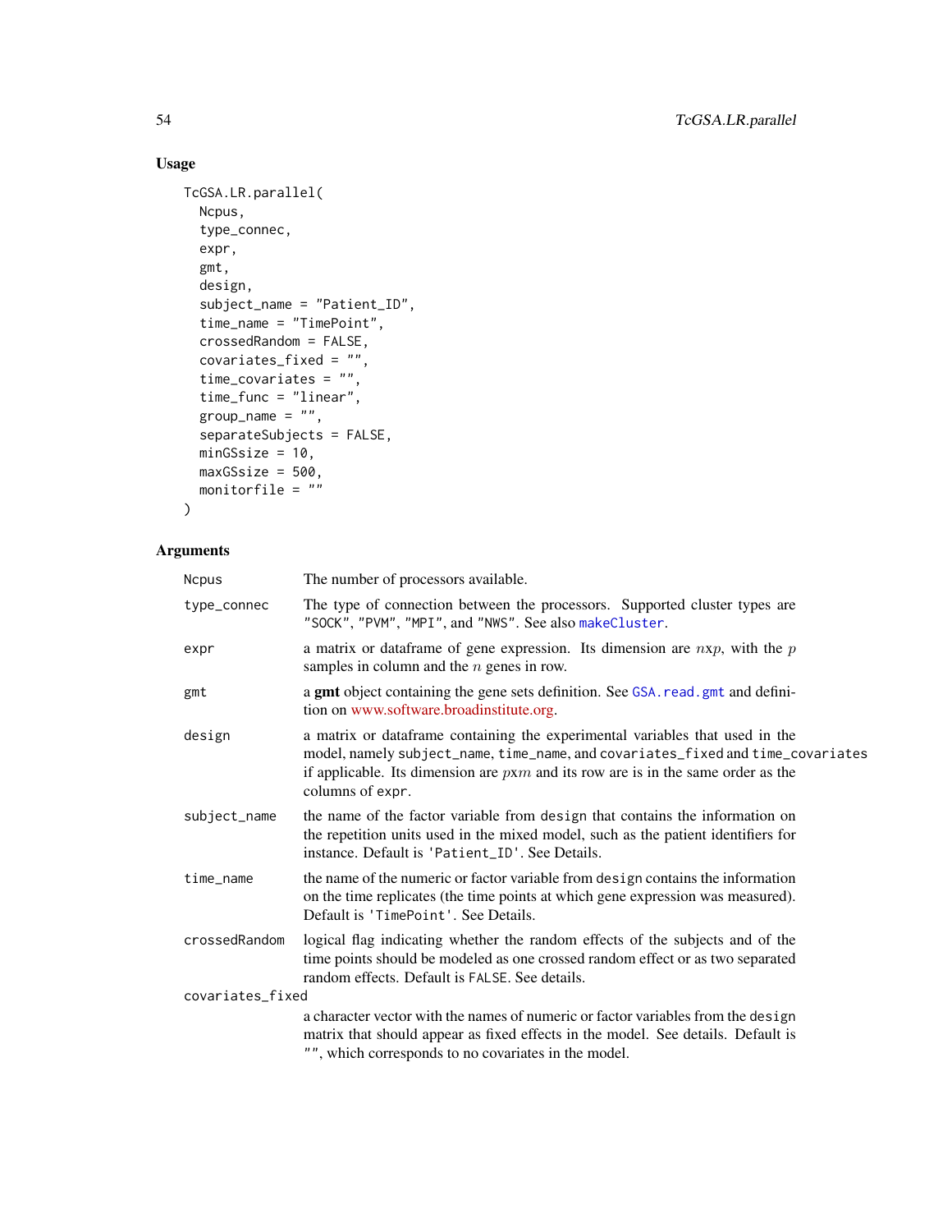## Usage

```
TcGSA.LR.parallel(
  Ncpus,
  type_connec,
  expr,
  gmt,
  design,
  subject_name = "Patient_ID",
  time_name = "TimePoint",
  crossedRandom = FALSE,
  covariates_fixed = "",
  time_covariates = "",
  time_func = "linear",
  group_name = "",
  separateSubjects = FALSE,
  minGSsize = 10,
  maxGSsize = 500,
  monitorfile = ""
)
```

## Arguments

| Argument | Description |
|---|---|
| Ncpus | The number of processors available. |
| type_connec | The type of connection between the processors. Supported cluster types are "SOCK", "PVM", "MPI", and "NWS". See also makeCluster. |
| expr | a matrix or dataframe of gene expression. Its dimension are $n$x$p$, with the $p$ samples in column and the $n$ genes in row. |
| gmt | a **gmt** object containing the gene sets definition. See GSA.read.gmt and definition on www.software.broadinstitute.org. |
| design | a matrix or dataframe containing the experimental variables that used in the model, namely subject_name, time_name, and covariates_fixed and time_covariates if applicable. Its dimension are $p$x$m$ and its row are is in the same order as the columns of expr. |
| subject_name | the name of the factor variable from design that contains the information on the repetition units used in the mixed model, such as the patient identifiers for instance. Default is 'Patient_ID'. See Details. |
| time_name | the name of the numeric or factor variable from design contains the information on the time replicates (the time points at which gene expression was measured). Default is 'TimePoint'. See Details. |
| crossedRandom | logical flag indicating whether the random effects of the subjects and of the time points should be modeled as one crossed random effect or as two separated random effects. Default is FALSE. See details. |
| covariates_fixed | a character vector with the names of numeric or factor variables from the design matrix that should appear as fixed effects in the model. See details. Default is "", which corresponds to no covariates in the model. |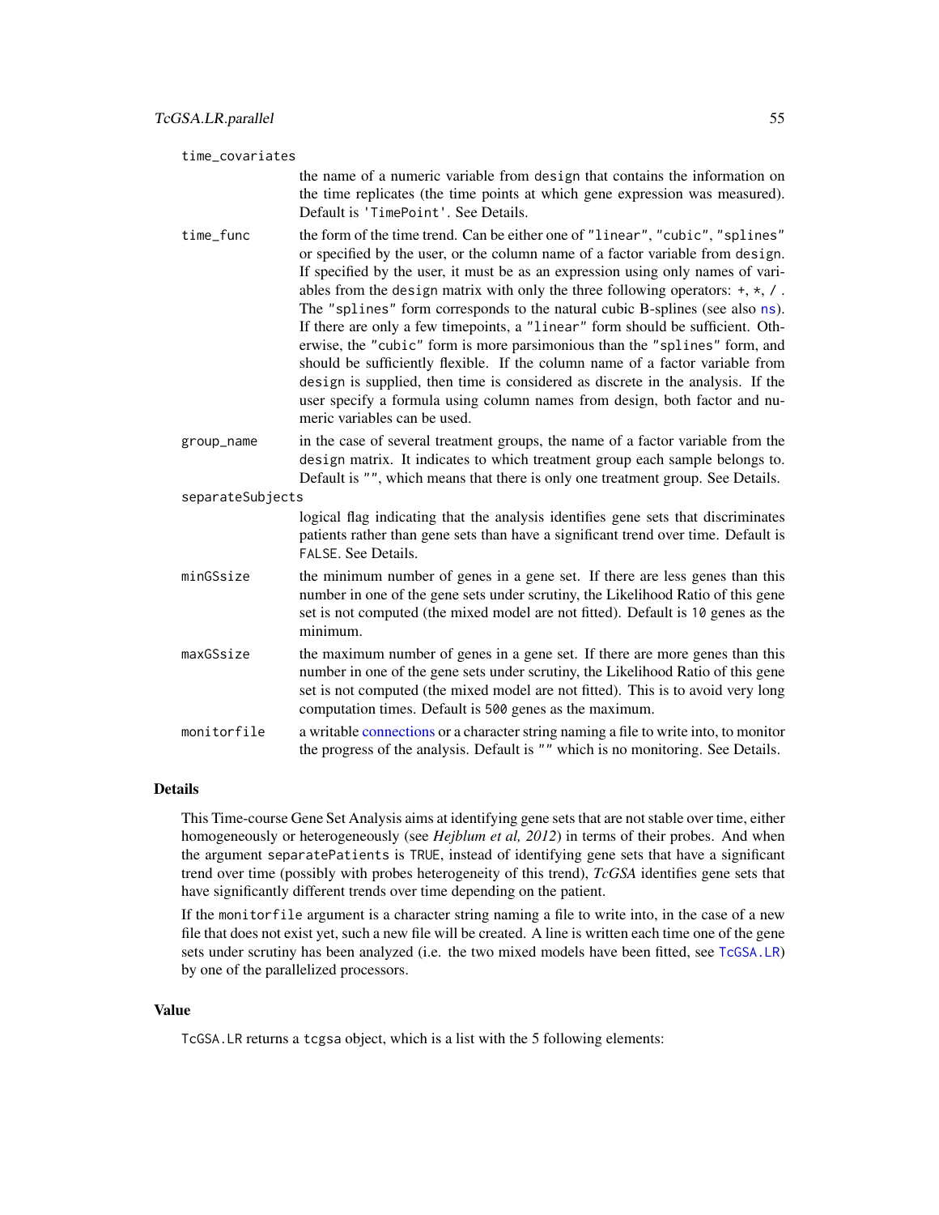`time_covariates`
: the name of a numeric variable from `design` that contains the information on the time replicates (the time points at which gene expression was measured). Default is `'TimePoint'`. See Details.

`time_func`
: the form of the time trend. Can be either one of `"linear"`, `"cubic"`, `"splines"` or specified by the user, or the column name of a factor variable from `design`. If specified by the user, it must be as an expression using only names of variables from the `design` matrix with only the three following operators: `+`, `*`, `/` . The `"splines"` form corresponds to the natural cubic B-splines (see also `ns`). If there are only a few timepoints, a `"linear"` form should be sufficient. Otherwise, the `"cubic"` form is more parsimonious than the `"splines"` form, and should be sufficiently flexible. If the column name of a factor variable from `design` is supplied, then time is considered as discrete in the analysis. If the user specify a formula using column names from design, both factor and numeric variables can be used.

`group_name`
: in the case of several treatment groups, the name of a factor variable from the `design` matrix. It indicates to which treatment group each sample belongs to. Default is `""`, which means that there is only one treatment group. See Details.

`separateSubjects`
: logical flag indicating that the analysis identifies gene sets that discriminates patients rather than gene sets than have a significant trend over time. Default is `FALSE`. See Details.

`minGSsize`
: the minimum number of genes in a gene set. If there are less genes than this number in one of the gene sets under scrutiny, the Likelihood Ratio of this gene set is not computed (the mixed model are not fitted). Default is `10` genes as the minimum.

`maxGSsize`
: the maximum number of genes in a gene set. If there are more genes than this number in one of the gene sets under scrutiny, the Likelihood Ratio of this gene set is not computed (the mixed model are not fitted). This is to avoid very long computation times. Default is `500` genes as the maximum.

`monitorfile`
: a writable connections or a character string naming a file to write into, to monitor the progress of the analysis. Default is `""` which is no monitoring. See Details.

## Details

This Time-course Gene Set Analysis aims at identifying gene sets that are not stable over time, either homogeneously or heterogeneously (see *Hejblum et al, 2012*) in terms of their probes. And when the argument `separatePatients` is `TRUE`, instead of identifying gene sets that have a significant trend over time (possibly with probes heterogeneity of this trend), *TcGSA* identifies gene sets that have significantly different trends over time depending on the patient.

If the `monitorfile` argument is a character string naming a file to write into, in the case of a new file that does not exist yet, such a new file will be created. A line is written each time one of the gene sets under scrutiny has been analyzed (i.e. the two mixed models have been fitted, see `TcGSA.LR`) by one of the parallelized processors.

## Value

`TcGSA.LR` returns a `tcgsa` object, which is a list with the 5 following elements: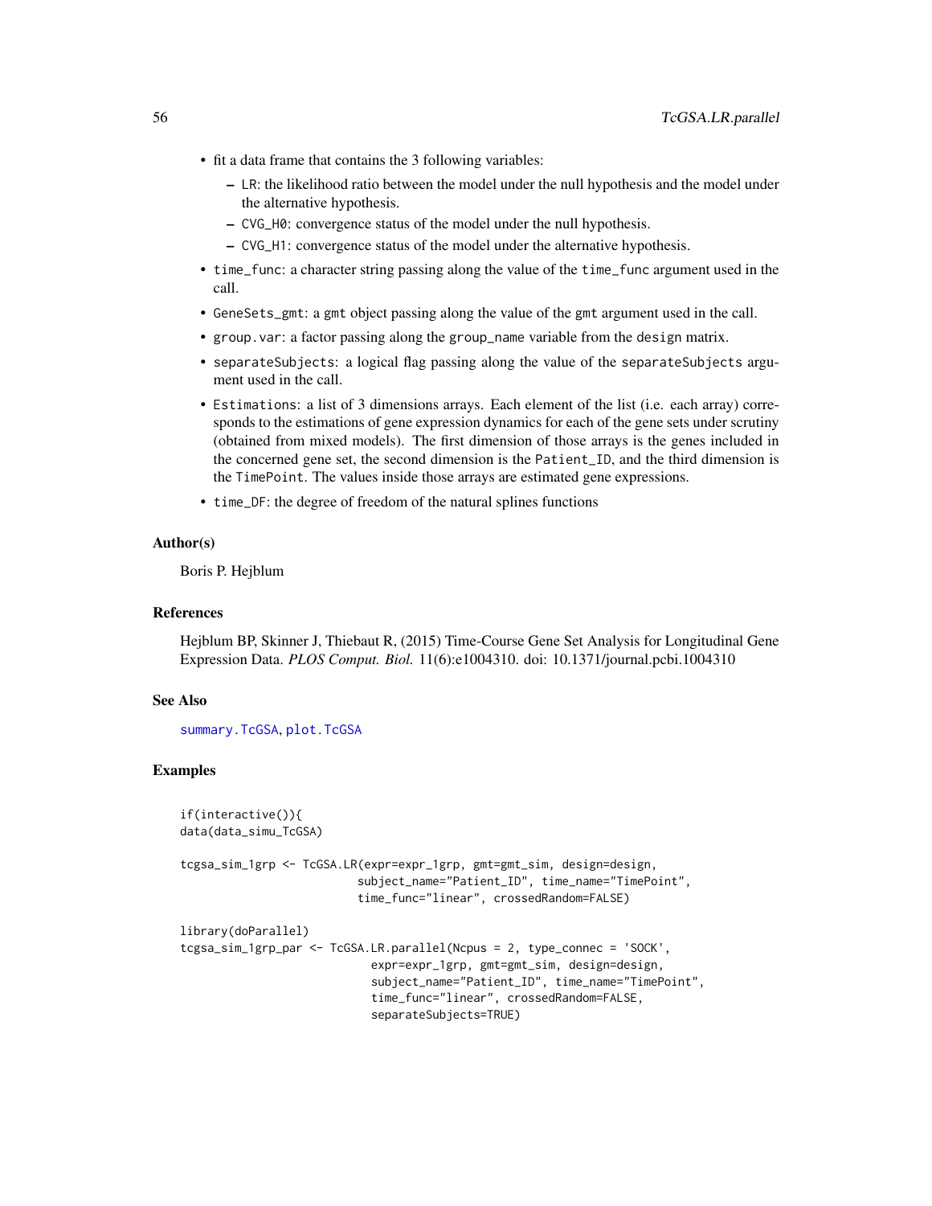- fit a data frame that contains the 3 following variables:
  - LR: the likelihood ratio between the model under the null hypothesis and the model under the alternative hypothesis.
  - CVG_H0: convergence status of the model under the null hypothesis.
  - CVG_H1: convergence status of the model under the alternative hypothesis.
- time_func: a character string passing along the value of the time_func argument used in the call.
- GeneSets_gmt: a gmt object passing along the value of the gmt argument used in the call.
- group.var: a factor passing along the group_name variable from the design matrix.
- separateSubjects: a logical flag passing along the value of the separateSubjects argument used in the call.
- Estimations: a list of 3 dimensions arrays. Each element of the list (i.e. each array) corresponds to the estimations of gene expression dynamics for each of the gene sets under scrutiny (obtained from mixed models). The first dimension of those arrays is the genes included in the concerned gene set, the second dimension is the Patient_ID, and the third dimension is the TimePoint. The values inside those arrays are estimated gene expressions.
- time_DF: the degree of freedom of the natural splines functions

### Author(s)

Boris P. Hejblum

### References

Hejblum BP, Skinner J, Thiebaut R, (2015) Time-Course Gene Set Analysis for Longitudinal Gene Expression Data. *PLOS Comput. Biol.* 11(6):e1004310. doi: 10.1371/journal.pcbi.1004310

### See Also

summary.TcGSA, plot.TcGSA

### Examples

```
if(interactive()){
data(data_simu_TcGSA)

tcgsa_sim_1grp <- TcGSA.LR(expr=expr_1grp, gmt=gmt_sim, design=design,
                          subject_name="Patient_ID", time_name="TimePoint",
                          time_func="linear", crossedRandom=FALSE)

library(doParallel)
tcgsa_sim_1grp_par <- TcGSA.LR.parallel(Ncpus = 2, type_connec = 'SOCK',
                            expr=expr_1grp, gmt=gmt_sim, design=design,
                            subject_name="Patient_ID", time_name="TimePoint",
                            time_func="linear", crossedRandom=FALSE,
                            separateSubjects=TRUE)
```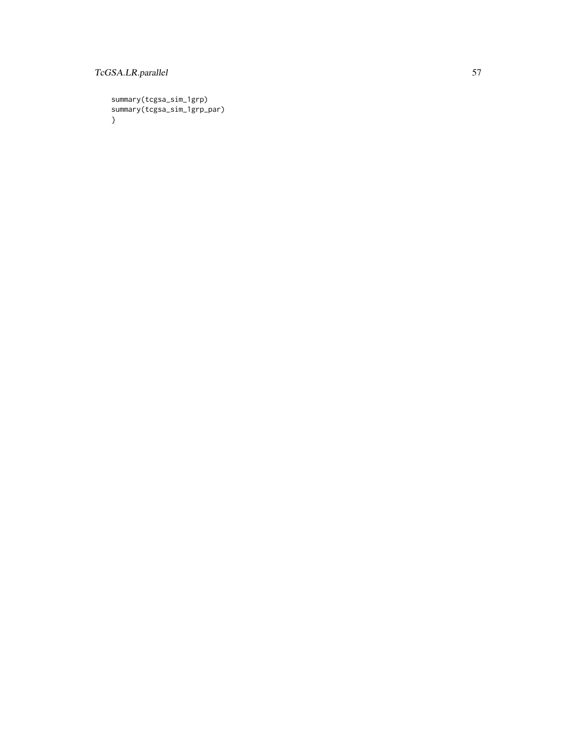```
summary(tcgsa_sim_1grp)
summary(tcgsa_sim_1grp_par)
}
```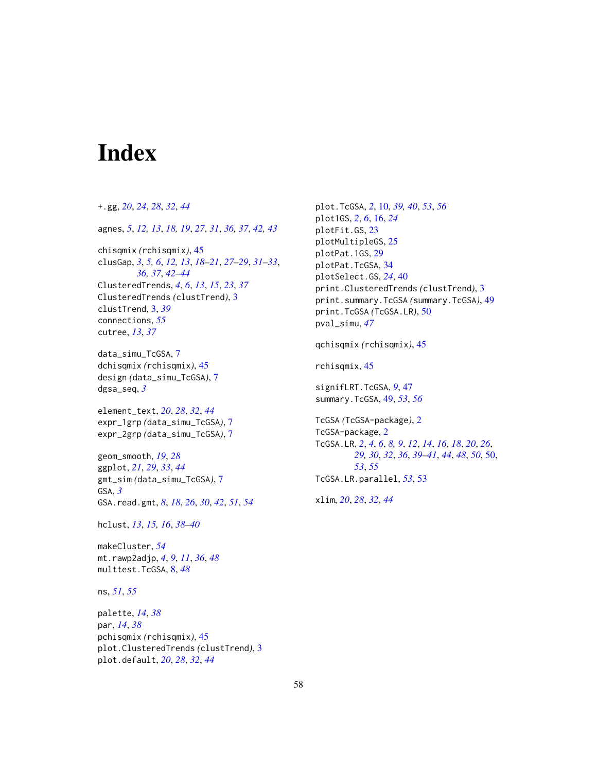# Index

+.gg, *20*, *24*, *28*, *32*, *44*

agnes, *5*, *12, 13*, *18, 19*, *27*, *31*, *36, 37*, *42, 43*

chisqmix *(rchisqmix)*, 45
clusGap, *3*, *5, 6*, *12, 13*, *18–21*, *27–29*, *31–33*, *36, 37*, *42–44*
ClusteredTrends, *4*, *6*, *13*, *15*, *23*, *37*
ClusteredTrends *(clustTrend)*, 3
clustTrend, 3, *39*
connections, *55*
cutree, *13*, *37*

data_simu_TcGSA, 7
dchisqmix *(rchisqmix)*, 45
design *(data_simu_TcGSA)*, 7
dgsa_seq, *3*

element_text, *20*, *28*, *32*, *44*
expr_1grp *(data_simu_TcGSA)*, 7
expr_2grp *(data_simu_TcGSA)*, 7

geom_smooth, *19*, *28*
ggplot, *21*, *29*, *33*, *44*
gmt_sim *(data_simu_TcGSA)*, 7
GSA, *3*
GSA.read.gmt, *8*, *18*, *26*, *30*, *42*, *51*, *54*

hclust, *13*, *15, 16*, *38–40*

makeCluster, *54*
mt.rawp2adjp, *4*, *9*, *11*, *36*, *48*
multtest.TcGSA, 8, *48*

ns, *51*, *55*

palette, *14*, *38*
par, *14*, *38*
pchisqmix *(rchisqmix)*, 45
plot.ClusteredTrends *(clustTrend)*, 3
plot.default, *20*, *28*, *32*, *44*
plot.TcGSA, *2*, 10, *39, 40*, *53*, *56*
plot1GS, *2*, *6*, 16, *24*
plotFit.GS, 23
plotMultipleGS, 25
plotPat.1GS, 29
plotPat.TcGSA, 34
plotSelect.GS, *24*, 40
print.ClusteredTrends *(clustTrend)*, 3
print.summary.TcGSA *(summary.TcGSA)*, 49
print.TcGSA *(TcGSA.LR)*, 50
pval_simu, *47*

qchisqmix *(rchisqmix)*, 45

rchisqmix, 45

signifLRT.TcGSA, *9*, 47
summary.TcGSA, 49, *53*, *56*

TcGSA *(TcGSA-package)*, 2
TcGSA-package, 2
TcGSA.LR, *2*, *4*, *6*, *8, 9*, *12*, *14*, *16*, *18*, *20*, *26*, *29, 30*, *32*, *36*, *39–41*, *44*, *48*, *50*, 50, *53*, *55*
TcGSA.LR.parallel, *53*, 53

xlim, *20*, *28*, *32*, *44*